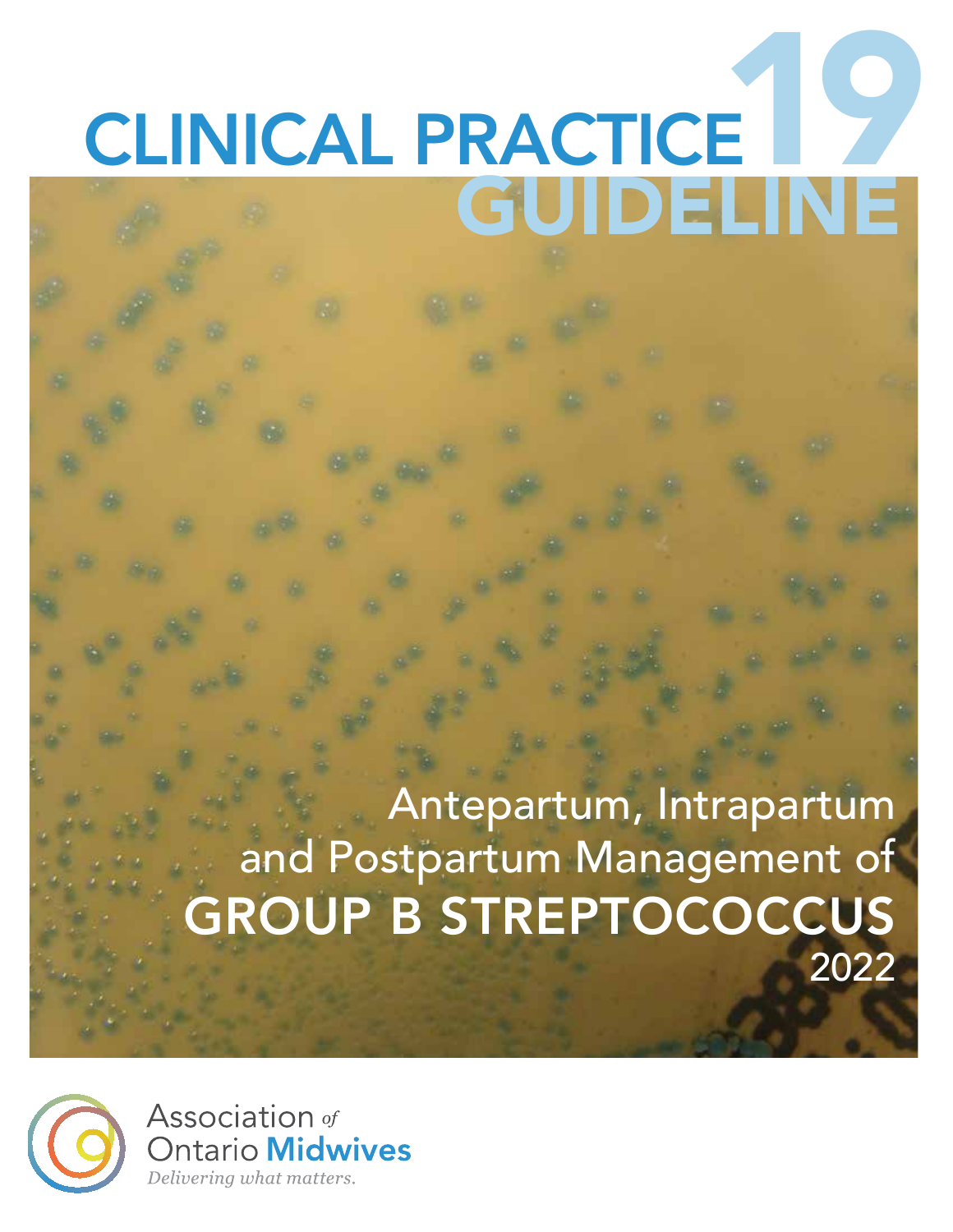# CLINICAL PRACTICE GUIDELINE 19

## Antepartum, Intrapartum and Postpartum Management of GROUP B STREPTOCOCCUS

2022

Association of Ontario Midwives

*Delivering what matters.*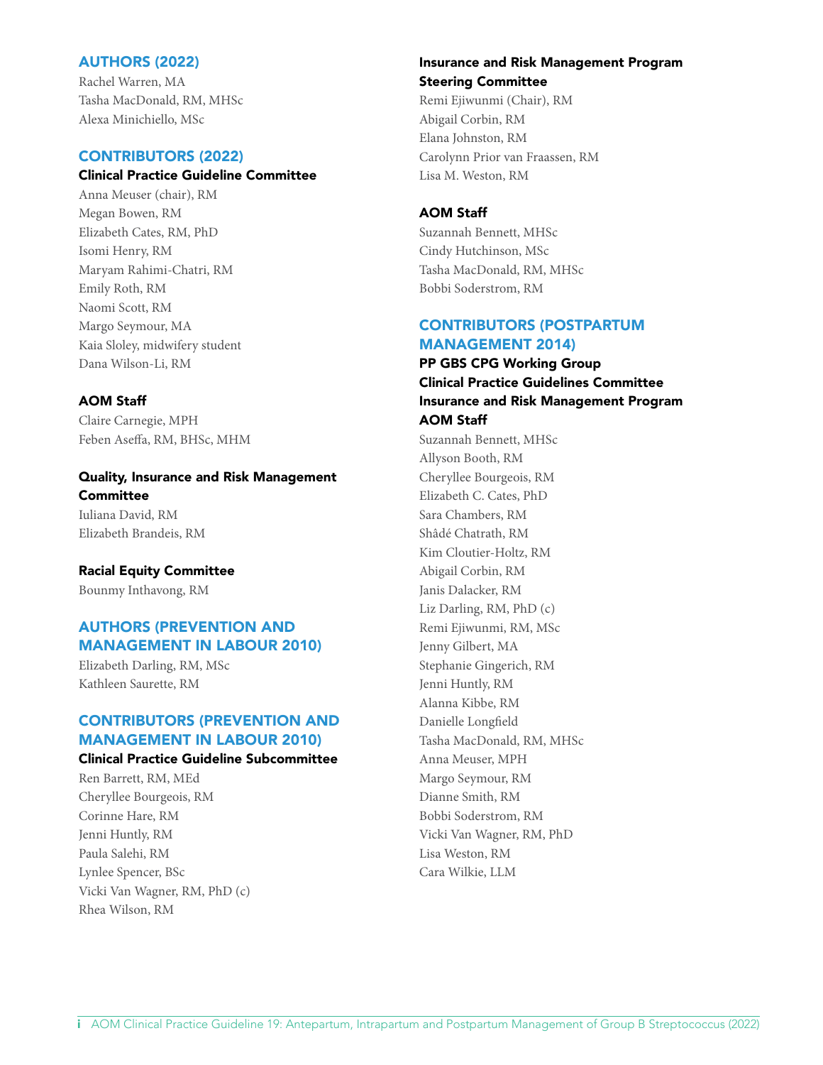## AUTHORS (2022)

Rachel Warren, MA
Tasha MacDonald, RM, MHSc
Alexa Minichiello, MSc

## CONTRIBUTORS (2022)

### Clinical Practice Guideline Committee

Anna Meuser (chair), RM
Megan Bowen, RM
Elizabeth Cates, RM, PhD
Isomi Henry, RM
Maryam Rahimi-Chatri, RM
Emily Roth, RM
Naomi Scott, RM
Margo Seymour, MA
Kaia Sloley, midwifery student
Dana Wilson-Li, RM

### AOM Staff

Claire Carnegie, MPH
Feben Aseffa, RM, BHSc, MHM

### Quality, Insurance and Risk Management Committee

Iuliana David, RM
Elizabeth Brandeis, RM

### Racial Equity Committee

Bounmy Inthavong, RM

## AUTHORS (PREVENTION AND MANAGEMENT IN LABOUR 2010)

Elizabeth Darling, RM, MSc
Kathleen Saurette, RM

## CONTRIBUTORS (PREVENTION AND MANAGEMENT IN LABOUR 2010)

### Clinical Practice Guideline Subcommittee

Ren Barrett, RM, MEd
Cheryllee Bourgeois, RM
Corinne Hare, RM
Jenni Huntly, RM
Paula Salehi, RM
Lynlee Spencer, BSc
Vicki Van Wagner, RM, PhD (c)
Rhea Wilson, RM

### Insurance and Risk Management Program Steering Committee

Remi Ejiwunmi (Chair), RM
Abigail Corbin, RM
Elana Johnston, RM
Carolynn Prior van Fraassen, RM
Lisa M. Weston, RM

### AOM Staff

Suzannah Bennett, MHSc
Cindy Hutchinson, MSc
Tasha MacDonald, RM, MHSc
Bobbi Soderstrom, RM

## CONTRIBUTORS (POSTPARTUM MANAGEMENT 2014)

### PP GBS CPG Working Group
### Clinical Practice Guidelines Committee
### Insurance and Risk Management Program
### AOM Staff

Suzannah Bennett, MHSc
Allyson Booth, RM
Cheryllee Bourgeois, RM
Elizabeth C. Cates, PhD
Sara Chambers, RM
Shâdé Chatrath, RM
Kim Cloutier-Holtz, RM
Abigail Corbin, RM
Janis Dalacker, RM
Liz Darling, RM, PhD (c)
Remi Ejiwunmi, RM, MSc
Jenny Gilbert, MA
Stephanie Gingerich, RM
Jenni Huntly, RM
Alanna Kibbe, RM
Danielle Longfield
Tasha MacDonald, RM, MHSc
Anna Meuser, MPH
Margo Seymour, RM
Dianne Smith, RM
Bobbi Soderstrom, RM
Vicki Van Wagner, RM, PhD
Lisa Weston, RM
Cara Wilkie, LLM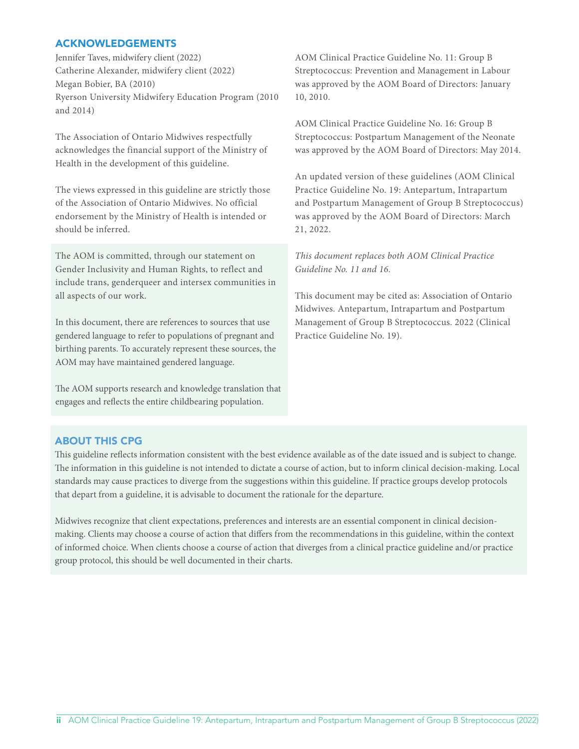## ACKNOWLEDGEMENTS

Jennifer Taves, midwifery client (2022)
Catherine Alexander, midwifery client (2022)
Megan Bobier, BA (2010)
Ryerson University Midwifery Education Program (2010 and 2014)

The Association of Ontario Midwives respectfully acknowledges the financial support of the Ministry of Health in the development of this guideline.

The views expressed in this guideline are strictly those of the Association of Ontario Midwives. No official endorsement by the Ministry of Health is intended or should be inferred.

The AOM is committed, through our statement on Gender Inclusivity and Human Rights, to reflect and include trans, genderqueer and intersex communities in all aspects of our work.

In this document, there are references to sources that use gendered language to refer to populations of pregnant and birthing parents. To accurately represent these sources, the AOM may have maintained gendered language.

The AOM supports research and knowledge translation that engages and reflects the entire childbearing population.

AOM Clinical Practice Guideline No. 11: Group B Streptococcus: Prevention and Management in Labour was approved by the AOM Board of Directors: January 10, 2010.

AOM Clinical Practice Guideline No. 16: Group B Streptococcus: Postpartum Management of the Neonate was approved by the AOM Board of Directors: May 2014.

An updated version of these guidelines (AOM Clinical Practice Guideline No. 19: Antepartum, Intrapartum and Postpartum Management of Group B Streptococcus) was approved by the AOM Board of Directors: March 21, 2022.

*This document replaces both AOM Clinical Practice Guideline No. 11 and 16.*

This document may be cited as: Association of Ontario Midwives. Antepartum, Intrapartum and Postpartum Management of Group B Streptococcus. 2022 (Clinical Practice Guideline No. 19).

## ABOUT THIS CPG

This guideline reflects information consistent with the best evidence available as of the date issued and is subject to change. The information in this guideline is not intended to dictate a course of action, but to inform clinical decision-making. Local standards may cause practices to diverge from the suggestions within this guideline. If practice groups develop protocols that depart from a guideline, it is advisable to document the rationale for the departure.

Midwives recognize that client expectations, preferences and interests are an essential component in clinical decision-making. Clients may choose a course of action that differs from the recommendations in this guideline, within the context of informed choice. When clients choose a course of action that diverges from a clinical practice guideline and/or practice group protocol, this should be well documented in their charts.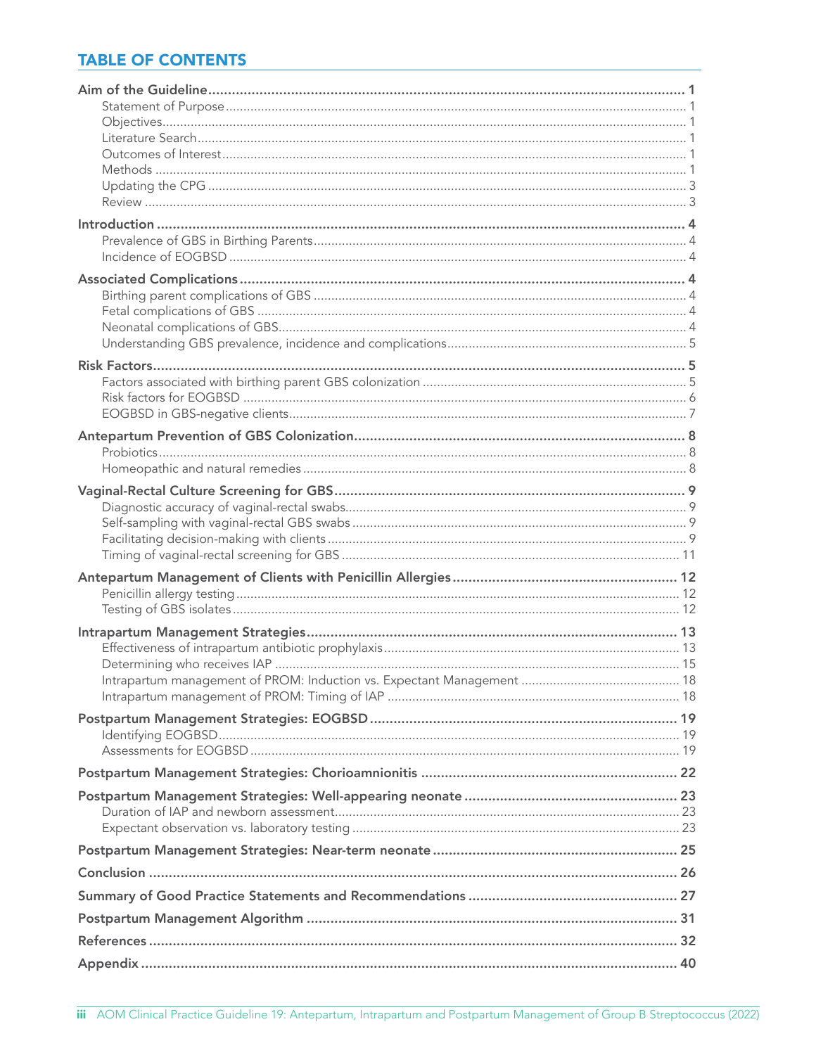## TABLE OF CONTENTS

**Aim of the Guideline** ..... **1**
- Statement of Purpose ..... 1
- Objectives ..... 1
- Literature Search ..... 1
- Outcomes of Interest ..... 1
- Methods ..... 1
- Updating the CPG ..... 3
- Review ..... 3

**Introduction** ..... **4**
- Prevalence of GBS in Birthing Parents ..... 4
- Incidence of EOGBSD ..... 4

**Associated Complications** ..... **4**
- Birthing parent complications of GBS ..... 4
- Fetal complications of GBS ..... 4
- Neonatal complications of GBS ..... 4
- Understanding GBS prevalence, incidence and complications ..... 5

**Risk Factors** ..... **5**
- Factors associated with birthing parent GBS colonization ..... 5
- Risk factors for EOGBSD ..... 6
- EOGBSD in GBS-negative clients ..... 7

**Antepartum Prevention of GBS Colonization** ..... **8**
- Probiotics ..... 8
- Homeopathic and natural remedies ..... 8

**Vaginal-Rectal Culture Screening for GBS** ..... **9**
- Diagnostic accuracy of vaginal-rectal swabs ..... 9
- Self-sampling with vaginal-rectal GBS swabs ..... 9
- Facilitating decision-making with clients ..... 9
- Timing of vaginal-rectal screening for GBS ..... 11

**Antepartum Management of Clients with Penicillin Allergies** ..... **12**
- Penicillin allergy testing ..... 12
- Testing of GBS isolates ..... 12

**Intrapartum Management Strategies** ..... **13**
- Effectiveness of intrapartum antibiotic prophylaxis ..... 13
- Determining who receives IAP ..... 15
- Intrapartum management of PROM: Induction vs. Expectant Management ..... 18
- Intrapartum management of PROM: Timing of IAP ..... 18

**Postpartum Management Strategies: EOGBSD** ..... **19**
- Identifying EOGBSD ..... 19
- Assessments for EOGBSD ..... 19

**Postpartum Management Strategies: Chorioamnionitis** ..... **22**

**Postpartum Management Strategies: Well-appearing neonate** ..... **23**
- Duration of IAP and newborn assessment ..... 23
- Expectant observation vs. laboratory testing ..... 23

**Postpartum Management Strategies: Near-term neonate** ..... **25**

**Conclusion** ..... **26**

**Summary of Good Practice Statements and Recommendations** ..... **27**

**Postpartum Management Algorithm** ..... **31**

**References** ..... **32**

**Appendix** ..... **40**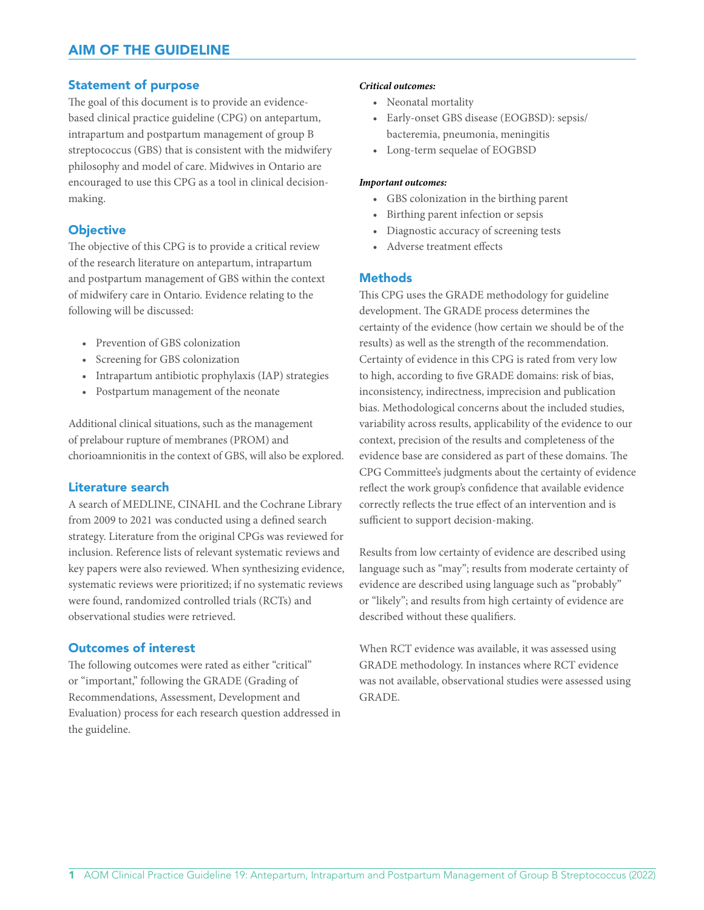# AIM OF THE GUIDELINE

## Statement of purpose

The goal of this document is to provide an evidence-based clinical practice guideline (CPG) on antepartum, intrapartum and postpartum management of group B streptococcus (GBS) that is consistent with the midwifery philosophy and model of care. Midwives in Ontario are encouraged to use this CPG as a tool in clinical decision-making.

## Objective

The objective of this CPG is to provide a critical review of the research literature on antepartum, intrapartum and postpartum management of GBS within the context of midwifery care in Ontario. Evidence relating to the following will be discussed:

- Prevention of GBS colonization
- Screening for GBS colonization
- Intrapartum antibiotic prophylaxis (IAP) strategies
- Postpartum management of the neonate

Additional clinical situations, such as the management of prelabour rupture of membranes (PROM) and chorioamnionitis in the context of GBS, will also be explored.

## Literature search

A search of MEDLINE, CINAHL and the Cochrane Library from 2009 to 2021 was conducted using a defined search strategy. Literature from the original CPGs was reviewed for inclusion. Reference lists of relevant systematic reviews and key papers were also reviewed. When synthesizing evidence, systematic reviews were prioritized; if no systematic reviews were found, randomized controlled trials (RCTs) and observational studies were retrieved.

## Outcomes of interest

The following outcomes were rated as either "critical" or "important," following the GRADE (Grading of Recommendations, Assessment, Development and Evaluation) process for each research question addressed in the guideline.

***Critical outcomes:***

- Neonatal mortality
- Early-onset GBS disease (EOGBSD): sepsis/bacteremia, pneumonia, meningitis
- Long-term sequelae of EOGBSD

***Important outcomes:***

- GBS colonization in the birthing parent
- Birthing parent infection or sepsis
- Diagnostic accuracy of screening tests
- Adverse treatment effects

## Methods

This CPG uses the GRADE methodology for guideline development. The GRADE process determines the certainty of the evidence (how certain we should be of the results) as well as the strength of the recommendation. Certainty of evidence in this CPG is rated from very low to high, according to five GRADE domains: risk of bias, inconsistency, indirectness, imprecision and publication bias. Methodological concerns about the included studies, variability across results, applicability of the evidence to our context, precision of the results and completeness of the evidence base are considered as part of these domains. The CPG Committee's judgments about the certainty of evidence reflect the work group's confidence that available evidence correctly reflects the true effect of an intervention and is sufficient to support decision-making.

Results from low certainty of evidence are described using language such as "may"; results from moderate certainty of evidence are described using language such as "probably" or "likely"; and results from high certainty of evidence are described without these qualifiers.

When RCT evidence was available, it was assessed using GRADE methodology. In instances where RCT evidence was not available, observational studies were assessed using GRADE.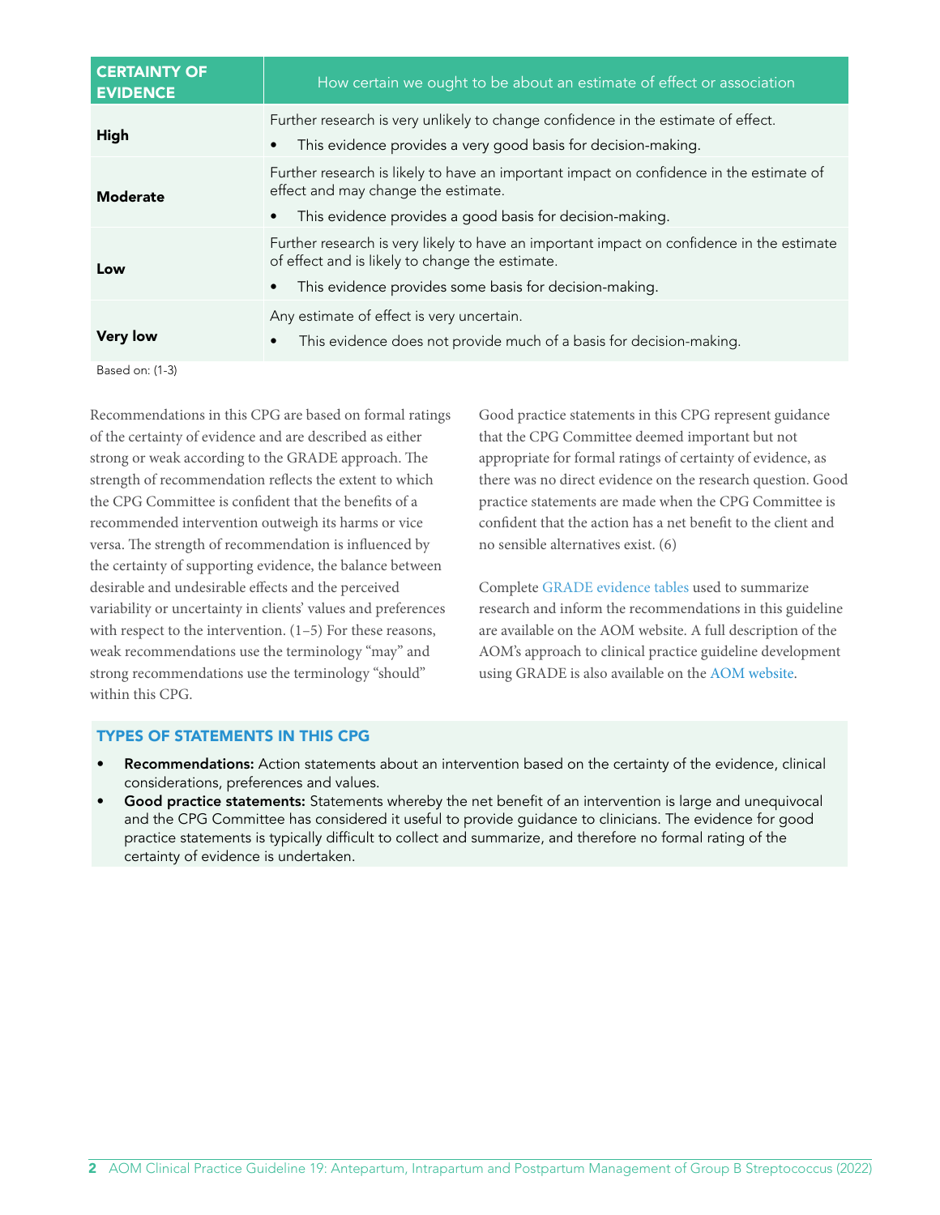| CERTAINTY OF EVIDENCE | How certain we ought to be about an estimate of effect or association |
|---|---|
| **High** | Further research is very unlikely to change confidence in the estimate of effect.<br>• This evidence provides a very good basis for decision-making. |
| **Moderate** | Further research is likely to have an important impact on confidence in the estimate of effect and may change the estimate.<br>• This evidence provides a good basis for decision-making. |
| **Low** | Further research is very likely to have an important impact on confidence in the estimate of effect and is likely to change the estimate.<br>• This evidence provides some basis for decision-making. |
| **Very low** | Any estimate of effect is very uncertain.<br>• This evidence does not provide much of a basis for decision-making. |

Based on: (1-3)

Recommendations in this CPG are based on formal ratings of the certainty of evidence and are described as either strong or weak according to the GRADE approach. The strength of recommendation reflects the extent to which the CPG Committee is confident that the benefits of a recommended intervention outweigh its harms or vice versa. The strength of recommendation is influenced by the certainty of supporting evidence, the balance between desirable and undesirable effects and the perceived variability or uncertainty in clients' values and preferences with respect to the intervention. (1–5) For these reasons, weak recommendations use the terminology "may" and strong recommendations use the terminology "should" within this CPG.

Good practice statements in this CPG represent guidance that the CPG Committee deemed important but not appropriate for formal ratings of certainty of evidence, as there was no direct evidence on the research question. Good practice statements are made when the CPG Committee is confident that the action has a net benefit to the client and no sensible alternatives exist. (6)

Complete GRADE evidence tables used to summarize research and inform the recommendations in this guideline are available on the AOM website. A full description of the AOM's approach to clinical practice guideline development using GRADE is also available on the AOM website.

### TYPES OF STATEMENTS IN THIS CPG

- **Recommendations:** Action statements about an intervention based on the certainty of the evidence, clinical considerations, preferences and values.
- **Good practice statements:** Statements whereby the net benefit of an intervention is large and unequivocal and the CPG Committee has considered it useful to provide guidance to clinicians. The evidence for good practice statements is typically difficult to collect and summarize, and therefore no formal rating of the certainty of evidence is undertaken.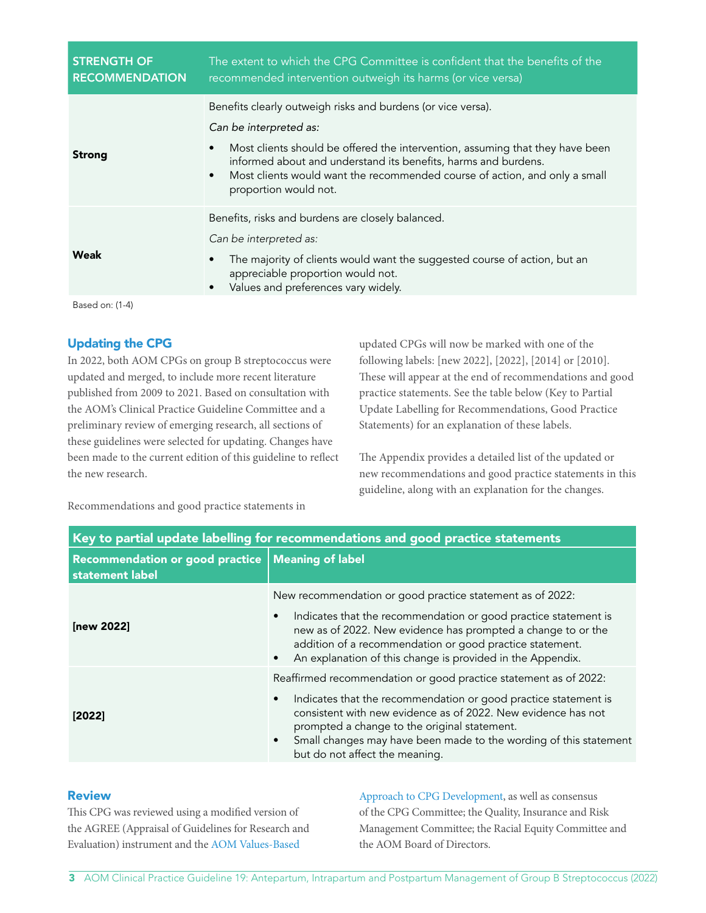| STRENGTH OF RECOMMENDATION | The extent to which the CPG Committee is confident that the benefits of the recommended intervention outweigh its harms (or vice versa) |
| --- | --- |
| **Strong** | Benefits clearly outweigh risks and burdens (or vice versa).<br>*Can be interpreted as:*<br>• Most clients should be offered the intervention, assuming that they have been informed about and understand its benefits, harms and burdens.<br>• Most clients would want the recommended course of action, and only a small proportion would not. |
| **Weak** | Benefits, risks and burdens are closely balanced.<br>*Can be interpreted as:*<br>• The majority of clients would want the suggested course of action, but an appreciable proportion would not.<br>• Values and preferences vary widely. |

Based on: (1-4)

## Updating the CPG

In 2022, both AOM CPGs on group B streptococcus were updated and merged, to include more recent literature published from 2009 to 2021. Based on consultation with the AOM's Clinical Practice Guideline Committee and a preliminary review of emerging research, all sections of these guidelines were selected for updating. Changes have been made to the current edition of this guideline to reflect the new research.

Recommendations and good practice statements in updated CPGs will now be marked with one of the following labels: [new 2022], [2022], [2014] or [2010]. These will appear at the end of recommendations and good practice statements. See the table below (Key to Partial Update Labelling for Recommendations, Good Practice Statements) for an explanation of these labels.

The Appendix provides a detailed list of the updated or new recommendations and good practice statements in this guideline, along with an explanation for the changes.

**Key to partial update labelling for recommendations and good practice statements**

| Recommendation or good practice statement label | Meaning of label |
| --- | --- |
| **[new 2022]** | New recommendation or good practice statement as of 2022:<br>• Indicates that the recommendation or good practice statement is new as of 2022. New evidence has prompted a change to or the addition of a recommendation or good practice statement.<br>• An explanation of this change is provided in the Appendix. |
| **[2022]** | Reaffirmed recommendation or good practice statement as of 2022:<br>• Indicates that the recommendation or good practice statement is consistent with new evidence as of 2022. New evidence has not prompted a change to the original statement.<br>• Small changes may have been made to the wording of this statement but do not affect the meaning. |

## Review

This CPG was reviewed using a modified version of the AGREE (Appraisal of Guidelines for Research and Evaluation) instrument and the AOM Values-Based Approach to CPG Development, as well as consensus of the CPG Committee; the Quality, Insurance and Risk Management Committee; the Racial Equity Committee and the AOM Board of Directors.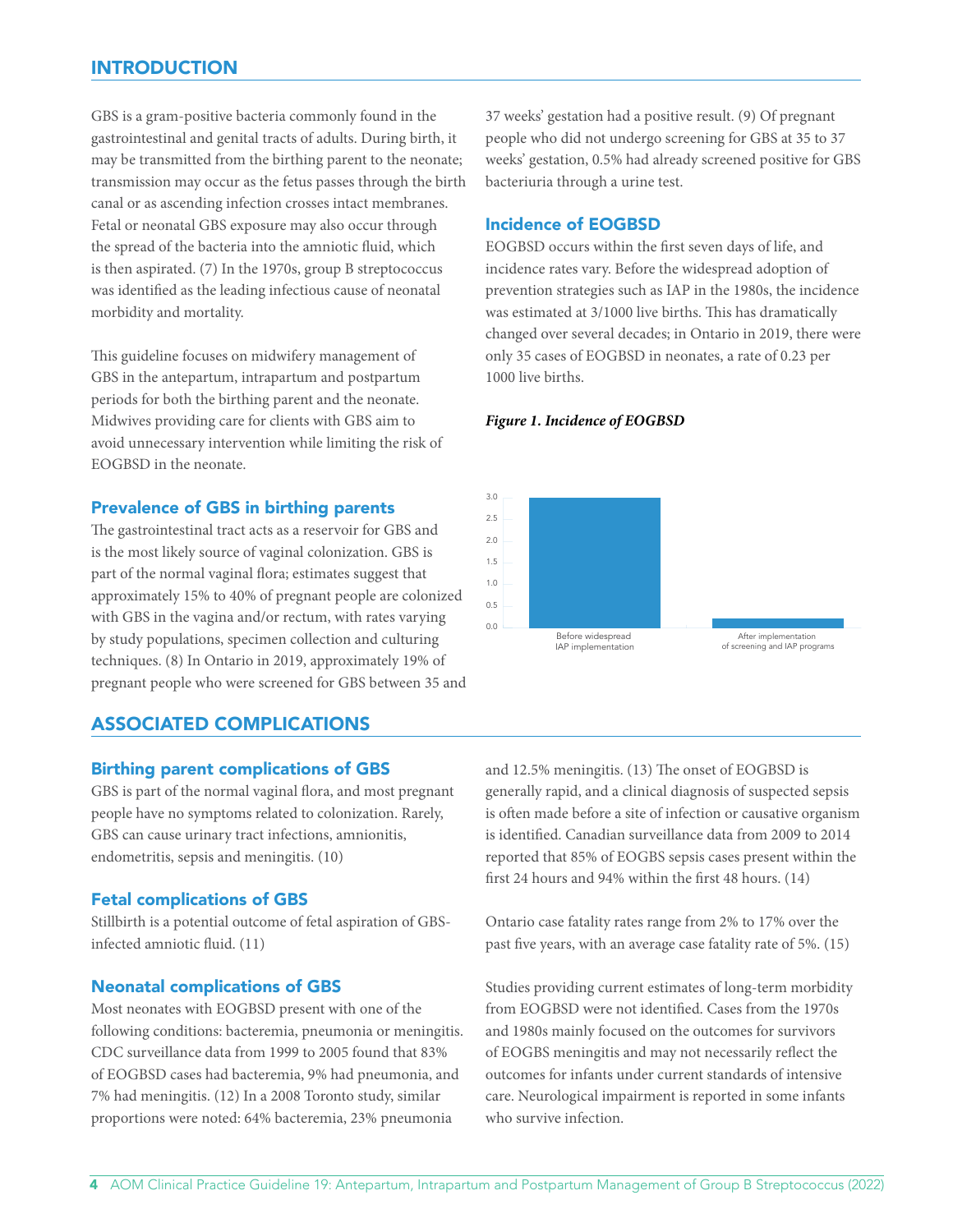## INTRODUCTION

GBS is a gram-positive bacteria commonly found in the gastrointestinal and genital tracts of adults. During birth, it may be transmitted from the birthing parent to the neonate; transmission may occur as the fetus passes through the birth canal or as ascending infection crosses intact membranes. Fetal or neonatal GBS exposure may also occur through the spread of the bacteria into the amniotic fluid, which is then aspirated. (7) In the 1970s, group B streptococcus was identified as the leading infectious cause of neonatal morbidity and mortality.

This guideline focuses on midwifery management of GBS in the antepartum, intrapartum and postpartum periods for both the birthing parent and the neonate. Midwives providing care for clients with GBS aim to avoid unnecessary intervention while limiting the risk of EOGBSD in the neonate.

### Prevalence of GBS in birthing parents

The gastrointestinal tract acts as a reservoir for GBS and is the most likely source of vaginal colonization. GBS is part of the normal vaginal flora; estimates suggest that approximately 15% to 40% of pregnant people are colonized with GBS in the vagina and/or rectum, with rates varying by study populations, specimen collection and culturing techniques. (8) In Ontario in 2019, approximately 19% of pregnant people who were screened for GBS between 35 and 37 weeks' gestation had a positive result. (9) Of pregnant people who did not undergo screening for GBS at 35 to 37 weeks' gestation, 0.5% had already screened positive for GBS bacteriuria through a urine test.

### Incidence of EOGBSD

EOGBSD occurs within the first seven days of life, and incidence rates vary. Before the widespread adoption of prevention strategies such as IAP in the 1980s, the incidence was estimated at 3/1000 live births. This has dramatically changed over several decades; in Ontario in 2019, there were only 35 cases of EOGBSD in neonates, a rate of 0.23 per 1000 live births.

***Figure 1. Incidence of EOGBSD***

| | Incidence (per 1000 live births) |
|---|---|
| Before widespread IAP implementation | 3.0 |
| After implementation of screening and IAP programs | 0.23 |

## ASSOCIATED COMPLICATIONS

### Birthing parent complications of GBS

GBS is part of the normal vaginal flora, and most pregnant people have no symptoms related to colonization. Rarely, GBS can cause urinary tract infections, amnionitis, endometritis, sepsis and meningitis. (10)

### Fetal complications of GBS

Stillbirth is a potential outcome of fetal aspiration of GBS-infected amniotic fluid. (11)

### Neonatal complications of GBS

Most neonates with EOGBSD present with one of the following conditions: bacteremia, pneumonia or meningitis. CDC surveillance data from 1999 to 2005 found that 83% of EOGBSD cases had bacteremia, 9% had pneumonia, and 7% had meningitis. (12) In a 2008 Toronto study, similar proportions were noted: 64% bacteremia, 23% pneumonia and 12.5% meningitis. (13) The onset of EOGBSD is generally rapid, and a clinical diagnosis of suspected sepsis is often made before a site of infection or causative organism is identified. Canadian surveillance data from 2009 to 2014 reported that 85% of EOGBS sepsis cases present within the first 24 hours and 94% within the first 48 hours. (14)

Ontario case fatality rates range from 2% to 17% over the past five years, with an average case fatality rate of 5%. (15)

Studies providing current estimates of long-term morbidity from EOGBSD were not identified. Cases from the 1970s and 1980s mainly focused on the outcomes for survivors of EOGBS meningitis and may not necessarily reflect the outcomes for infants under current standards of intensive care. Neurological impairment is reported in some infants who survive infection.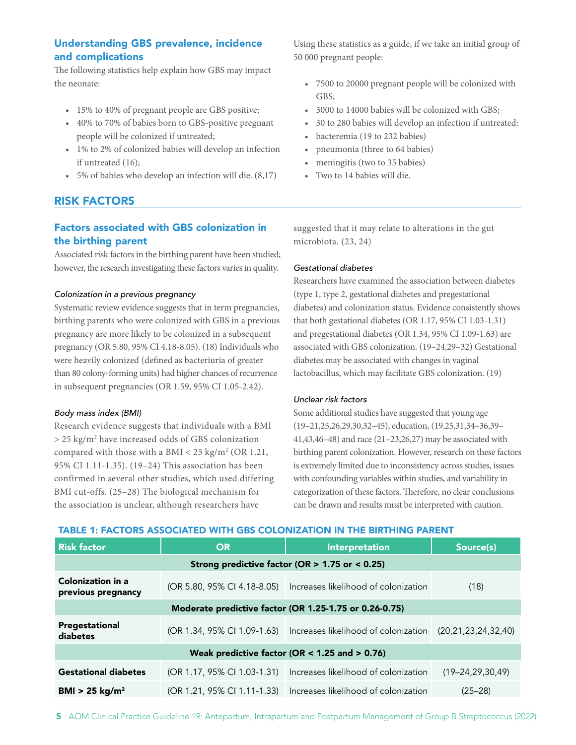### Understanding GBS prevalence, incidence and complications

The following statistics help explain how GBS may impact the neonate:

- 15% to 40% of pregnant people are GBS positive;
- 40% to 70% of babies born to GBS-positive pregnant people will be colonized if untreated;
- 1% to 2% of colonized babies will develop an infection if untreated (16);
- 5% of babies who develop an infection will die. (8,17)

Using these statistics as a guide, if we take an initial group of 50 000 pregnant people:

- 7500 to 20000 pregnant people will be colonized with GBS;
- 3000 to 14000 babies will be colonized with GBS;
- 30 to 280 babies will develop an infection if untreated:
- bacteremia (19 to 232 babies)
- pneumonia (three to 64 babies)
- meningitis (two to 35 babies)
- Two to 14 babies will die.

## RISK FACTORS

### Factors associated with GBS colonization in the birthing parent

Associated risk factors in the birthing parent have been studied; however, the research investigating these factors varies in quality.

#### *Colonization in a previous pregnancy*

Systematic review evidence suggests that in term pregnancies, birthing parents who were colonized with GBS in a previous pregnancy are more likely to be colonized in a subsequent pregnancy (OR 5.80, 95% CI 4.18-8.05). (18) Individuals who were heavily colonized (defined as bacteriuria of greater than 80 colony-forming units) had higher chances of recurrence in subsequent pregnancies (OR 1.59, 95% CI 1.05-2.42).

#### *Body mass index (BMI)*

Research evidence suggests that individuals with a BMI > 25 kg/m$^2$ have increased odds of GBS colonization compared with those with a BMI < 25 kg/m$^2$ (OR 1.21, 95% CI 1.11-1.35). (19–24) This association has been confirmed in several other studies, which used differing BMI cut-offs. (25–28) The biological mechanism for the association is unclear, although researchers have suggested that it may relate to alterations in the gut microbiota. (23, 24)

#### *Gestational diabetes*

Researchers have examined the association between diabetes (type 1, type 2, gestational diabetes and pregestational diabetes) and colonization status. Evidence consistently shows that both gestational diabetes (OR 1.17, 95% CI 1.03-1.31) and pregestational diabetes (OR 1.34, 95% CI 1.09-1.63) are associated with GBS colonization. (19–24,29–32) Gestational diabetes may be associated with changes in vaginal lactobacillus, which may facilitate GBS colonization. (19)

#### *Unclear risk factors*

Some additional studies have suggested that young age (19–21,25,26,29,30,32–45), education, (19,25,31,34–36,39–41,43,46–48) and race (21–23,26,27) may be associated with birthing parent colonization. However, research on these factors is extremely limited due to inconsistency across studies, issues with confounding variables within studies, and variability in categorization of these factors. Therefore, no clear conclusions can be drawn and results must be interpreted with caution.

#### TABLE 1: FACTORS ASSOCIATED WITH GBS COLONIZATION IN THE BIRTHING PARENT

| Risk factor | OR | Interpretation | Source(s) |
|---|---|---|---|
| **Strong predictive factor (OR > 1.75 or < 0.25)** | | | |
| **Colonization in a previous pregnancy** | (OR 5.80, 95% CI 4.18-8.05) | Increases likelihood of colonization | (18) |
| **Moderate predictive factor (OR 1.25-1.75 or 0.26-0.75)** | | | |
| **Pregestational diabetes** | (OR 1.34, 95% CI 1.09-1.63) | Increases likelihood of colonization | (20,21,23,24,32,40) |
| **Weak predictive factor (OR < 1.25 and > 0.76)** | | | |
| **Gestational diabetes** | (OR 1.17, 95% CI 1.03-1.31) | Increases likelihood of colonization | (19–24,29,30,49) |
| **BMI > 25 kg/m$^2$** | (OR 1.21, 95% CI 1.11-1.33) | Increases likelihood of colonization | (25–28) |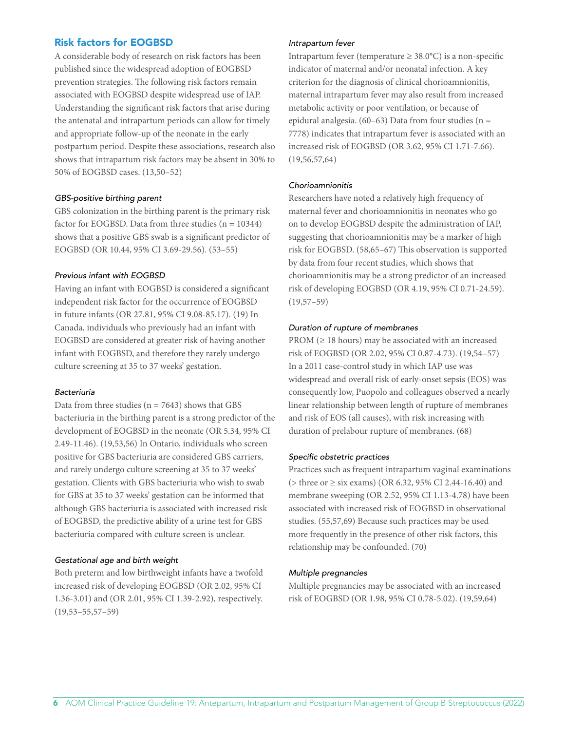## Risk factors for EOGBSD

A considerable body of research on risk factors has been published since the widespread adoption of EOGBSD prevention strategies. The following risk factors remain associated with EOGBSD despite widespread use of IAP. Understanding the significant risk factors that arise during the antenatal and intrapartum periods can allow for timely and appropriate follow-up of the neonate in the early postpartum period. Despite these associations, research also shows that intrapartum risk factors may be absent in 30% to 50% of EOGBSD cases. (13,50–52)

### *GBS-positive birthing parent*

GBS colonization in the birthing parent is the primary risk factor for EOGBSD. Data from three studies (n = 10344) shows that a positive GBS swab is a significant predictor of EOGBSD (OR 10.44, 95% CI 3.69-29.56). (53–55)

### *Previous infant with EOGBSD*

Having an infant with EOGBSD is considered a significant independent risk factor for the occurrence of EOGBSD in future infants (OR 27.81, 95% CI 9.08-85.17). (19) In Canada, individuals who previously had an infant with EOGBSD are considered at greater risk of having another infant with EOGBSD, and therefore they rarely undergo culture screening at 35 to 37 weeks' gestation.

### *Bacteriuria*

Data from three studies (n = 7643) shows that GBS bacteriuria in the birthing parent is a strong predictor of the development of EOGBSD in the neonate (OR 5.34, 95% CI 2.49-11.46). (19,53,56) In Ontario, individuals who screen positive for GBS bacteriuria are considered GBS carriers, and rarely undergo culture screening at 35 to 37 weeks' gestation. Clients with GBS bacteriuria who wish to swab for GBS at 35 to 37 weeks' gestation can be informed that although GBS bacteriuria is associated with increased risk of EOGBSD, the predictive ability of a urine test for GBS bacteriuria compared with culture screen is unclear.

### *Gestational age and birth weight*

Both preterm and low birthweight infants have a twofold increased risk of developing EOGBSD (OR 2.02, 95% CI 1.36-3.01) and (OR 2.01, 95% CI 1.39-2.92), respectively. (19,53–55,57–59)

### *Intrapartum fever*

Intrapartum fever (temperature ≥ 38.0°C) is a non-specific indicator of maternal and/or neonatal infection. A key criterion for the diagnosis of clinical chorioamnionitis, maternal intrapartum fever may also result from increased metabolic activity or poor ventilation, or because of epidural analgesia. (60–63) Data from four studies (n = 7778) indicates that intrapartum fever is associated with an increased risk of EOGBSD (OR 3.62, 95% CI 1.71-7.66). (19,56,57,64)

### *Chorioamnionitis*

Researchers have noted a relatively high frequency of maternal fever and chorioamnionitis in neonates who go on to develop EOGBSD despite the administration of IAP, suggesting that chorioamnionitis may be a marker of high risk for EOGBSD. (58,65–67) This observation is supported by data from four recent studies, which shows that chorioamnionitis may be a strong predictor of an increased risk of developing EOGBSD (OR 4.19, 95% CI 0.71-24.59). (19,57–59)

### *Duration of rupture of membranes*

PROM (≥ 18 hours) may be associated with an increased risk of EOGBSD (OR 2.02, 95% CI 0.87-4.73). (19,54–57) In a 2011 case-control study in which IAP use was widespread and overall risk of early-onset sepsis (EOS) was consequently low, Puopolo and colleagues observed a nearly linear relationship between length of rupture of membranes and risk of EOS (all causes), with risk increasing with duration of prelabour rupture of membranes. (68)

### *Specific obstetric practices*

Practices such as frequent intrapartum vaginal examinations (> three or ≥ six exams) (OR 6.32, 95% CI 2.44-16.40) and membrane sweeping (OR 2.52, 95% CI 1.13-4.78) have been associated with increased risk of EOGBSD in observational studies. (55,57,69) Because such practices may be used more frequently in the presence of other risk factors, this relationship may be confounded. (70)

### *Multiple pregnancies*

Multiple pregnancies may be associated with an increased risk of EOGBSD (OR 1.98, 95% CI 0.78-5.02). (19,59,64)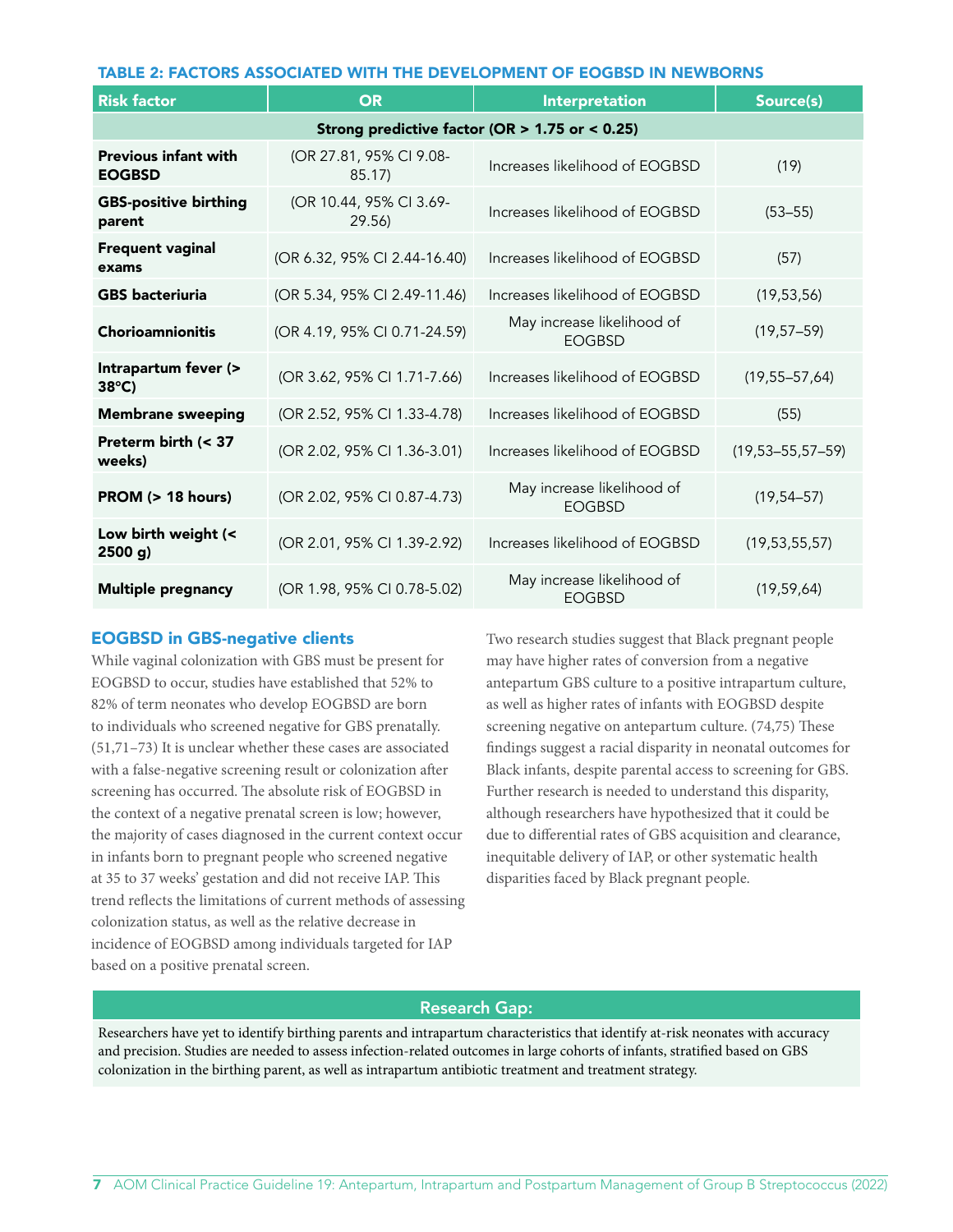### TABLE 2: FACTORS ASSOCIATED WITH THE DEVELOPMENT OF EOGBSD IN NEWBORNS

| Risk factor | OR | Interpretation | Source(s) |
|---|---|---|---|
| **Strong predictive factor (OR > 1.75 or < 0.25)** | | | |
| **Previous infant with EOGBSD** | (OR 27.81, 95% CI 9.08-85.17) | Increases likelihood of EOGBSD | (19) |
| **GBS-positive birthing parent** | (OR 10.44, 95% CI 3.69-29.56) | Increases likelihood of EOGBSD | (53–55) |
| **Frequent vaginal exams** | (OR 6.32, 95% CI 2.44-16.40) | Increases likelihood of EOGBSD | (57) |
| **GBS bacteriuria** | (OR 5.34, 95% CI 2.49-11.46) | Increases likelihood of EOGBSD | (19,53,56) |
| **Chorioamnionitis** | (OR 4.19, 95% CI 0.71-24.59) | May increase likelihood of EOGBSD | (19,57–59) |
| **Intrapartum fever (> 38°C)** | (OR 3.62, 95% CI 1.71-7.66) | Increases likelihood of EOGBSD | (19,55–57,64) |
| **Membrane sweeping** | (OR 2.52, 95% CI 1.33-4.78) | Increases likelihood of EOGBSD | (55) |
| **Preterm birth (< 37 weeks)** | (OR 2.02, 95% CI 1.36-3.01) | Increases likelihood of EOGBSD | (19,53–55,57–59) |
| **PROM (> 18 hours)** | (OR 2.02, 95% CI 0.87-4.73) | May increase likelihood of EOGBSD | (19,54–57) |
| **Low birth weight (< 2500 g)** | (OR 2.01, 95% CI 1.39-2.92) | Increases likelihood of EOGBSD | (19,53,55,57) |
| **Multiple pregnancy** | (OR 1.98, 95% CI 0.78-5.02) | May increase likelihood of EOGBSD | (19,59,64) |

## EOGBSD in GBS-negative clients

While vaginal colonization with GBS must be present for EOGBSD to occur, studies have established that 52% to 82% of term neonates who develop EOGBSD are born to individuals who screened negative for GBS prenatally. (51,71–73) It is unclear whether these cases are associated with a false-negative screening result or colonization after screening has occurred. The absolute risk of EOGBSD in the context of a negative prenatal screen is low; however, the majority of cases diagnosed in the current context occur in infants born to pregnant people who screened negative at 35 to 37 weeks' gestation and did not receive IAP. This trend reflects the limitations of current methods of assessing colonization status, as well as the relative decrease in incidence of EOGBSD among individuals targeted for IAP based on a positive prenatal screen.

Two research studies suggest that Black pregnant people may have higher rates of conversion from a negative antepartum GBS culture to a positive intrapartum culture, as well as higher rates of infants with EOGBSD despite screening negative on antepartum culture. (74,75) These findings suggest a racial disparity in neonatal outcomes for Black infants, despite parental access to screening for GBS. Further research is needed to understand this disparity, although researchers have hypothesized that it could be due to differential rates of GBS acquisition and clearance, inequitable delivery of IAP, or other systematic health disparities faced by Black pregnant people.

**Research Gap:**

Researchers have yet to identify birthing parents and intrapartum characteristics that identify at-risk neonates with accuracy and precision. Studies are needed to assess infection-related outcomes in large cohorts of infants, stratified based on GBS colonization in the birthing parent, as well as intrapartum antibiotic treatment and treatment strategy.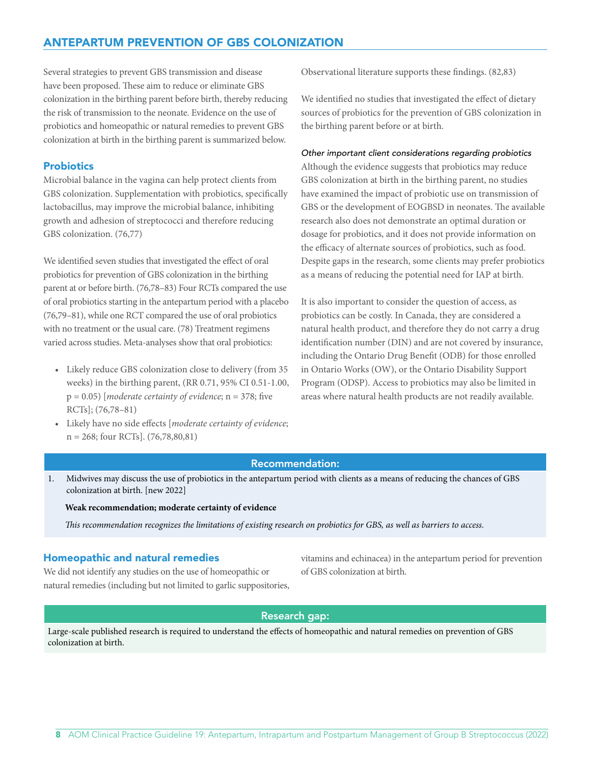## ANTEPARTUM PREVENTION OF GBS COLONIZATION

Several strategies to prevent GBS transmission and disease have been proposed. These aim to reduce or eliminate GBS colonization in the birthing parent before birth, thereby reducing the risk of transmission to the neonate. Evidence on the use of probiotics and homeopathic or natural remedies to prevent GBS colonization at birth in the birthing parent is summarized below.

### Probiotics

Microbial balance in the vagina can help protect clients from GBS colonization. Supplementation with probiotics, specifically lactobacillus, may improve the microbial balance, inhibiting growth and adhesion of streptococci and therefore reducing GBS colonization. (76,77)

We identified seven studies that investigated the effect of oral probiotics for prevention of GBS colonization in the birthing parent at or before birth. (76,78–83) Four RCTs compared the use of oral probiotics starting in the antepartum period with a placebo (76,79–81), while one RCT compared the use of oral probiotics with no treatment or the usual care. (78) Treatment regimens varied across studies. Meta-analyses show that oral probiotics:

- Likely reduce GBS colonization close to delivery (from 35 weeks) in the birthing parent, (RR 0.71, 95% CI 0.51-1.00, p = 0.05) [*moderate certainty of evidence*; n = 378; five RCTs]; (76,78–81)
- Likely have no side effects [*moderate certainty of evidence*; n = 268; four RCTs]. (76,78,80,81)

Observational literature supports these findings. (82,83)

We identified no studies that investigated the effect of dietary sources of probiotics for the prevention of GBS colonization in the birthing parent before or at birth.

*Other important client considerations regarding probiotics*

Although the evidence suggests that probiotics may reduce GBS colonization at birth in the birthing parent, no studies have examined the impact of probiotic use on transmission of GBS or the development of EOGBSD in neonates. The available research also does not demonstrate an optimal duration or dosage for probiotics, and it does not provide information on the efficacy of alternate sources of probiotics, such as food. Despite gaps in the research, some clients may prefer probiotics as a means of reducing the potential need for IAP at birth.

It is also important to consider the question of access, as probiotics can be costly. In Canada, they are considered a natural health product, and therefore they do not carry a drug identification number (DIN) and are not covered by insurance, including the Ontario Drug Benefit (ODB) for those enrolled in Ontario Works (OW), or the Ontario Disability Support Program (ODSP). Access to probiotics may also be limited in areas where natural health products are not readily available.

**Recommendation:**

1. Midwives may discuss the use of probiotics in the antepartum period with clients as a means of reducing the chances of GBS colonization at birth. [new 2022]

   **Weak recommendation; moderate certainty of evidence**

   *This recommendation recognizes the limitations of existing research on probiotics for GBS, as well as barriers to access.*

### Homeopathic and natural remedies

We did not identify any studies on the use of homeopathic or natural remedies (including but not limited to garlic suppositories, vitamins and echinacea) in the antepartum period for prevention of GBS colonization at birth.

**Research gap:**

Large-scale published research is required to understand the effects of homeopathic and natural remedies on prevention of GBS colonization at birth.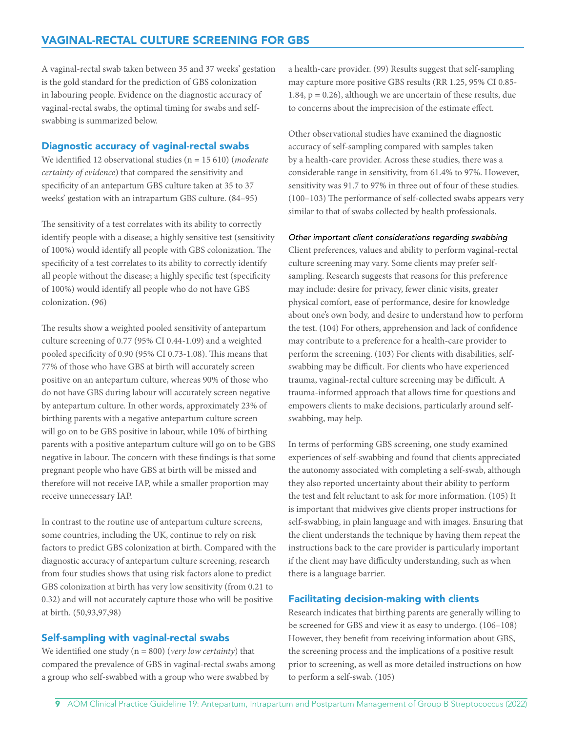## VAGINAL-RECTAL CULTURE SCREENING FOR GBS

A vaginal-rectal swab taken between 35 and 37 weeks' gestation is the gold standard for the prediction of GBS colonization in labouring people. Evidence on the diagnostic accuracy of vaginal-rectal swabs, the optimal timing for swabs and self-swabbing is summarized below.

### Diagnostic accuracy of vaginal-rectal swabs

We identified 12 observational studies (n = 15 610) (*moderate certainty of evidence*) that compared the sensitivity and specificity of an antepartum GBS culture taken at 35 to 37 weeks' gestation with an intrapartum GBS culture. (84–95)

The sensitivity of a test correlates with its ability to correctly identify people with a disease; a highly sensitive test (sensitivity of 100%) would identify all people with GBS colonization. The specificity of a test correlates to its ability to correctly identify all people without the disease; a highly specific test (specificity of 100%) would identify all people who do not have GBS colonization. (96)

The results show a weighted pooled sensitivity of antepartum culture screening of 0.77 (95% CI 0.44-1.09) and a weighted pooled specificity of 0.90 (95% CI 0.73-1.08). This means that 77% of those who have GBS at birth will accurately screen positive on an antepartum culture, whereas 90% of those who do not have GBS during labour will accurately screen negative by antepartum culture. In other words, approximately 23% of birthing parents with a negative antepartum culture screen will go on to be GBS positive in labour, while 10% of birthing parents with a positive antepartum culture will go on to be GBS negative in labour. The concern with these findings is that some pregnant people who have GBS at birth will be missed and therefore will not receive IAP, while a smaller proportion may receive unnecessary IAP.

In contrast to the routine use of antepartum culture screens, some countries, including the UK, continue to rely on risk factors to predict GBS colonization at birth. Compared with the diagnostic accuracy of antepartum culture screening, research from four studies shows that using risk factors alone to predict GBS colonization at birth has very low sensitivity (from 0.21 to 0.32) and will not accurately capture those who will be positive at birth. (50,93,97,98)

### Self-sampling with vaginal-rectal swabs

We identified one study (n = 800) (*very low certainty*) that compared the prevalence of GBS in vaginal-rectal swabs among a group who self-swabbed with a group who were swabbed by a health-care provider. (99) Results suggest that self-sampling may capture more positive GBS results (RR 1.25, 95% CI 0.85-1.84, $p = 0.26$), although we are uncertain of these results, due to concerns about the imprecision of the estimate effect.

Other observational studies have examined the diagnostic accuracy of self-sampling compared with samples taken by a health-care provider. Across these studies, there was a considerable range in sensitivity, from 61.4% to 97%. However, sensitivity was 91.7 to 97% in three out of four of these studies. (100–103) The performance of self-collected swabs appears very similar to that of swabs collected by health professionals.

#### *Other important client considerations regarding swabbing*

Client preferences, values and ability to perform vaginal-rectal culture screening may vary. Some clients may prefer self-sampling. Research suggests that reasons for this preference may include: desire for privacy, fewer clinic visits, greater physical comfort, ease of performance, desire for knowledge about one's own body, and desire to understand how to perform the test. (104) For others, apprehension and lack of confidence may contribute to a preference for a health-care provider to perform the screening. (103) For clients with disabilities, self-swabbing may be difficult. For clients who have experienced trauma, vaginal-rectal culture screening may be difficult. A trauma-informed approach that allows time for questions and empowers clients to make decisions, particularly around self-swabbing, may help.

In terms of performing GBS screening, one study examined experiences of self-swabbing and found that clients appreciated the autonomy associated with completing a self-swab, although they also reported uncertainty about their ability to perform the test and felt reluctant to ask for more information. (105) It is important that midwives give clients proper instructions for self-swabbing, in plain language and with images. Ensuring that the client understands the technique by having them repeat the instructions back to the care provider is particularly important if the client may have difficulty understanding, such as when there is a language barrier.

### Facilitating decision-making with clients

Research indicates that birthing parents are generally willing to be screened for GBS and view it as easy to undergo. (106–108) However, they benefit from receiving information about GBS, the screening process and the implications of a positive result prior to screening, as well as more detailed instructions on how to perform a self-swab. (105)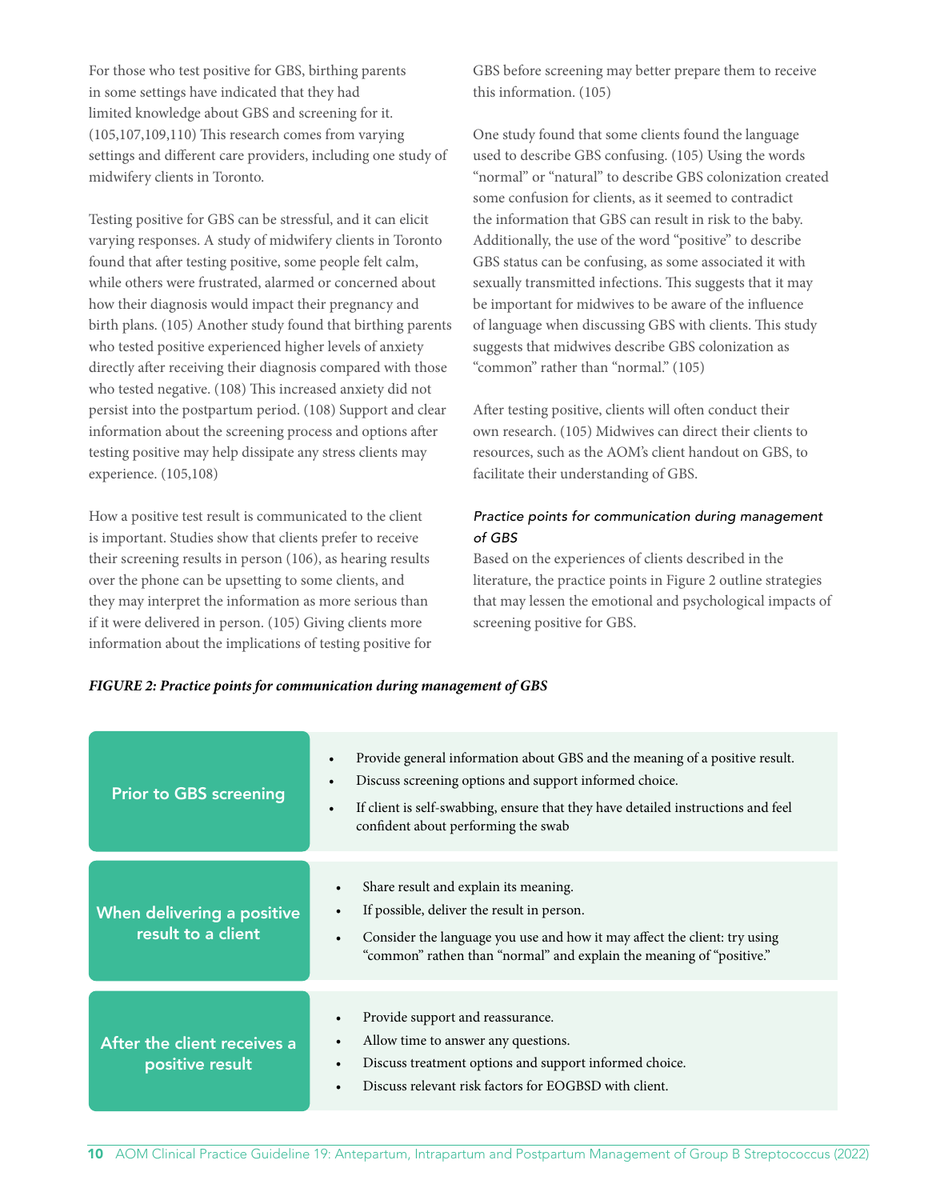For those who test positive for GBS, birthing parents in some settings have indicated that they had limited knowledge about GBS and screening for it. (105,107,109,110) This research comes from varying settings and different care providers, including one study of midwifery clients in Toronto.

Testing positive for GBS can be stressful, and it can elicit varying responses. A study of midwifery clients in Toronto found that after testing positive, some people felt calm, while others were frustrated, alarmed or concerned about how their diagnosis would impact their pregnancy and birth plans. (105) Another study found that birthing parents who tested positive experienced higher levels of anxiety directly after receiving their diagnosis compared with those who tested negative. (108) This increased anxiety did not persist into the postpartum period. (108) Support and clear information about the screening process and options after testing positive may help dissipate any stress clients may experience. (105,108)

How a positive test result is communicated to the client is important. Studies show that clients prefer to receive their screening results in person (106), as hearing results over the phone can be upsetting to some clients, and they may interpret the information as more serious than if it were delivered in person. (105) Giving clients more information about the implications of testing positive for GBS before screening may better prepare them to receive this information. (105)

One study found that some clients found the language used to describe GBS confusing. (105) Using the words "normal" or "natural" to describe GBS colonization created some confusion for clients, as it seemed to contradict the information that GBS can result in risk to the baby. Additionally, the use of the word "positive" to describe GBS status can be confusing, as some associated it with sexually transmitted infections. This suggests that it may be important for midwives to be aware of the influence of language when discussing GBS with clients. This study suggests that midwives describe GBS colonization as "common" rather than "normal." (105)

After testing positive, clients will often conduct their own research. (105) Midwives can direct their clients to resources, such as the AOM's client handout on GBS, to facilitate their understanding of GBS.

*Practice points for communication during management of GBS*

Based on the experiences of clients described in the literature, the practice points in Figure 2 outline strategies that may lessen the emotional and psychological impacts of screening positive for GBS.

***FIGURE 2: Practice points for communication during management of GBS***

| | |
|---|---|
| **Prior to GBS screening** | • Provide general information about GBS and the meaning of a positive result.<br>• Discuss screening options and support informed choice.<br>• If client is self-swabbing, ensure that they have detailed instructions and feel confident about performing the swab |
| **When delivering a positive result to a client** | • Share result and explain its meaning.<br>• If possible, deliver the result in person.<br>• Consider the language you use and how it may affect the client: try using "common" rathen than "normal" and explain the meaning of "positive." |
| **After the client receives a positive result** | • Provide support and reassurance.<br>• Allow time to answer any questions.<br>• Discuss treatment options and support informed choice.<br>• Discuss relevant risk factors for EOGBSD with client. |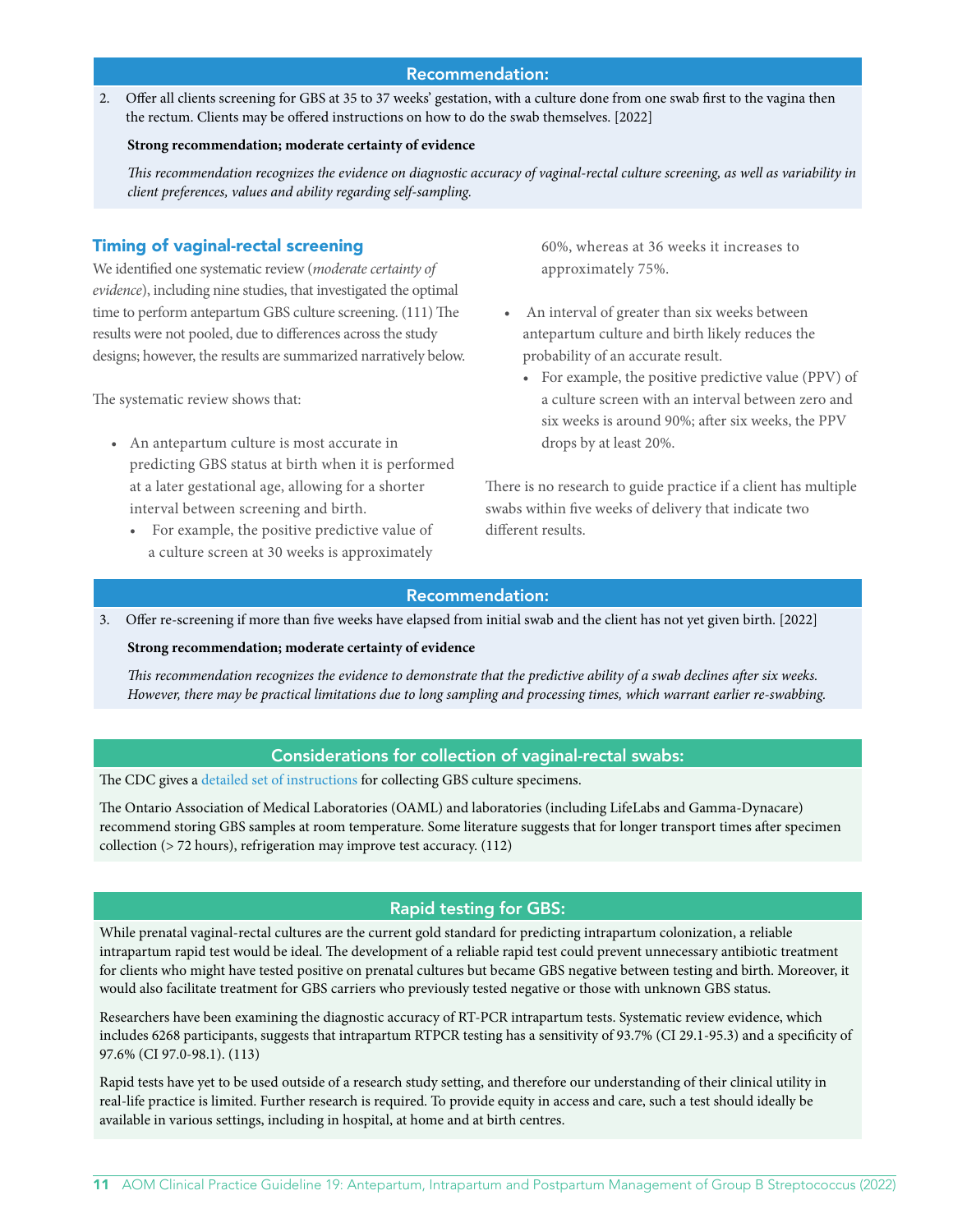### Recommendation:

2. Offer all clients screening for GBS at 35 to 37 weeks' gestation, with a culture done from one swab first to the vagina then the rectum. Clients may be offered instructions on how to do the swab themselves. [2022]

   **Strong recommendation; moderate certainty of evidence**

   *This recommendation recognizes the evidence on diagnostic accuracy of vaginal-rectal culture screening, as well as variability in client preferences, values and ability regarding self-sampling.*

## Timing of vaginal-rectal screening

We identified one systematic review (*moderate certainty of evidence*), including nine studies, that investigated the optimal time to perform antepartum GBS culture screening. (111) The results were not pooled, due to differences across the study designs; however, the results are summarized narratively below.

The systematic review shows that:

- An antepartum culture is most accurate in predicting GBS status at birth when it is performed at a later gestational age, allowing for a shorter interval between screening and birth.
  - For example, the positive predictive value of a culture screen at 30 weeks is approximately 60%, whereas at 36 weeks it increases to approximately 75%.
- An interval of greater than six weeks between antepartum culture and birth likely reduces the probability of an accurate result.
  - For example, the positive predictive value (PPV) of a culture screen with an interval between zero and six weeks is around 90%; after six weeks, the PPV drops by at least 20%.

There is no research to guide practice if a client has multiple swabs within five weeks of delivery that indicate two different results.

### Recommendation:

3. Offer re-screening if more than five weeks have elapsed from initial swab and the client has not yet given birth. [2022]

   **Strong recommendation; moderate certainty of evidence**

   *This recommendation recognizes the evidence to demonstrate that the predictive ability of a swab declines after six weeks. However, there may be practical limitations due to long sampling and processing times, which warrant earlier re-swabbing.*

### Considerations for collection of vaginal-rectal swabs:

The CDC gives a detailed set of instructions for collecting GBS culture specimens.

The Ontario Association of Medical Laboratories (OAML) and laboratories (including LifeLabs and Gamma-Dynacare) recommend storing GBS samples at room temperature. Some literature suggests that for longer transport times after specimen collection (> 72 hours), refrigeration may improve test accuracy. (112)

### Rapid testing for GBS:

While prenatal vaginal-rectal cultures are the current gold standard for predicting intrapartum colonization, a reliable intrapartum rapid test would be ideal. The development of a reliable rapid test could prevent unnecessary antibiotic treatment for clients who might have tested positive on prenatal cultures but became GBS negative between testing and birth. Moreover, it would also facilitate treatment for GBS carriers who previously tested negative or those with unknown GBS status.

Researchers have been examining the diagnostic accuracy of RT-PCR intrapartum tests. Systematic review evidence, which includes 6268 participants, suggests that intrapartum RTPCR testing has a sensitivity of 93.7% (CI 29.1-95.3) and a specificity of 97.6% (CI 97.0-98.1). (113)

Rapid tests have yet to be used outside of a research study setting, and therefore our understanding of their clinical utility in real-life practice is limited. Further research is required. To provide equity in access and care, such a test should ideally be available in various settings, including in hospital, at home and at birth centres.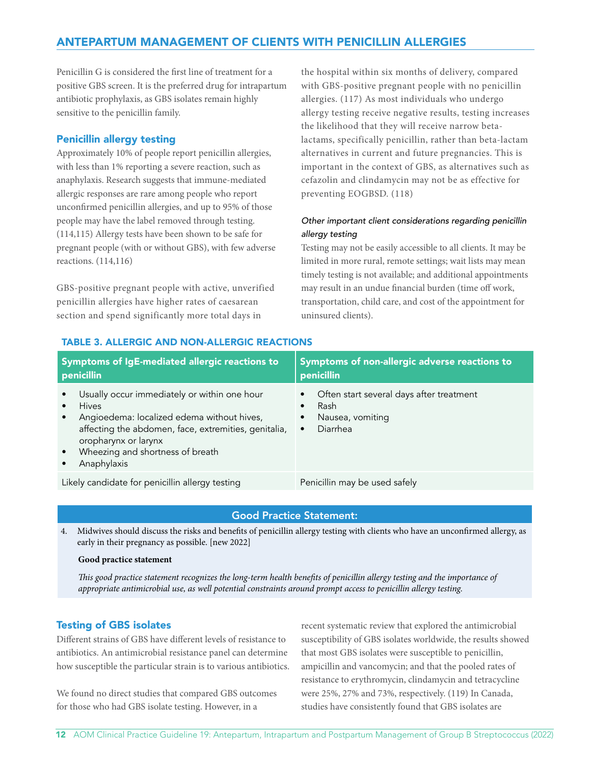## ANTEPARTUM MANAGEMENT OF CLIENTS WITH PENICILLIN ALLERGIES

Penicillin G is considered the first line of treatment for a positive GBS screen. It is the preferred drug for intrapartum antibiotic prophylaxis, as GBS isolates remain highly sensitive to the penicillin family.

### Penicillin allergy testing

Approximately 10% of people report penicillin allergies, with less than 1% reporting a severe reaction, such as anaphylaxis. Research suggests that immune-mediated allergic responses are rare among people who report unconfirmed penicillin allergies, and up to 95% of those people may have the label removed through testing. (114,115) Allergy tests have been shown to be safe for pregnant people (with or without GBS), with few adverse reactions. (114,116)

GBS-positive pregnant people with active, unverified penicillin allergies have higher rates of caesarean section and spend significantly more total days in the hospital within six months of delivery, compared with GBS-positive pregnant people with no penicillin allergies. (117) As most individuals who undergo allergy testing receive negative results, testing increases the likelihood that they will receive narrow beta-lactams, specifically penicillin, rather than beta-lactam alternatives in current and future pregnancies. This is important in the context of GBS, as alternatives such as cefazolin and clindamycin may not be as effective for preventing EOGBSD. (118)

*Other important client considerations regarding penicillin allergy testing*

Testing may not be easily accessible to all clients. It may be limited in more rural, remote settings; wait lists may mean timely testing is not available; and additional appointments may result in an undue financial burden (time off work, transportation, child care, and cost of the appointment for uninsured clients).

#### TABLE 3. ALLERGIC AND NON-ALLERGIC REACTIONS

| Symptoms of IgE-mediated allergic reactions to penicillin | Symptoms of non-allergic adverse reactions to penicillin |
|---|---|
| • Usually occur immediately or within one hour<br>• Hives<br>• Angioedema: localized edema without hives, affecting the abdomen, face, extremities, genitalia, oropharynx or larynx<br>• Wheezing and shortness of breath<br>• Anaphylaxis | • Often start several days after treatment<br>• Rash<br>• Nausea, vomiting<br>• Diarrhea |
| Likely candidate for penicillin allergy testing | Penicillin may be used safely |

**Good Practice Statement:**

4. Midwives should discuss the risks and benefits of penicillin allergy testing with clients who have an unconfirmed allergy, as early in their pregnancy as possible. [new 2022]

**Good practice statement**

*This good practice statement recognizes the long-term health benefits of penicillin allergy testing and the importance of appropriate antimicrobial use, as well potential constraints around prompt access to penicillin allergy testing.*

### Testing of GBS isolates

Different strains of GBS have different levels of resistance to antibiotics. An antimicrobial resistance panel can determine how susceptible the particular strain is to various antibiotics.

We found no direct studies that compared GBS outcomes for those who had GBS isolate testing. However, in a recent systematic review that explored the antimicrobial susceptibility of GBS isolates worldwide, the results showed that most GBS isolates were susceptible to penicillin, ampicillin and vancomycin; and that the pooled rates of resistance to erythromycin, clindamycin and tetracycline were 25%, 27% and 73%, respectively. (119) In Canada, studies have consistently found that GBS isolates are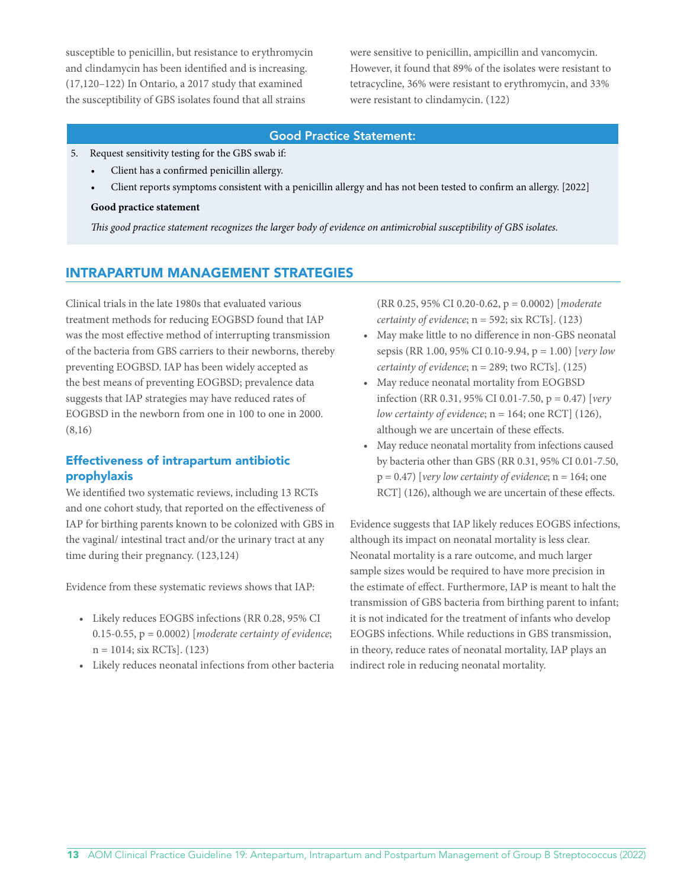susceptible to penicillin, but resistance to erythromycin and clindamycin has been identified and is increasing. (17,120–122) In Ontario, a 2017 study that examined the susceptibility of GBS isolates found that all strains were sensitive to penicillin, ampicillin and vancomycin. However, it found that 89% of the isolates were resistant to tetracycline, 36% were resistant to erythromycin, and 33% were resistant to clindamycin. (122)

**Good Practice Statement:**

5. Request sensitivity testing for the GBS swab if:
   - Client has a confirmed penicillin allergy.
   - Client reports symptoms consistent with a penicillin allergy and has not been tested to confirm an allergy. [2022]

**Good practice statement**

*This good practice statement recognizes the larger body of evidence on antimicrobial susceptibility of GBS isolates.*

## INTRAPARTUM MANAGEMENT STRATEGIES

Clinical trials in the late 1980s that evaluated various treatment methods for reducing EOGBSD found that IAP was the most effective method of interrupting transmission of the bacteria from GBS carriers to their newborns, thereby preventing EOGBSD. IAP has been widely accepted as the best means of preventing EOGBSD; prevalence data suggests that IAP strategies may have reduced rates of EOGBSD in the newborn from one in 100 to one in 2000. (8,16)

### Effectiveness of intrapartum antibiotic prophylaxis

We identified two systematic reviews, including 13 RCTs and one cohort study, that reported on the effectiveness of IAP for birthing parents known to be colonized with GBS in the vaginal/ intestinal tract and/or the urinary tract at any time during their pregnancy. (123,124)

Evidence from these systematic reviews shows that IAP:

- Likely reduces EOGBS infections (RR 0.28, 95% CI 0.15-0.55, p = 0.0002) [*moderate certainty of evidence*; n = 1014; six RCTs]. (123)
- Likely reduces neonatal infections from other bacteria (RR 0.25, 95% CI 0.20-0.62, p = 0.0002) [*moderate certainty of evidence*; n = 592; six RCTs]. (123)
- May make little to no difference in non-GBS neonatal sepsis (RR 1.00, 95% CI 0.10-9.94, p = 1.00) [*very low certainty of evidence*; n = 289; two RCTs]. (125)
- May reduce neonatal mortality from EOGBSD infection (RR 0.31, 95% CI 0.01-7.50, p = 0.47) [*very low certainty of evidence*; n = 164; one RCT] (126), although we are uncertain of these effects.
- May reduce neonatal mortality from infections caused by bacteria other than GBS (RR 0.31, 95% CI 0.01-7.50, p = 0.47) [*very low certainty of evidence*; n = 164; one RCT] (126), although we are uncertain of these effects.

Evidence suggests that IAP likely reduces EOGBS infections, although its impact on neonatal mortality is less clear. Neonatal mortality is a rare outcome, and much larger sample sizes would be required to have more precision in the estimate of effect. Furthermore, IAP is meant to halt the transmission of GBS bacteria from birthing parent to infant; it is not indicated for the treatment of infants who develop EOGBS infections. While reductions in GBS transmission, in theory, reduce rates of neonatal mortality, IAP plays an indirect role in reducing neonatal mortality.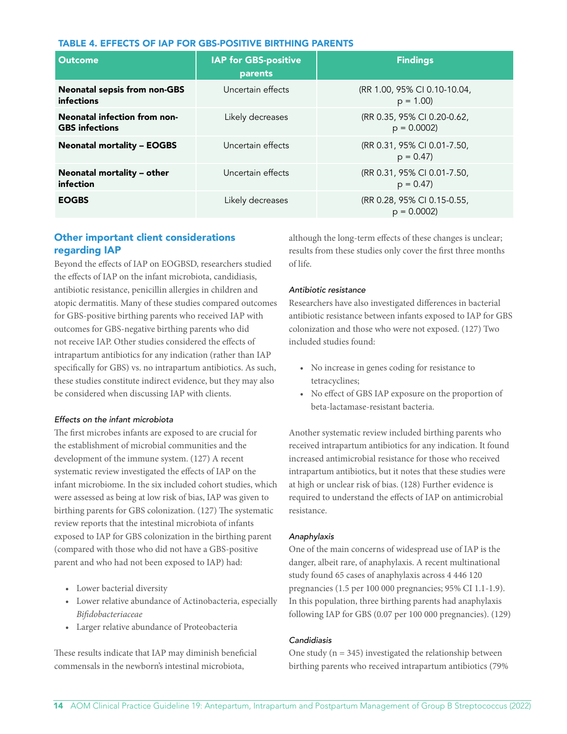### TABLE 4. EFFECTS OF IAP FOR GBS-POSITIVE BIRTHING PARENTS

| Outcome | IAP for GBS-positive parents | Findings |
|---|---|---|
| **Neonatal sepsis from non-GBS infections** | Uncertain effects | (RR 1.00, 95% CI 0.10-10.04, p = 1.00) |
| **Neonatal infection from non-GBS infections** | Likely decreases | (RR 0.35, 95% CI 0.20-0.62, p = 0.0002) |
| **Neonatal mortality – EOGBS** | Uncertain effects | (RR 0.31, 95% CI 0.01-7.50, p = 0.47) |
| **Neonatal mortality – other infection** | Uncertain effects | (RR 0.31, 95% CI 0.01-7.50, p = 0.47) |
| **EOGBS** | Likely decreases | (RR 0.28, 95% CI 0.15-0.55, p = 0.0002) |

## Other important client considerations regarding IAP

Beyond the effects of IAP on EOGBSD, researchers studied the effects of IAP on the infant microbiota, candidiasis, antibiotic resistance, penicillin allergies in children and atopic dermatitis. Many of these studies compared outcomes for GBS-positive birthing parents who received IAP with outcomes for GBS-negative birthing parents who did not receive IAP. Other studies considered the effects of intrapartum antibiotics for any indication (rather than IAP specifically for GBS) vs. no intrapartum antibiotics. As such, these studies constitute indirect evidence, but they may also be considered when discussing IAP with clients.

*Effects on the infant microbiota*

The first microbes infants are exposed to are crucial for the establishment of microbial communities and the development of the immune system. (127) A recent systematic review investigated the effects of IAP on the infant microbiome. In the six included cohort studies, which were assessed as being at low risk of bias, IAP was given to birthing parents for GBS colonization. (127) The systematic review reports that the intestinal microbiota of infants exposed to IAP for GBS colonization in the birthing parent (compared with those who did not have a GBS-positive parent and who had not been exposed to IAP) had:

- Lower bacterial diversity
- Lower relative abundance of Actinobacteria, especially *Bifidobacteriaceae*
- Larger relative abundance of Proteobacteria

These results indicate that IAP may diminish beneficial commensals in the newborn's intestinal microbiota, although the long-term effects of these changes is unclear; results from these studies only cover the first three months of life.

*Antibiotic resistance*

Researchers have also investigated differences in bacterial antibiotic resistance between infants exposed to IAP for GBS colonization and those who were not exposed. (127) Two included studies found:

- No increase in genes coding for resistance to tetracyclines;
- No effect of GBS IAP exposure on the proportion of beta-lactamase-resistant bacteria.

Another systematic review included birthing parents who received intrapartum antibiotics for any indication. It found increased antimicrobial resistance for those who received intrapartum antibiotics, but it notes that these studies were at high or unclear risk of bias. (128) Further evidence is required to understand the effects of IAP on antimicrobial resistance.

*Anaphylaxis*

One of the main concerns of widespread use of IAP is the danger, albeit rare, of anaphylaxis. A recent multinational study found 65 cases of anaphylaxis across 4 446 120 pregnancies (1.5 per 100 000 pregnancies; 95% CI 1.1-1.9). In this population, three birthing parents had anaphylaxis following IAP for GBS (0.07 per 100 000 pregnancies). (129)

*Candidiasis*

One study (n = 345) investigated the relationship between birthing parents who received intrapartum antibiotics (79%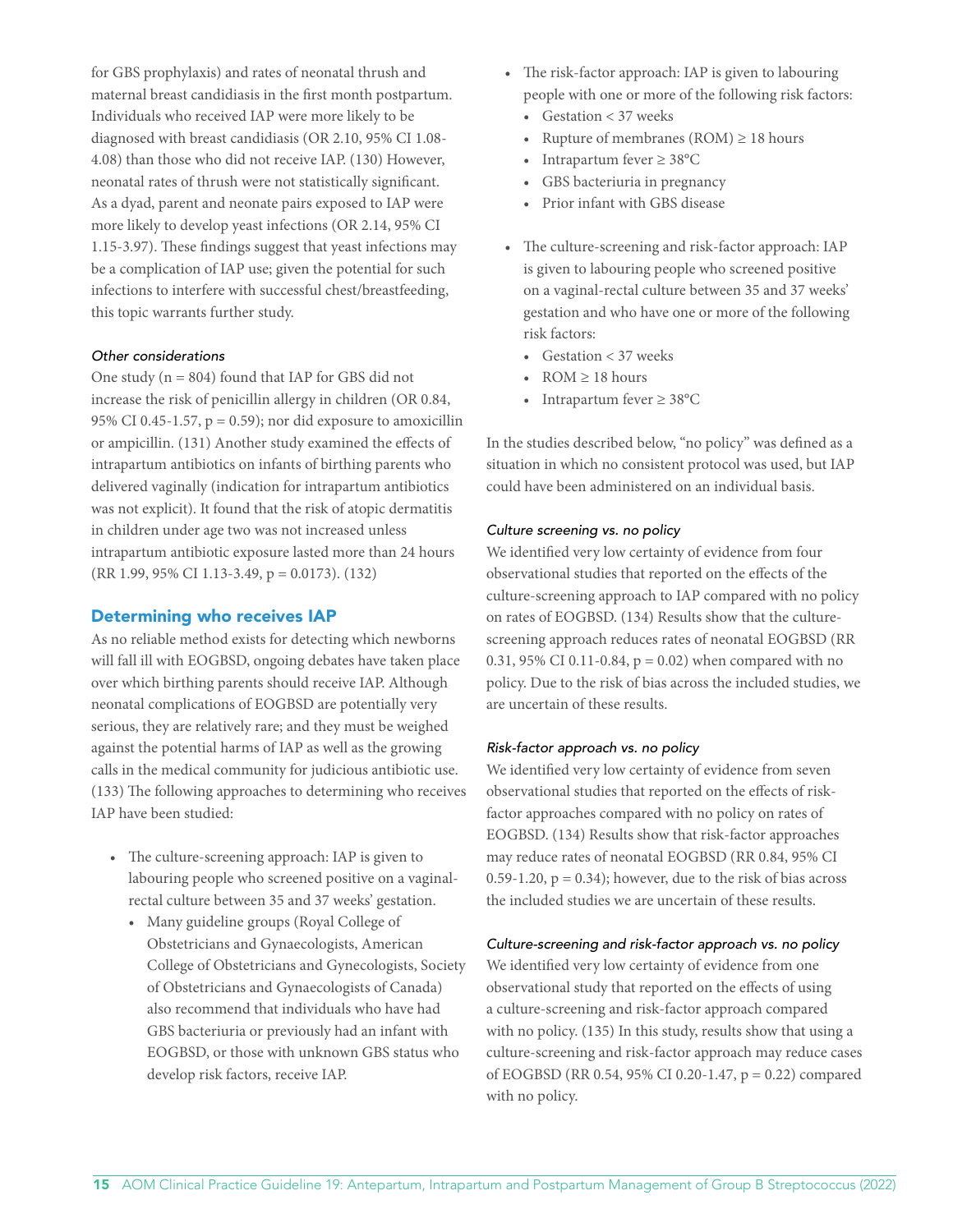for GBS prophylaxis) and rates of neonatal thrush and maternal breast candidiasis in the first month postpartum. Individuals who received IAP were more likely to be diagnosed with breast candidiasis (OR 2.10, 95% CI 1.08-4.08) than those who did not receive IAP. (130) However, neonatal rates of thrush were not statistically significant. As a dyad, parent and neonate pairs exposed to IAP were more likely to develop yeast infections (OR 2.14, 95% CI 1.15-3.97). These findings suggest that yeast infections may be a complication of IAP use; given the potential for such infections to interfere with successful chest/breastfeeding, this topic warrants further study.

*Other considerations*

One study (n = 804) found that IAP for GBS did not increase the risk of penicillin allergy in children (OR 0.84, 95% CI 0.45-1.57, p = 0.59); nor did exposure to amoxicillin or ampicillin. (131) Another study examined the effects of intrapartum antibiotics on infants of birthing parents who delivered vaginally (indication for intrapartum antibiotics was not explicit). It found that the risk of atopic dermatitis in children under age two was not increased unless intrapartum antibiotic exposure lasted more than 24 hours (RR 1.99, 95% CI 1.13-3.49, p = 0.0173). (132)

## Determining who receives IAP

As no reliable method exists for detecting which newborns will fall ill with EOGBSD, ongoing debates have taken place over which birthing parents should receive IAP. Although neonatal complications of EOGBSD are potentially very serious, they are relatively rare; and they must be weighed against the potential harms of IAP as well as the growing calls in the medical community for judicious antibiotic use. (133) The following approaches to determining who receives IAP have been studied:

- The culture-screening approach: IAP is given to labouring people who screened positive on a vaginal-rectal culture between 35 and 37 weeks' gestation.
  - Many guideline groups (Royal College of Obstetricians and Gynaecologists, American College of Obstetricians and Gynecologists, Society of Obstetricians and Gynaecologists of Canada) also recommend that individuals who have had GBS bacteriuria or previously had an infant with EOGBSD, or those with unknown GBS status who develop risk factors, receive IAP.
- The risk-factor approach: IAP is given to labouring people with one or more of the following risk factors:
  - Gestation < 37 weeks
  - Rupture of membranes (ROM) ≥ 18 hours
  - Intrapartum fever ≥ 38°C
  - GBS bacteriuria in pregnancy
  - Prior infant with GBS disease
- The culture-screening and risk-factor approach: IAP is given to labouring people who screened positive on a vaginal-rectal culture between 35 and 37 weeks' gestation and who have one or more of the following risk factors:
  - Gestation < 37 weeks
  - ROM ≥ 18 hours
  - Intrapartum fever ≥ 38°C

In the studies described below, "no policy" was defined as a situation in which no consistent protocol was used, but IAP could have been administered on an individual basis.

*Culture screening vs. no policy*

We identified very low certainty of evidence from four observational studies that reported on the effects of the culture-screening approach to IAP compared with no policy on rates of EOGBSD. (134) Results show that the culture-screening approach reduces rates of neonatal EOGBSD (RR 0.31, 95% CI 0.11-0.84, p = 0.02) when compared with no policy. Due to the risk of bias across the included studies, we are uncertain of these results.

*Risk-factor approach vs. no policy*

We identified very low certainty of evidence from seven observational studies that reported on the effects of risk-factor approaches compared with no policy on rates of EOGBSD. (134) Results show that risk-factor approaches may reduce rates of neonatal EOGBSD (RR 0.84, 95% CI 0.59-1.20, p = 0.34); however, due to the risk of bias across the included studies we are uncertain of these results.

*Culture-screening and risk-factor approach vs. no policy*

We identified very low certainty of evidence from one observational study that reported on the effects of using a culture-screening and risk-factor approach compared with no policy. (135) In this study, results show that using a culture-screening and risk-factor approach may reduce cases of EOGBSD (RR 0.54, 95% CI 0.20-1.47, p = 0.22) compared with no policy.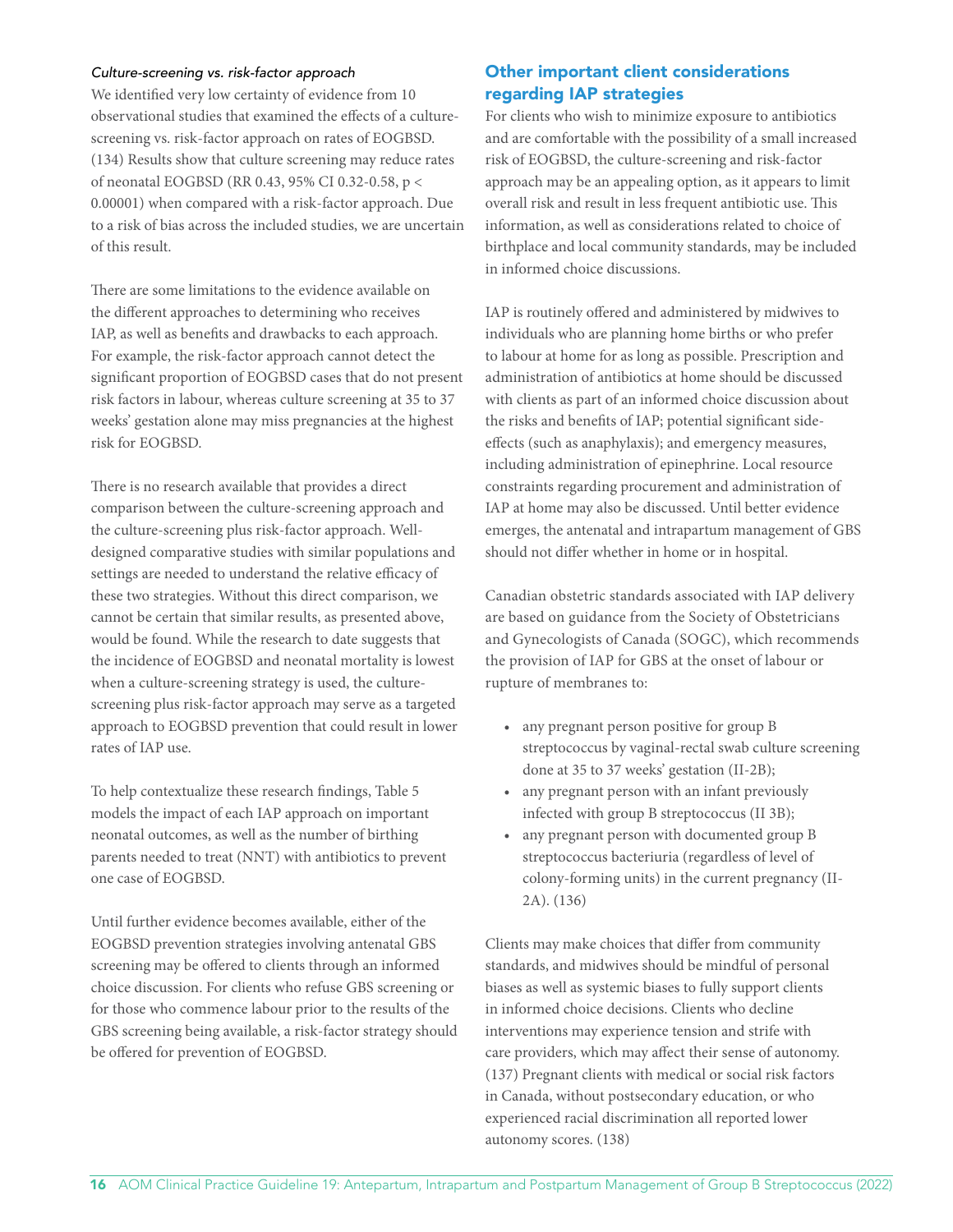*Culture-screening vs. risk-factor approach*

We identified very low certainty of evidence from 10 observational studies that examined the effects of a culture-screening vs. risk-factor approach on rates of EOGBSD. (134) Results show that culture screening may reduce rates of neonatal EOGBSD (RR 0.43, 95% CI 0.32-0.58, $p < 0.00001$) when compared with a risk-factor approach. Due to a risk of bias across the included studies, we are uncertain of this result.

There are some limitations to the evidence available on the different approaches to determining who receives IAP, as well as benefits and drawbacks to each approach. For example, the risk-factor approach cannot detect the significant proportion of EOGBSD cases that do not present risk factors in labour, whereas culture screening at 35 to 37 weeks' gestation alone may miss pregnancies at the highest risk for EOGBSD.

There is no research available that provides a direct comparison between the culture-screening approach and the culture-screening plus risk-factor approach. Well-designed comparative studies with similar populations and settings are needed to understand the relative efficacy of these two strategies. Without this direct comparison, we cannot be certain that similar results, as presented above, would be found. While the research to date suggests that the incidence of EOGBSD and neonatal mortality is lowest when a culture-screening strategy is used, the culture-screening plus risk-factor approach may serve as a targeted approach to EOGBSD prevention that could result in lower rates of IAP use.

To help contextualize these research findings, Table 5 models the impact of each IAP approach on important neonatal outcomes, as well as the number of birthing parents needed to treat (NNT) with antibiotics to prevent one case of EOGBSD.

Until further evidence becomes available, either of the EOGBSD prevention strategies involving antenatal GBS screening may be offered to clients through an informed choice discussion. For clients who refuse GBS screening or for those who commence labour prior to the results of the GBS screening being available, a risk-factor strategy should be offered for prevention of EOGBSD.

## Other important client considerations regarding IAP strategies

For clients who wish to minimize exposure to antibiotics and are comfortable with the possibility of a small increased risk of EOGBSD, the culture-screening and risk-factor approach may be an appealing option, as it appears to limit overall risk and result in less frequent antibiotic use. This information, as well as considerations related to choice of birthplace and local community standards, may be included in informed choice discussions.

IAP is routinely offered and administered by midwives to individuals who are planning home births or who prefer to labour at home for as long as possible. Prescription and administration of antibiotics at home should be discussed with clients as part of an informed choice discussion about the risks and benefits of IAP; potential significant side-effects (such as anaphylaxis); and emergency measures, including administration of epinephrine. Local resource constraints regarding procurement and administration of IAP at home may also be discussed. Until better evidence emerges, the antenatal and intrapartum management of GBS should not differ whether in home or in hospital.

Canadian obstetric standards associated with IAP delivery are based on guidance from the Society of Obstetricians and Gynecologists of Canada (SOGC), which recommends the provision of IAP for GBS at the onset of labour or rupture of membranes to:

- any pregnant person positive for group B streptococcus by vaginal-rectal swab culture screening done at 35 to 37 weeks' gestation (II-2B);
- any pregnant person with an infant previously infected with group B streptococcus (II 3B);
- any pregnant person with documented group B streptococcus bacteriuria (regardless of level of colony-forming units) in the current pregnancy (II-2A). (136)

Clients may make choices that differ from community standards, and midwives should be mindful of personal biases as well as systemic biases to fully support clients in informed choice decisions. Clients who decline interventions may experience tension and strife with care providers, which may affect their sense of autonomy. (137) Pregnant clients with medical or social risk factors in Canada, without postsecondary education, or who experienced racial discrimination all reported lower autonomy scores. (138)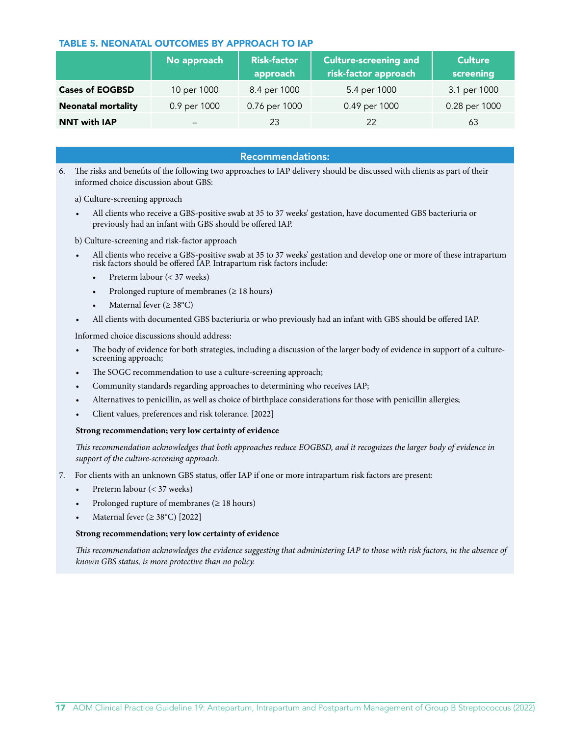### TABLE 5. NEONATAL OUTCOMES BY APPROACH TO IAP

| | No approach | Risk-factor approach | Culture-screening and risk-factor approach | Culture screening |
|---|---|---|---|---|
| **Cases of EOGBSD** | 10 per 1000 | 8.4 per 1000 | 5.4 per 1000 | 3.1 per 1000 |
| **Neonatal mortality** | 0.9 per 1000 | 0.76 per 1000 | 0.49 per 1000 | 0.28 per 1000 |
| **NNT with IAP** | – | 23 | 22 | 63 |

## Recommendations:

6. The risks and benefits of the following two approaches to IAP delivery should be discussed with clients as part of their informed choice discussion about GBS:

   a) Culture-screening approach

   - All clients who receive a GBS-positive swab at 35 to 37 weeks' gestation, have documented GBS bacteriuria or previously had an infant with GBS should be offered IAP.

   b) Culture-screening and risk-factor approach

   - All clients who receive a GBS-positive swab at 35 to 37 weeks' gestation and develop one or more of these intrapartum risk factors should be offered IAP. Intrapartum risk factors include:
     - Preterm labour (< 37 weeks)
     - Prolonged rupture of membranes (≥ 18 hours)
     - Maternal fever (≥ 38°C)
   - All clients with documented GBS bacteriuria or who previously had an infant with GBS should be offered IAP.

   Informed choice discussions should address:

   - The body of evidence for both strategies, including a discussion of the larger body of evidence in support of a culture-screening approach;
   - The SOGC recommendation to use a culture-screening approach;
   - Community standards regarding approaches to determining who receives IAP;
   - Alternatives to penicillin, as well as choice of birthplace considerations for those with penicillin allergies;
   - Client values, preferences and risk tolerance. [2022]

   **Strong recommendation; very low certainty of evidence**

   *This recommendation acknowledges that both approaches reduce EOGBSD, and it recognizes the larger body of evidence in support of the culture-screening approach.*

7. For clients with an unknown GBS status, offer IAP if one or more intrapartum risk factors are present:

   - Preterm labour (< 37 weeks)
   - Prolonged rupture of membranes (≥ 18 hours)
   - Maternal fever (≥ 38°C) [2022]

   **Strong recommendation; very low certainty of evidence**

   *This recommendation acknowledges the evidence suggesting that administering IAP to those with risk factors, in the absence of known GBS status, is more protective than no policy.*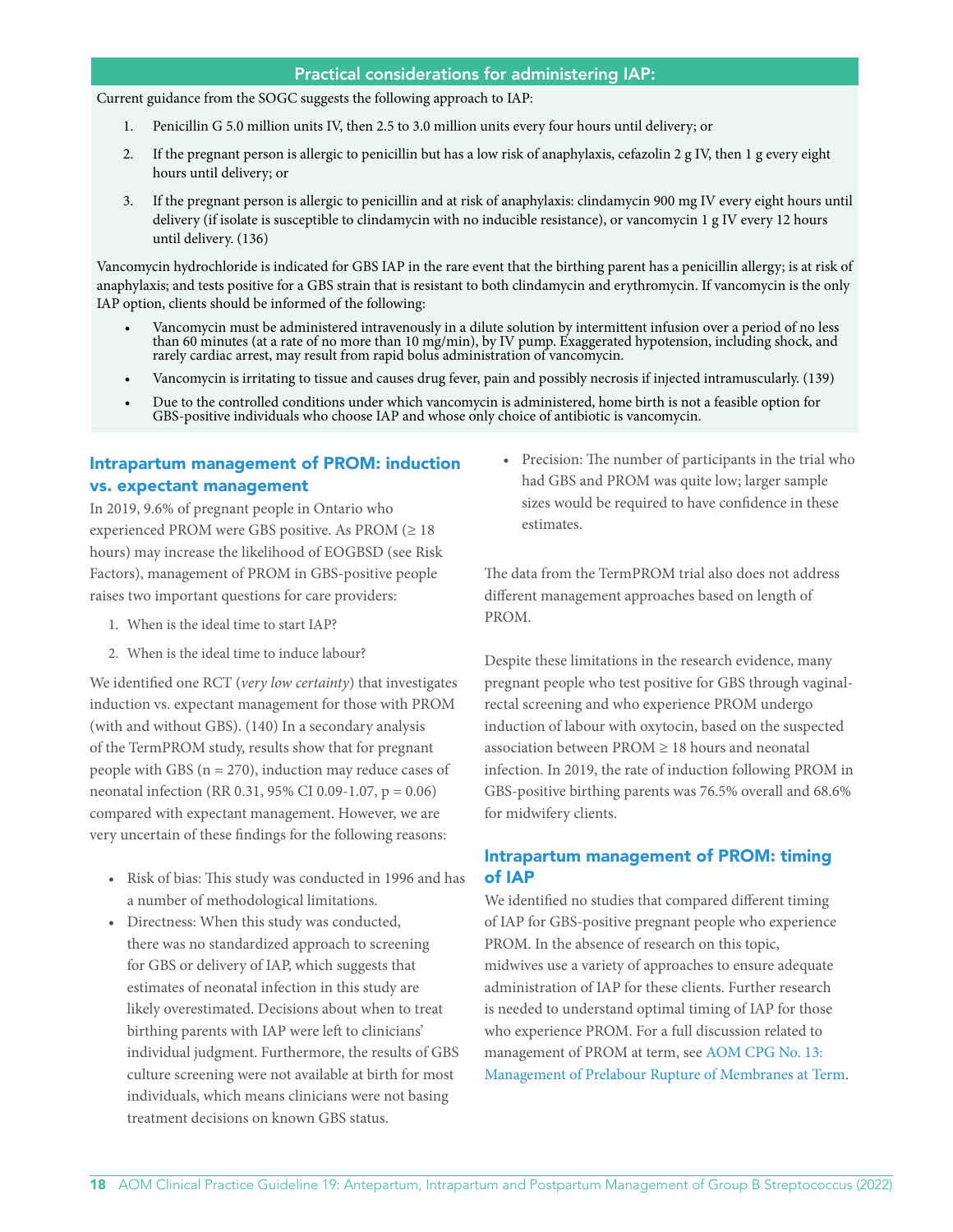### Practical considerations for administering IAP:

Current guidance from the SOGC suggests the following approach to IAP:

1. Penicillin G 5.0 million units IV, then 2.5 to 3.0 million units every four hours until delivery; or
2. If the pregnant person is allergic to penicillin but has a low risk of anaphylaxis, cefazolin 2 g IV, then 1 g every eight hours until delivery; or
3. If the pregnant person is allergic to penicillin and at risk of anaphylaxis: clindamycin 900 mg IV every eight hours until delivery (if isolate is susceptible to clindamycin with no inducible resistance), or vancomycin 1 g IV every 12 hours until delivery. (136)

Vancomycin hydrochloride is indicated for GBS IAP in the rare event that the birthing parent has a penicillin allergy; is at risk of anaphylaxis; and tests positive for a GBS strain that is resistant to both clindamycin and erythromycin. If vancomycin is the only IAP option, clients should be informed of the following:

- Vancomycin must be administered intravenously in a dilute solution by intermittent infusion over a period of no less than 60 minutes (at a rate of no more than 10 mg/min), by IV pump. Exaggerated hypotension, including shock, and rarely cardiac arrest, may result from rapid bolus administration of vancomycin.
- Vancomycin is irritating to tissue and causes drug fever, pain and possibly necrosis if injected intramuscularly. (139)
- Due to the controlled conditions under which vancomycin is administered, home birth is not a feasible option for GBS-positive individuals who choose IAP and whose only choice of antibiotic is vancomycin.

## Intrapartum management of PROM: induction vs. expectant management

In 2019, 9.6% of pregnant people in Ontario who experienced PROM were GBS positive. As PROM (≥ 18 hours) may increase the likelihood of EOGBSD (see Risk Factors), management of PROM in GBS-positive people raises two important questions for care providers:

1. When is the ideal time to start IAP?
2. When is the ideal time to induce labour?

We identified one RCT (*very low certainty*) that investigates induction vs. expectant management for those with PROM (with and without GBS). (140) In a secondary analysis of the TermPROM study, results show that for pregnant people with GBS (n = 270), induction may reduce cases of neonatal infection (RR 0.31, 95% CI 0.09-1.07, p = 0.06) compared with expectant management. However, we are very uncertain of these findings for the following reasons:

- Risk of bias: This study was conducted in 1996 and has a number of methodological limitations.
- Directness: When this study was conducted, there was no standardized approach to screening for GBS or delivery of IAP, which suggests that estimates of neonatal infection in this study are likely overestimated. Decisions about when to treat birthing parents with IAP were left to clinicians' individual judgment. Furthermore, the results of GBS culture screening were not available at birth for most individuals, which means clinicians were not basing treatment decisions on known GBS status.
- Precision: The number of participants in the trial who had GBS and PROM was quite low; larger sample sizes would be required to have confidence in these estimates.

The data from the TermPROM trial also does not address different management approaches based on length of PROM.

Despite these limitations in the research evidence, many pregnant people who test positive for GBS through vaginal-rectal screening and who experience PROM undergo induction of labour with oxytocin, based on the suspected association between PROM ≥ 18 hours and neonatal infection. In 2019, the rate of induction following PROM in GBS-positive birthing parents was 76.5% overall and 68.6% for midwifery clients.

## Intrapartum management of PROM: timing of IAP

We identified no studies that compared different timing of IAP for GBS-positive pregnant people who experience PROM. In the absence of research on this topic, midwives use a variety of approaches to ensure adequate administration of IAP for these clients. Further research is needed to understand optimal timing of IAP for those who experience PROM. For a full discussion related to management of PROM at term, see AOM CPG No. 13: Management of Prelabour Rupture of Membranes at Term.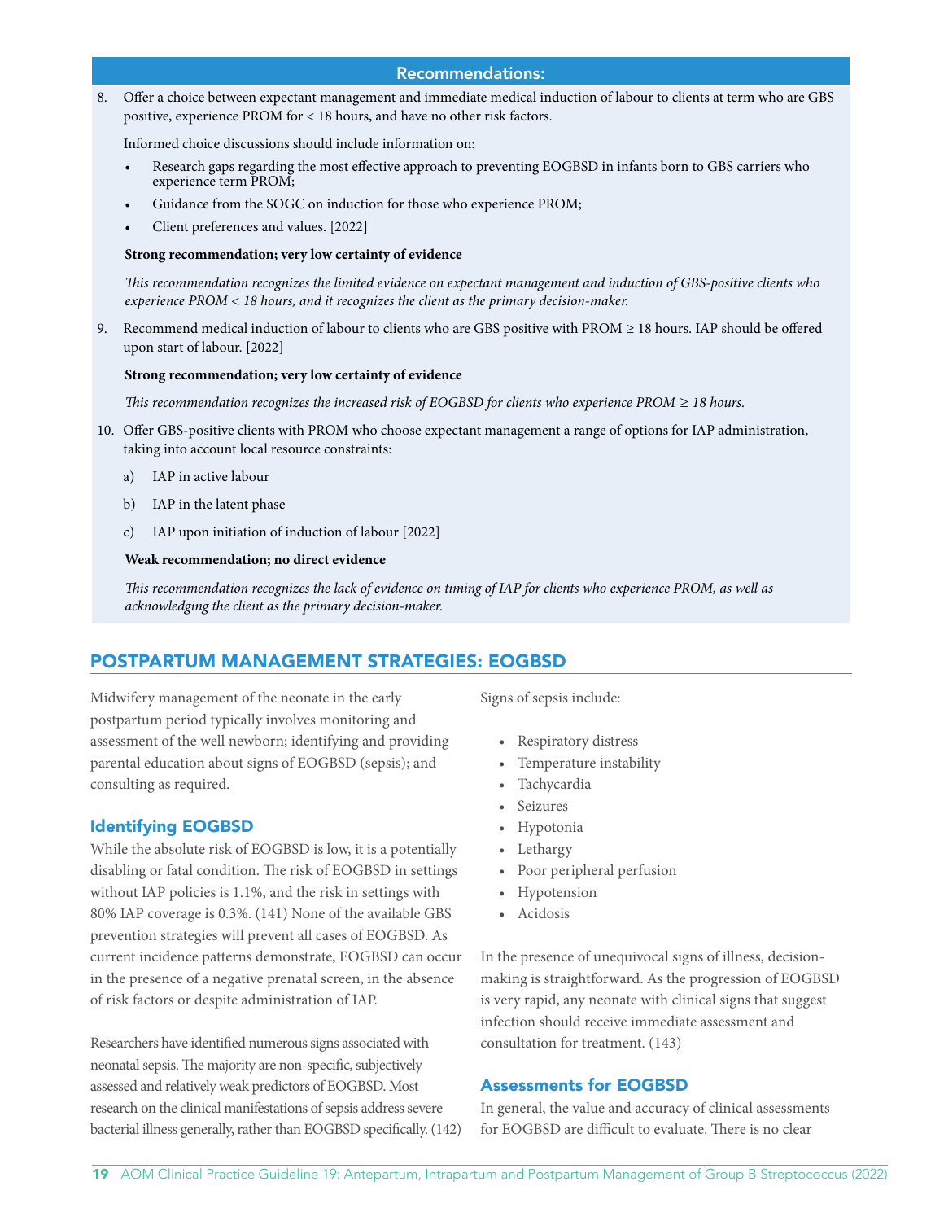## Recommendations:

8. Offer a choice between expectant management and immediate medical induction of labour to clients at term who are GBS positive, experience PROM for < 18 hours, and have no other risk factors.

   Informed choice discussions should include information on:

   - Research gaps regarding the most effective approach to preventing EOGBSD in infants born to GBS carriers who experience term PROM;
   - Guidance from the SOGC on induction for those who experience PROM;
   - Client preferences and values. [2022]

   **Strong recommendation; very low certainty of evidence**

   *This recommendation recognizes the limited evidence on expectant management and induction of GBS-positive clients who experience PROM < 18 hours, and it recognizes the client as the primary decision-maker.*

9. Recommend medical induction of labour to clients who are GBS positive with PROM ≥ 18 hours. IAP should be offered upon start of labour. [2022]

   **Strong recommendation; very low certainty of evidence**

   *This recommendation recognizes the increased risk of EOGBSD for clients who experience PROM ≥ 18 hours.*

10. Offer GBS-positive clients with PROM who choose expectant management a range of options for IAP administration, taking into account local resource constraints:

    a) IAP in active labour

    b) IAP in the latent phase

    c) IAP upon initiation of induction of labour [2022]

    **Weak recommendation; no direct evidence**

    *This recommendation recognizes the lack of evidence on timing of IAP for clients who experience PROM, as well as acknowledging the client as the primary decision-maker.*

## POSTPARTUM MANAGEMENT STRATEGIES: EOGBSD

Midwifery management of the neonate in the early postpartum period typically involves monitoring and assessment of the well newborn; identifying and providing parental education about signs of EOGBSD (sepsis); and consulting as required.

### Identifying EOGBSD

While the absolute risk of EOGBSD is low, it is a potentially disabling or fatal condition. The risk of EOGBSD in settings without IAP policies is 1.1%, and the risk in settings with 80% IAP coverage is 0.3%. (141) None of the available GBS prevention strategies will prevent all cases of EOGBSD. As current incidence patterns demonstrate, EOGBSD can occur in the presence of a negative prenatal screen, in the absence of risk factors or despite administration of IAP.

Researchers have identified numerous signs associated with neonatal sepsis. The majority are non-specific, subjectively assessed and relatively weak predictors of EOGBSD. Most research on the clinical manifestations of sepsis address severe bacterial illness generally, rather than EOGBSD specifically. (142)

Signs of sepsis include:

- Respiratory distress
- Temperature instability
- Tachycardia
- Seizures
- Hypotonia
- Lethargy
- Poor peripheral perfusion
- Hypotension
- Acidosis

In the presence of unequivocal signs of illness, decision-making is straightforward. As the progression of EOGBSD is very rapid, any neonate with clinical signs that suggest infection should receive immediate assessment and consultation for treatment. (143)

### Assessments for EOGBSD

In general, the value and accuracy of clinical assessments for EOGBSD are difficult to evaluate. There is no clear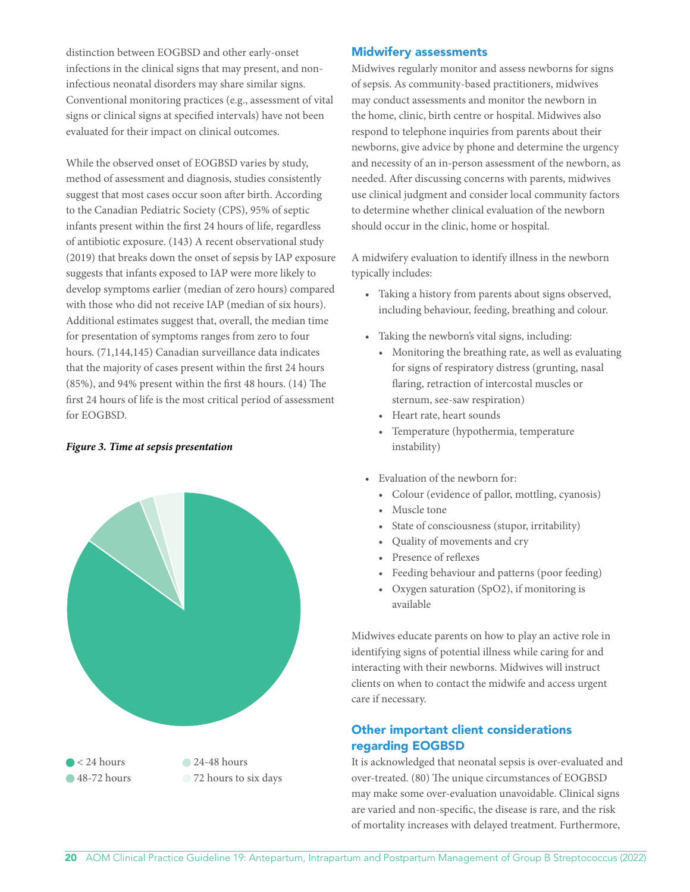distinction between EOGBSD and other early-onset infections in the clinical signs that may present, and non-infectious neonatal disorders may share similar signs. Conventional monitoring practices (e.g., assessment of vital signs or clinical signs at specified intervals) have not been evaluated for their impact on clinical outcomes.

While the observed onset of EOGBSD varies by study, method of assessment and diagnosis, studies consistently suggest that most cases occur soon after birth. According to the Canadian Pediatric Society (CPS), 95% of septic infants present within the first 24 hours of life, regardless of antibiotic exposure. (143) A recent observational study (2019) that breaks down the onset of sepsis by IAP exposure suggests that infants exposed to IAP were more likely to develop symptoms earlier (median of zero hours) compared with those who did not receive IAP (median of six hours). Additional estimates suggest that, overall, the median time for presentation of symptoms ranges from zero to four hours. (71,144,145) Canadian surveillance data indicates that the majority of cases present within the first 24 hours (85%), and 94% present within the first 48 hours. (14) The first 24 hours of life is the most critical period of assessment for EOGBSD.

***Figure 3. Time at sepsis presentation***

- < 24 hours
- 24-48 hours
- 48-72 hours
- 72 hours to six days

## Midwifery assessments

Midwives regularly monitor and assess newborns for signs of sepsis. As community-based practitioners, midwives may conduct assessments and monitor the newborn in the home, clinic, birth centre or hospital. Midwives also respond to telephone inquiries from parents about their newborns, give advice by phone and determine the urgency and necessity of an in-person assessment of the newborn, as needed. After discussing concerns with parents, midwives use clinical judgment and consider local community factors to determine whether clinical evaluation of the newborn should occur in the clinic, home or hospital.

A midwifery evaluation to identify illness in the newborn typically includes:

- Taking a history from parents about signs observed, including behaviour, feeding, breathing and colour.
- Taking the newborn's vital signs, including:
  - Monitoring the breathing rate, as well as evaluating for signs of respiratory distress (grunting, nasal flaring, retraction of intercostal muscles or sternum, see-saw respiration)
  - Heart rate, heart sounds
  - Temperature (hypothermia, temperature instability)
- Evaluation of the newborn for:
  - Colour (evidence of pallor, mottling, cyanosis)
  - Muscle tone
  - State of consciousness (stupor, irritability)
  - Quality of movements and cry
  - Presence of reflexes
  - Feeding behaviour and patterns (poor feeding)
  - Oxygen saturation (SpO2), if monitoring is available

Midwives educate parents on how to play an active role in identifying signs of potential illness while caring for and interacting with their newborns. Midwives will instruct clients on when to contact the midwife and access urgent care if necessary.

## Other important client considerations regarding EOGBSD

It is acknowledged that neonatal sepsis is over-evaluated and over-treated. (80) The unique circumstances of EOGBSD may make some over-evaluation unavoidable. Clinical signs are varied and non-specific, the disease is rare, and the risk of mortality increases with delayed treatment. Furthermore,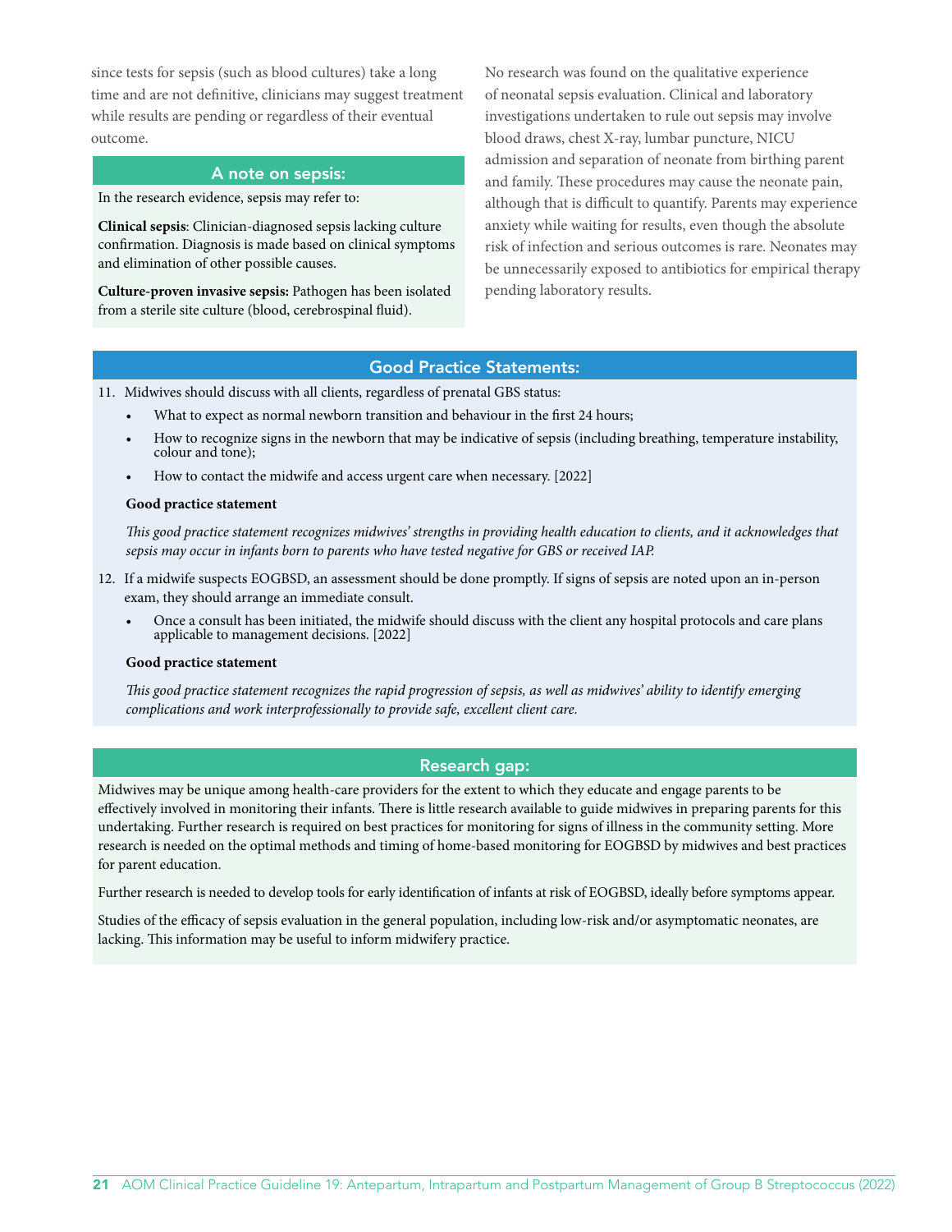since tests for sepsis (such as blood cultures) take a long time and are not definitive, clinicians may suggest treatment while results are pending or regardless of their eventual outcome.

### A note on sepsis:

In the research evidence, sepsis may refer to:

**Clinical sepsis**: Clinician-diagnosed sepsis lacking culture confirmation. Diagnosis is made based on clinical symptoms and elimination of other possible causes.

**Culture-proven invasive sepsis:** Pathogen has been isolated from a sterile site culture (blood, cerebrospinal fluid).

No research was found on the qualitative experience of neonatal sepsis evaluation. Clinical and laboratory investigations undertaken to rule out sepsis may involve blood draws, chest X-ray, lumbar puncture, NICU admission and separation of neonate from birthing parent and family. These procedures may cause the neonate pain, although that is difficult to quantify. Parents may experience anxiety while waiting for results, even though the absolute risk of infection and serious outcomes is rare. Neonates may be unnecessarily exposed to antibiotics for empirical therapy pending laboratory results.

### Good Practice Statements:

11. Midwives should discuss with all clients, regardless of prenatal GBS status:
    - What to expect as normal newborn transition and behaviour in the first 24 hours;
    - How to recognize signs in the newborn that may be indicative of sepsis (including breathing, temperature instability, colour and tone);
    - How to contact the midwife and access urgent care when necessary. [2022]

    **Good practice statement**

    *This good practice statement recognizes midwives' strengths in providing health education to clients, and it acknowledges that sepsis may occur in infants born to parents who have tested negative for GBS or received IAP.*

12. If a midwife suspects EOGBSD, an assessment should be done promptly. If signs of sepsis are noted upon an in-person exam, they should arrange an immediate consult.
    - Once a consult has been initiated, the midwife should discuss with the client any hospital protocols and care plans applicable to management decisions. [2022]

    **Good practice statement**

    *This good practice statement recognizes the rapid progression of sepsis, as well as midwives' ability to identify emerging complications and work interprofessionally to provide safe, excellent client care.*

### Research gap:

Midwives may be unique among health-care providers for the extent to which they educate and engage parents to be effectively involved in monitoring their infants. There is little research available to guide midwives in preparing parents for this undertaking. Further research is required on best practices for monitoring for signs of illness in the community setting. More research is needed on the optimal methods and timing of home-based monitoring for EOGBSD by midwives and best practices for parent education.

Further research is needed to develop tools for early identification of infants at risk of EOGBSD, ideally before symptoms appear.

Studies of the efficacy of sepsis evaluation in the general population, including low-risk and/or asymptomatic neonates, are lacking. This information may be useful to inform midwifery practice.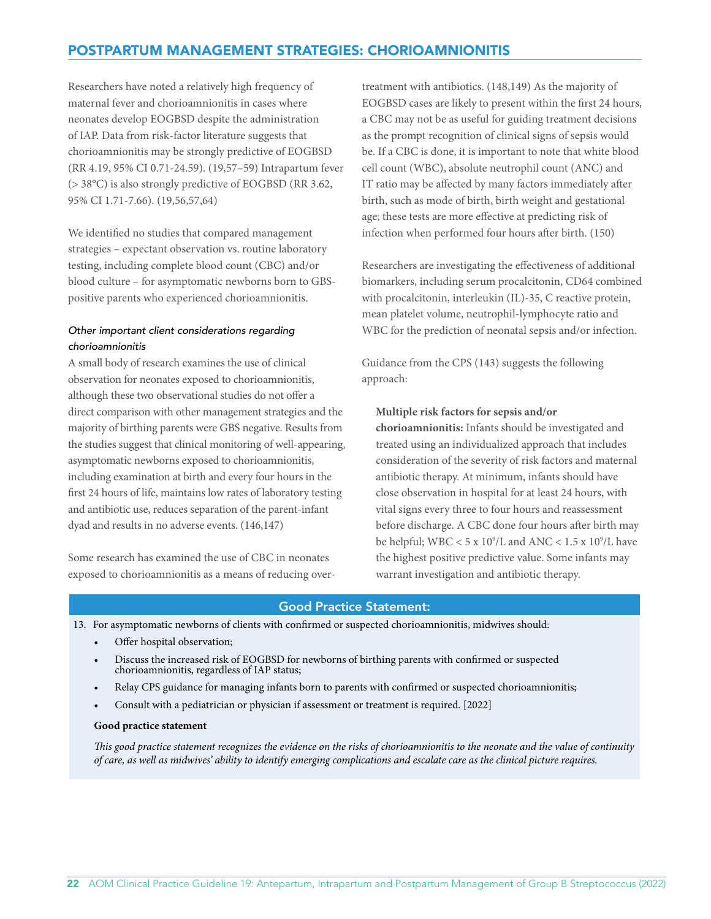## POSTPARTUM MANAGEMENT STRATEGIES: CHORIOAMNIONITIS

Researchers have noted a relatively high frequency of maternal fever and chorioamnionitis in cases where neonates develop EOGBSD despite the administration of IAP. Data from risk-factor literature suggests that chorioamnionitis may be strongly predictive of EOGBSD (RR 4.19, 95% CI 0.71-24.59). (19,57–59) Intrapartum fever (> 38°C) is also strongly predictive of EOGBSD (RR 3.62, 95% CI 1.71-7.66). (19,56,57,64)

We identified no studies that compared management strategies – expectant observation vs. routine laboratory testing, including complete blood count (CBC) and/or blood culture – for asymptomatic newborns born to GBS-positive parents who experienced chorioamnionitis.

### *Other important client considerations regarding chorioamnionitis*

A small body of research examines the use of clinical observation for neonates exposed to chorioamnionitis, although these two observational studies do not offer a direct comparison with other management strategies and the majority of birthing parents were GBS negative. Results from the studies suggest that clinical monitoring of well-appearing, asymptomatic newborns exposed to chorioamnionitis, including examination at birth and every four hours in the first 24 hours of life, maintains low rates of laboratory testing and antibiotic use, reduces separation of the parent-infant dyad and results in no adverse events. (146,147)

Some research has examined the use of CBC in neonates exposed to chorioamnionitis as a means of reducing over-treatment with antibiotics. (148,149) As the majority of EOGBSD cases are likely to present within the first 24 hours, a CBC may not be as useful for guiding treatment decisions as the prompt recognition of clinical signs of sepsis would be. If a CBC is done, it is important to note that white blood cell count (WBC), absolute neutrophil count (ANC) and IT ratio may be affected by many factors immediately after birth, such as mode of birth, birth weight and gestational age; these tests are more effective at predicting risk of infection when performed four hours after birth. (150)

Researchers are investigating the effectiveness of additional biomarkers, including serum procalcitonin, CD64 combined with procalcitonin, interleukin (IL)-35, C reactive protein, mean platelet volume, neutrophil-lymphocyte ratio and WBC for the prediction of neonatal sepsis and/or infection.

Guidance from the CPS (143) suggests the following approach:

> **Multiple risk factors for sepsis and/or chorioamnionitis:** Infants should be investigated and treated using an individualized approach that includes consideration of the severity of risk factors and maternal antibiotic therapy. At minimum, infants should have close observation in hospital for at least 24 hours, with vital signs every three to four hours and reassessment before discharge. A CBC done four hours after birth may be helpful; WBC < 5 x $10^9$/L and ANC < 1.5 x $10^9$/L have the highest positive predictive value. Some infants may warrant investigation and antibiotic therapy.

### Good Practice Statement:

13. For asymptomatic newborns of clients with confirmed or suspected chorioamnionitis, midwives should:
    - Offer hospital observation;
    - Discuss the increased risk of EOGBSD for newborns of birthing parents with confirmed or suspected chorioamnionitis, regardless of IAP status;
    - Relay CPS guidance for managing infants born to parents with confirmed or suspected chorioamnionitis;
    - Consult with a pediatrician or physician if assessment or treatment is required. [2022]

**Good practice statement**

*This good practice statement recognizes the evidence on the risks of chorioamnionitis to the neonate and the value of continuity of care, as well as midwives' ability to identify emerging complications and escalate care as the clinical picture requires.*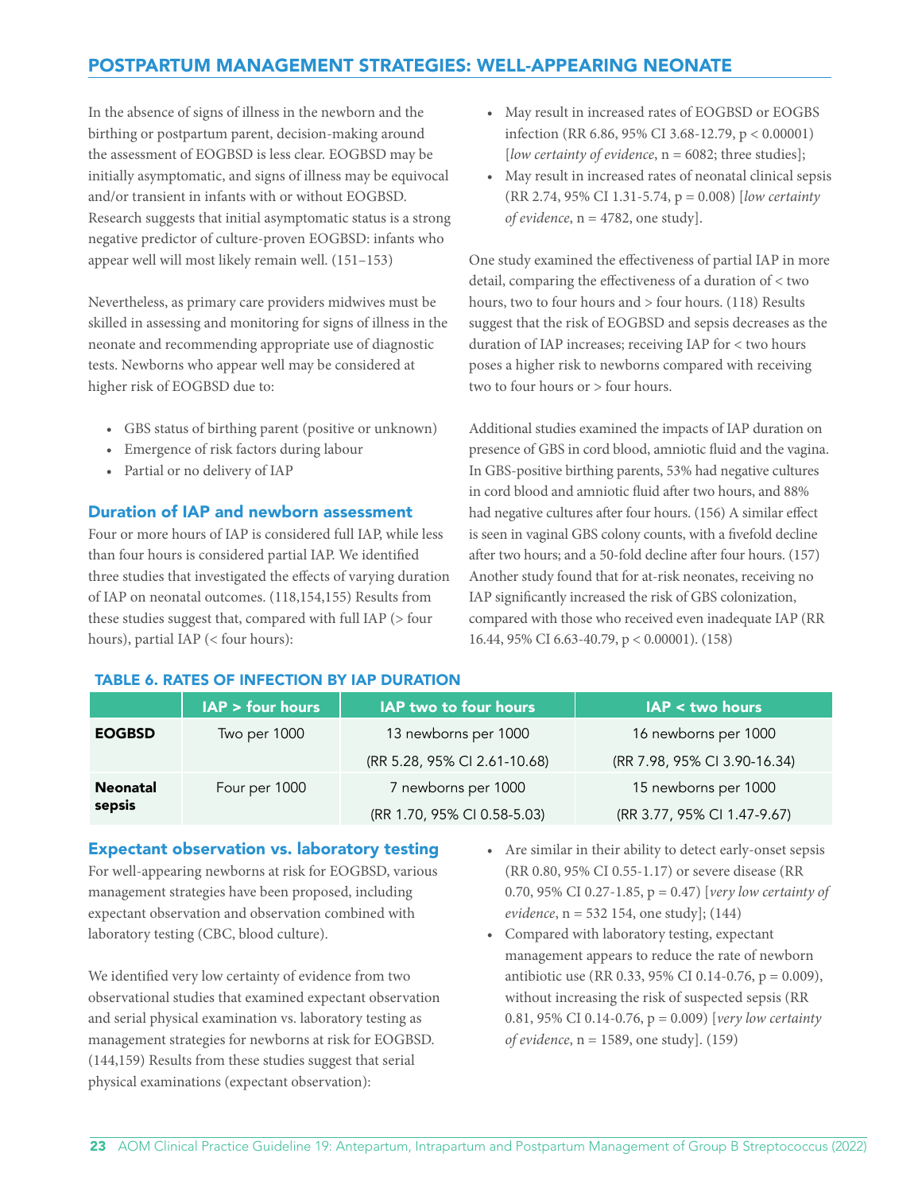## POSTPARTUM MANAGEMENT STRATEGIES: WELL-APPEARING NEONATE

In the absence of signs of illness in the newborn and the birthing or postpartum parent, decision-making around the assessment of EOGBSD is less clear. EOGBSD may be initially asymptomatic, and signs of illness may be equivocal and/or transient in infants with or without EOGBSD. Research suggests that initial asymptomatic status is a strong negative predictor of culture-proven EOGBSD: infants who appear well will most likely remain well. (151–153)

Nevertheless, as primary care providers midwives must be skilled in assessing and monitoring for signs of illness in the neonate and recommending appropriate use of diagnostic tests. Newborns who appear well may be considered at higher risk of EOGBSD due to:

- GBS status of birthing parent (positive or unknown)
- Emergence of risk factors during labour
- Partial or no delivery of IAP

### Duration of IAP and newborn assessment

Four or more hours of IAP is considered full IAP, while less than four hours is considered partial IAP. We identified three studies that investigated the effects of varying duration of IAP on neonatal outcomes. (118,154,155) Results from these studies suggest that, compared with full IAP (> four hours), partial IAP (< four hours):

- May result in increased rates of EOGBSD or EOGBS infection (RR 6.86, 95% CI 3.68-12.79, $p < 0.00001$) [*low certainty of evidence*, n = 6082; three studies];
- May result in increased rates of neonatal clinical sepsis (RR 2.74, 95% CI 1.31-5.74, $p = 0.008$) [*low certainty of evidence*, n = 4782, one study].

One study examined the effectiveness of partial IAP in more detail, comparing the effectiveness of a duration of < two hours, two to four hours and > four hours. (118) Results suggest that the risk of EOGBSD and sepsis decreases as the duration of IAP increases; receiving IAP for < two hours poses a higher risk to newborns compared with receiving two to four hours or > four hours.

Additional studies examined the impacts of IAP duration on presence of GBS in cord blood, amniotic fluid and the vagina. In GBS-positive birthing parents, 53% had negative cultures in cord blood and amniotic fluid after two hours, and 88% had negative cultures after four hours. (156) A similar effect is seen in vaginal GBS colony counts, with a fivefold decline after two hours; and a 50-fold decline after four hours. (157) Another study found that for at-risk neonates, receiving no IAP significantly increased the risk of GBS colonization, compared with those who received even inadequate IAP (RR 16.44, 95% CI 6.63-40.79, $p < 0.00001$). (158)

**TABLE 6. RATES OF INFECTION BY IAP DURATION**

| | IAP > four hours | IAP two to four hours | IAP < two hours |
|---|---|---|---|
| **EOGBSD** | Two per 1000 | 13 newborns per 1000<br>(RR 5.28, 95% CI 2.61-10.68) | 16 newborns per 1000<br>(RR 7.98, 95% CI 3.90-16.34) |
| **Neonatal sepsis** | Four per 1000 | 7 newborns per 1000<br>(RR 1.70, 95% CI 0.58-5.03) | 15 newborns per 1000<br>(RR 3.77, 95% CI 1.47-9.67) |

### Expectant observation vs. laboratory testing

For well-appearing newborns at risk for EOGBSD, various management strategies have been proposed, including expectant observation and observation combined with laboratory testing (CBC, blood culture).

We identified very low certainty of evidence from two observational studies that examined expectant observation and serial physical examination vs. laboratory testing as management strategies for newborns at risk for EOGBSD. (144,159) Results from these studies suggest that serial physical examinations (expectant observation):

- Are similar in their ability to detect early-onset sepsis (RR 0.80, 95% CI 0.55-1.17) or severe disease (RR 0.70, 95% CI 0.27-1.85, $p = 0.47$) [*very low certainty of evidence*, n = 532 154, one study]; (144)
- Compared with laboratory testing, expectant management appears to reduce the rate of newborn antibiotic use (RR 0.33, 95% CI 0.14-0.76, $p = 0.009$), without increasing the risk of suspected sepsis (RR 0.81, 95% CI 0.14-0.76, $p = 0.009$) [*very low certainty of evidence*, n = 1589, one study]. (159)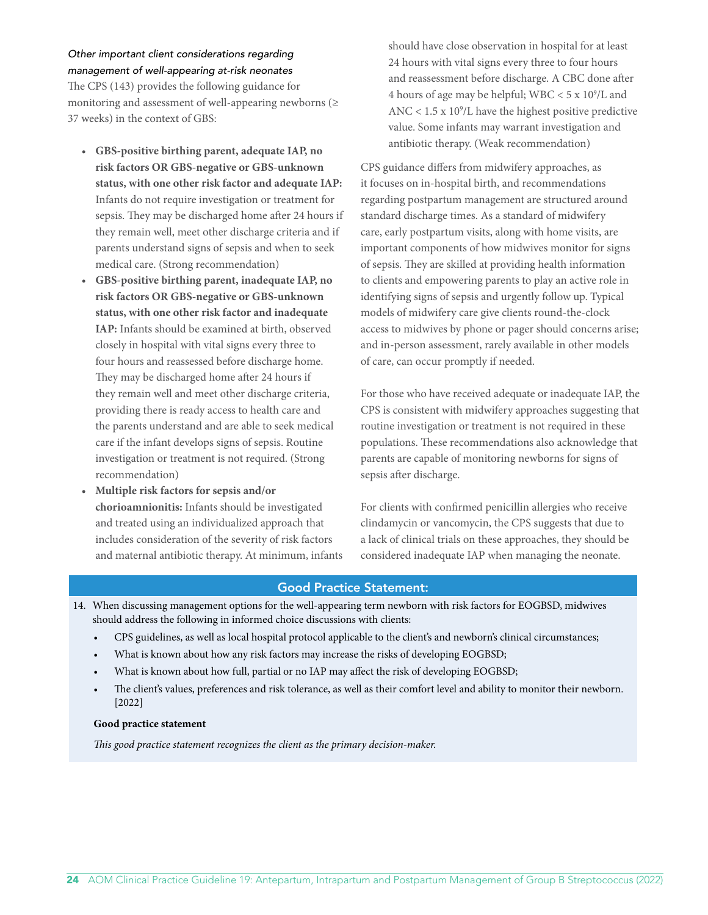*Other important client considerations regarding management of well-appearing at-risk neonates*

The CPS (143) provides the following guidance for monitoring and assessment of well-appearing newborns (≥ 37 weeks) in the context of GBS:

- **GBS-positive birthing parent, adequate IAP, no risk factors OR GBS-negative or GBS-unknown status, with one other risk factor and adequate IAP:** Infants do not require investigation or treatment for sepsis. They may be discharged home after 24 hours if they remain well, meet other discharge criteria and if parents understand signs of sepsis and when to seek medical care. (Strong recommendation)
- **GBS-positive birthing parent, inadequate IAP, no risk factors OR GBS-negative or GBS-unknown status, with one other risk factor and inadequate IAP:** Infants should be examined at birth, observed closely in hospital with vital signs every three to four hours and reassessed before discharge home. They may be discharged home after 24 hours if they remain well and meet other discharge criteria, providing there is ready access to health care and the parents understand and are able to seek medical care if the infant develops signs of sepsis. Routine investigation or treatment is not required. (Strong recommendation)
- **Multiple risk factors for sepsis and/or chorioamnionitis:** Infants should be investigated and treated using an individualized approach that includes consideration of the severity of risk factors and maternal antibiotic therapy. At minimum, infants should have close observation in hospital for at least 24 hours with vital signs every three to four hours and reassessment before discharge. A CBC done after 4 hours of age may be helpful; WBC < $5 \times 10^9$/L and ANC < $1.5 \times 10^9$/L have the highest positive predictive value. Some infants may warrant investigation and antibiotic therapy. (Weak recommendation)

CPS guidance differs from midwifery approaches, as it focuses on in-hospital birth, and recommendations regarding postpartum management are structured around standard discharge times. As a standard of midwifery care, early postpartum visits, along with home visits, are important components of how midwives monitor for signs of sepsis. They are skilled at providing health information to clients and empowering parents to play an active role in identifying signs of sepsis and urgently follow up. Typical models of midwifery care give clients round-the-clock access to midwives by phone or pager should concerns arise; and in-person assessment, rarely available in other models of care, can occur promptly if needed.

For those who have received adequate or inadequate IAP, the CPS is consistent with midwifery approaches suggesting that routine investigation or treatment is not required in these populations. These recommendations also acknowledge that parents are capable of monitoring newborns for signs of sepsis after discharge.

For clients with confirmed penicillin allergies who receive clindamycin or vancomycin, the CPS suggests that due to a lack of clinical trials on these approaches, they should be considered inadequate IAP when managing the neonate.

## Good Practice Statement:

14. When discussing management options for the well-appearing term newborn with risk factors for EOGBSD, midwives should address the following in informed choice discussions with clients:
    - CPS guidelines, as well as local hospital protocol applicable to the client's and newborn's clinical circumstances;
    - What is known about how any risk factors may increase the risks of developing EOGBSD;
    - What is known about how full, partial or no IAP may affect the risk of developing EOGBSD;
    - The client's values, preferences and risk tolerance, as well as their comfort level and ability to monitor their newborn. [2022]

**Good practice statement**

*This good practice statement recognizes the client as the primary decision-maker.*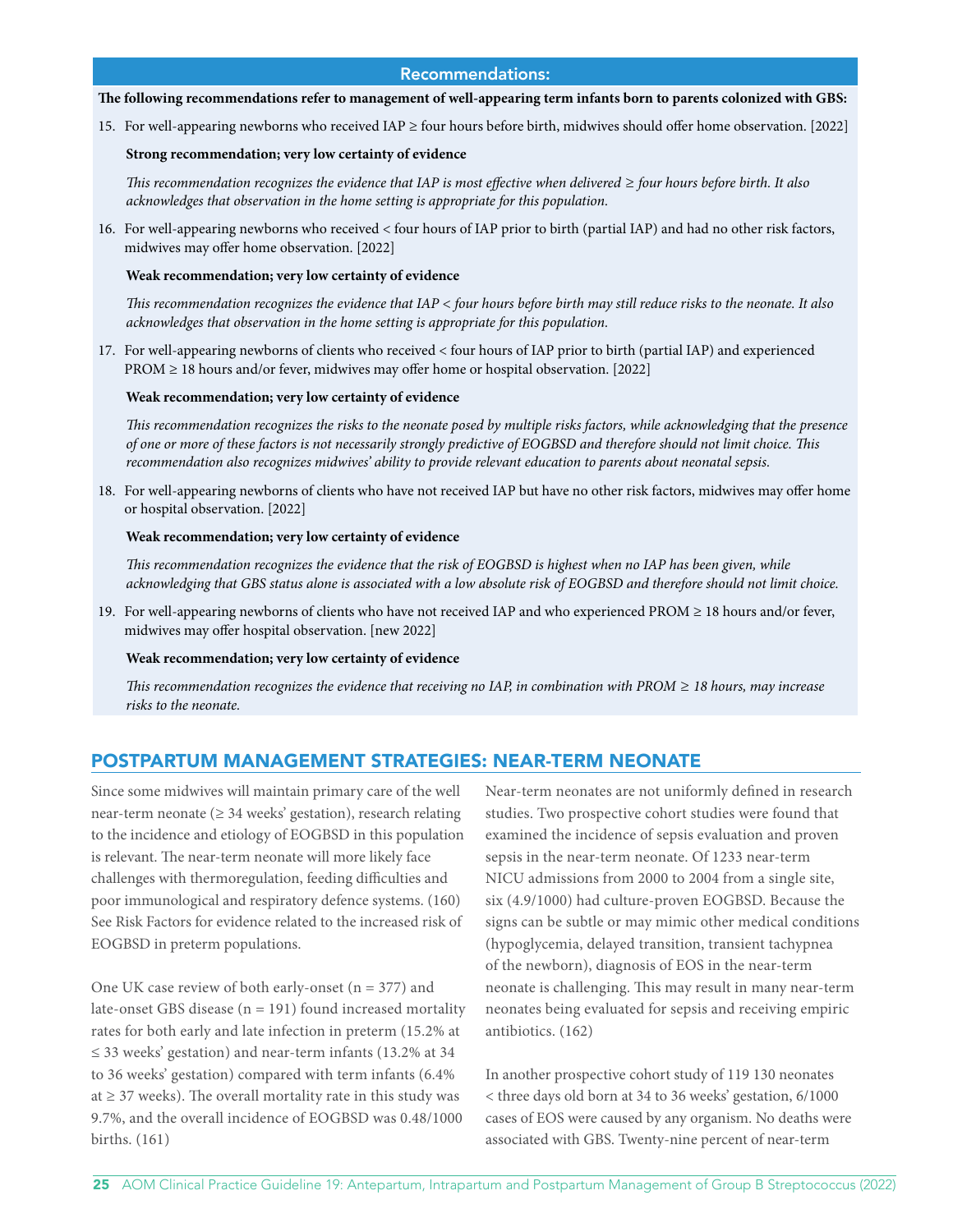### Recommendations:

**The following recommendations refer to management of well-appearing term infants born to parents colonized with GBS:**

15. For well-appearing newborns who received IAP ≥ four hours before birth, midwives should offer home observation. [2022]

    **Strong recommendation; very low certainty of evidence**

    *This recommendation recognizes the evidence that IAP is most effective when delivered ≥ four hours before birth. It also acknowledges that observation in the home setting is appropriate for this population.*

16. For well-appearing newborns who received < four hours of IAP prior to birth (partial IAP) and had no other risk factors, midwives may offer home observation. [2022]

    **Weak recommendation; very low certainty of evidence**

    *This recommendation recognizes the evidence that IAP < four hours before birth may still reduce risks to the neonate. It also acknowledges that observation in the home setting is appropriate for this population.*

17. For well-appearing newborns of clients who received < four hours of IAP prior to birth (partial IAP) and experienced PROM ≥ 18 hours and/or fever, midwives may offer home or hospital observation. [2022]

    **Weak recommendation; very low certainty of evidence**

    *This recommendation recognizes the risks to the neonate posed by multiple risks factors, while acknowledging that the presence of one or more of these factors is not necessarily strongly predictive of EOGBSD and therefore should not limit choice. This recommendation also recognizes midwives' ability to provide relevant education to parents about neonatal sepsis.*

18. For well-appearing newborns of clients who have not received IAP but have no other risk factors, midwives may offer home or hospital observation. [2022]

    **Weak recommendation; very low certainty of evidence**

    *This recommendation recognizes the evidence that the risk of EOGBSD is highest when no IAP has been given, while acknowledging that GBS status alone is associated with a low absolute risk of EOGBSD and therefore should not limit choice.*

19. For well-appearing newborns of clients who have not received IAP and who experienced PROM ≥ 18 hours and/or fever, midwives may offer hospital observation. [new 2022]

    **Weak recommendation; very low certainty of evidence**

    *This recommendation recognizes the evidence that receiving no IAP, in combination with PROM ≥ 18 hours, may increase risks to the neonate.*

## POSTPARTUM MANAGEMENT STRATEGIES: NEAR-TERM NEONATE

Since some midwives will maintain primary care of the well near-term neonate (≥ 34 weeks' gestation), research relating to the incidence and etiology of EOGBSD in this population is relevant. The near-term neonate will more likely face challenges with thermoregulation, feeding difficulties and poor immunological and respiratory defence systems. (160) See Risk Factors for evidence related to the increased risk of EOGBSD in preterm populations.

One UK case review of both early-onset (n = 377) and late-onset GBS disease (n = 191) found increased mortality rates for both early and late infection in preterm (15.2% at ≤ 33 weeks' gestation) and near-term infants (13.2% at 34 to 36 weeks' gestation) compared with term infants (6.4% at ≥ 37 weeks). The overall mortality rate in this study was 9.7%, and the overall incidence of EOGBSD was 0.48/1000 births. (161)

Near-term neonates are not uniformly defined in research studies. Two prospective cohort studies were found that examined the incidence of sepsis evaluation and proven sepsis in the near-term neonate. Of 1233 near-term NICU admissions from 2000 to 2004 from a single site, six (4.9/1000) had culture-proven EOGBSD. Because the signs can be subtle or may mimic other medical conditions (hypoglycemia, delayed transition, transient tachypnea of the newborn), diagnosis of EOS in the near-term neonate is challenging. This may result in many near-term neonates being evaluated for sepsis and receiving empiric antibiotics. (162)

In another prospective cohort study of 119 130 neonates < three days old born at 34 to 36 weeks' gestation, 6/1000 cases of EOS were caused by any organism. No deaths were associated with GBS. Twenty-nine percent of near-term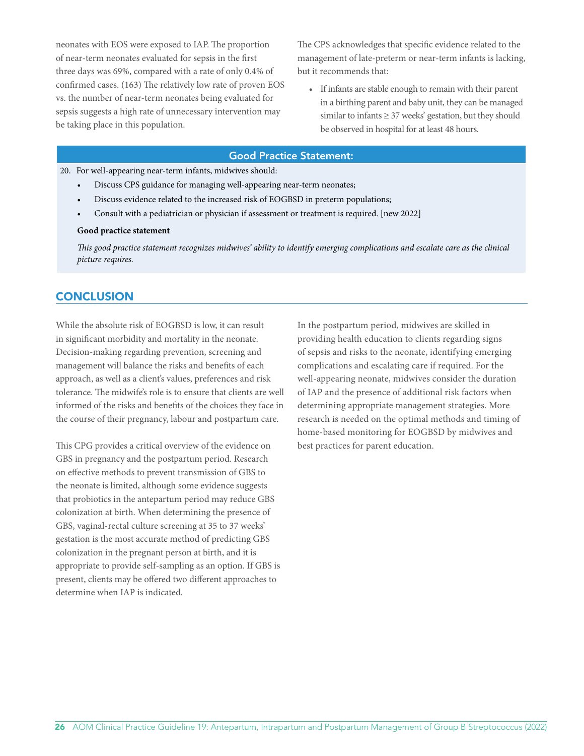neonates with EOS were exposed to IAP. The proportion of near-term neonates evaluated for sepsis in the first three days was 69%, compared with a rate of only 0.4% of confirmed cases. (163) The relatively low rate of proven EOS vs. the number of near-term neonates being evaluated for sepsis suggests a high rate of unnecessary intervention may be taking place in this population.

The CPS acknowledges that specific evidence related to the management of late-preterm or near-term infants is lacking, but it recommends that:

- If infants are stable enough to remain with their parent in a birthing parent and baby unit, they can be managed similar to infants ≥ 37 weeks' gestation, but they should be observed in hospital for at least 48 hours.

**Good Practice Statement:**

20. For well-appearing near-term infants, midwives should:
    - Discuss CPS guidance for managing well-appearing near-term neonates;
    - Discuss evidence related to the increased risk of EOGBSD in preterm populations;
    - Consult with a pediatrician or physician if assessment or treatment is required. [new 2022]

**Good practice statement**

*This good practice statement recognizes midwives' ability to identify emerging complications and escalate care as the clinical picture requires.*

## CONCLUSION

While the absolute risk of EOGBSD is low, it can result in significant morbidity and mortality in the neonate. Decision-making regarding prevention, screening and management will balance the risks and benefits of each approach, as well as a client's values, preferences and risk tolerance. The midwife's role is to ensure that clients are well informed of the risks and benefits of the choices they face in the course of their pregnancy, labour and postpartum care.

This CPG provides a critical overview of the evidence on GBS in pregnancy and the postpartum period. Research on effective methods to prevent transmission of GBS to the neonate is limited, although some evidence suggests that probiotics in the antepartum period may reduce GBS colonization at birth. When determining the presence of GBS, vaginal-rectal culture screening at 35 to 37 weeks' gestation is the most accurate method of predicting GBS colonization in the pregnant person at birth, and it is appropriate to provide self-sampling as an option. If GBS is present, clients may be offered two different approaches to determine when IAP is indicated.

In the postpartum period, midwives are skilled in providing health education to clients regarding signs of sepsis and risks to the neonate, identifying emerging complications and escalating care if required. For the well-appearing neonate, midwives consider the duration of IAP and the presence of additional risk factors when determining appropriate management strategies. More research is needed on the optimal methods and timing of home-based monitoring for EOGBSD by midwives and best practices for parent education.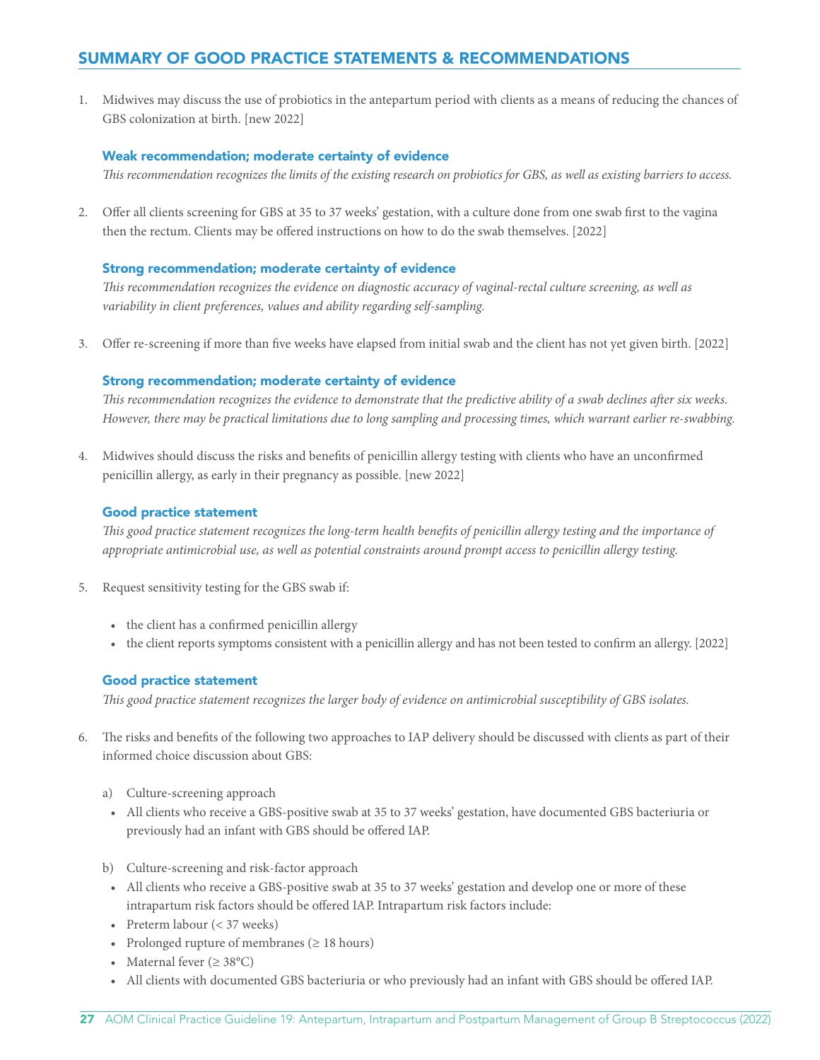## SUMMARY OF GOOD PRACTICE STATEMENTS & RECOMMENDATIONS

1. Midwives may discuss the use of probiotics in the antepartum period with clients as a means of reducing the chances of GBS colonization at birth. [new 2022]

   **Weak recommendation; moderate certainty of evidence**

   *This recommendation recognizes the limits of the existing research on probiotics for GBS, as well as existing barriers to access.*

2. Offer all clients screening for GBS at 35 to 37 weeks' gestation, with a culture done from one swab first to the vagina then the rectum. Clients may be offered instructions on how to do the swab themselves. [2022]

   **Strong recommendation; moderate certainty of evidence**

   *This recommendation recognizes the evidence on diagnostic accuracy of vaginal-rectal culture screening, as well as variability in client preferences, values and ability regarding self-sampling.*

3. Offer re-screening if more than five weeks have elapsed from initial swab and the client has not yet given birth. [2022]

   **Strong recommendation; moderate certainty of evidence**

   *This recommendation recognizes the evidence to demonstrate that the predictive ability of a swab declines after six weeks. However, there may be practical limitations due to long sampling and processing times, which warrant earlier re-swabbing.*

4. Midwives should discuss the risks and benefits of penicillin allergy testing with clients who have an unconfirmed penicillin allergy, as early in their pregnancy as possible. [new 2022]

   **Good practice statement**

   *This good practice statement recognizes the long-term health benefits of penicillin allergy testing and the importance of appropriate antimicrobial use, as well as potential constraints around prompt access to penicillin allergy testing.*

5. Request sensitivity testing for the GBS swab if:

   - the client has a confirmed penicillin allergy
   - the client reports symptoms consistent with a penicillin allergy and has not been tested to confirm an allergy. [2022]

   **Good practice statement**

   *This good practice statement recognizes the larger body of evidence on antimicrobial susceptibility of GBS isolates.*

6. The risks and benefits of the following two approaches to IAP delivery should be discussed with clients as part of their informed choice discussion about GBS:

   a) Culture-screening approach
   - All clients who receive a GBS-positive swab at 35 to 37 weeks' gestation, have documented GBS bacteriuria or previously had an infant with GBS should be offered IAP.

   b) Culture-screening and risk-factor approach
   - All clients who receive a GBS-positive swab at 35 to 37 weeks' gestation and develop one or more of these intrapartum risk factors should be offered IAP. Intrapartum risk factors include:
   - Preterm labour (< 37 weeks)
   - Prolonged rupture of membranes (≥ 18 hours)
   - Maternal fever (≥ 38°C)
   - All clients with documented GBS bacteriuria or who previously had an infant with GBS should be offered IAP.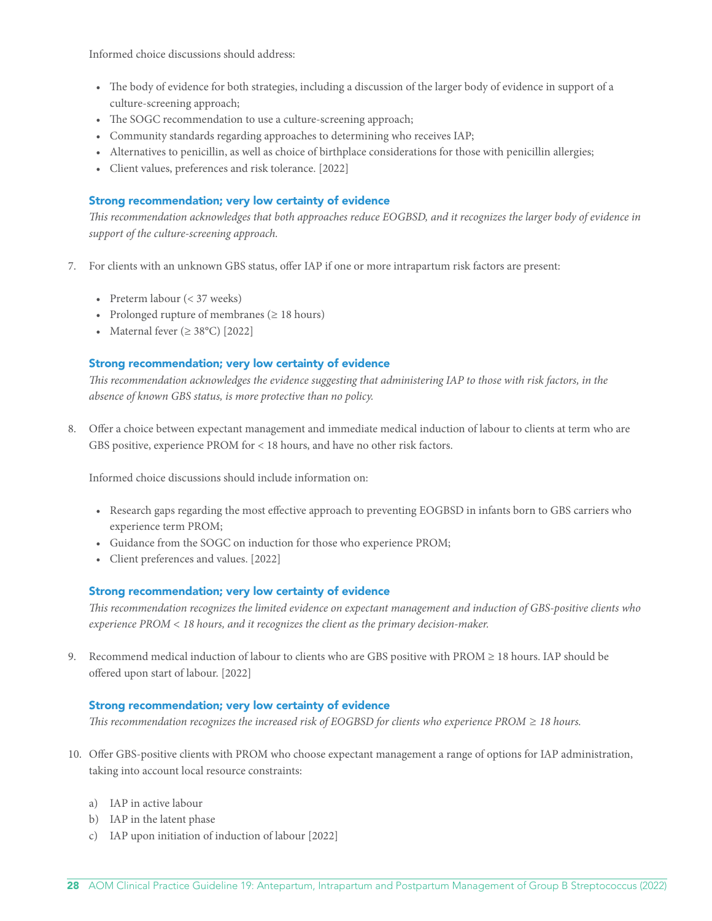Informed choice discussions should address:

- The body of evidence for both strategies, including a discussion of the larger body of evidence in support of a culture-screening approach;
- The SOGC recommendation to use a culture-screening approach;
- Community standards regarding approaches to determining who receives IAP;
- Alternatives to penicillin, as well as choice of birthplace considerations for those with penicillin allergies;
- Client values, preferences and risk tolerance. [2022]

**Strong recommendation; very low certainty of evidence**
*This recommendation acknowledges that both approaches reduce EOGBSD, and it recognizes the larger body of evidence in support of the culture-screening approach.*

7. For clients with an unknown GBS status, offer IAP if one or more intrapartum risk factors are present:

   - Preterm labour (< 37 weeks)
   - Prolonged rupture of membranes (≥ 18 hours)
   - Maternal fever (≥ 38°C) [2022]

**Strong recommendation; very low certainty of evidence**
*This recommendation acknowledges the evidence suggesting that administering IAP to those with risk factors, in the absence of known GBS status, is more protective than no policy.*

8. Offer a choice between expectant management and immediate medical induction of labour to clients at term who are GBS positive, experience PROM for < 18 hours, and have no other risk factors.

   Informed choice discussions should include information on:

   - Research gaps regarding the most effective approach to preventing EOGBSD in infants born to GBS carriers who experience term PROM;
   - Guidance from the SOGC on induction for those who experience PROM;
   - Client preferences and values. [2022]

**Strong recommendation; very low certainty of evidence**
*This recommendation recognizes the limited evidence on expectant management and induction of GBS-positive clients who experience PROM < 18 hours, and it recognizes the client as the primary decision-maker.*

9. Recommend medical induction of labour to clients who are GBS positive with PROM ≥ 18 hours. IAP should be offered upon start of labour. [2022]

**Strong recommendation; very low certainty of evidence**
*This recommendation recognizes the increased risk of EOGBSD for clients who experience PROM ≥ 18 hours.*

10. Offer GBS-positive clients with PROM who choose expectant management a range of options for IAP administration, taking into account local resource constraints:

    a) IAP in active labour
    b) IAP in the latent phase
    c) IAP upon initiation of induction of labour [2022]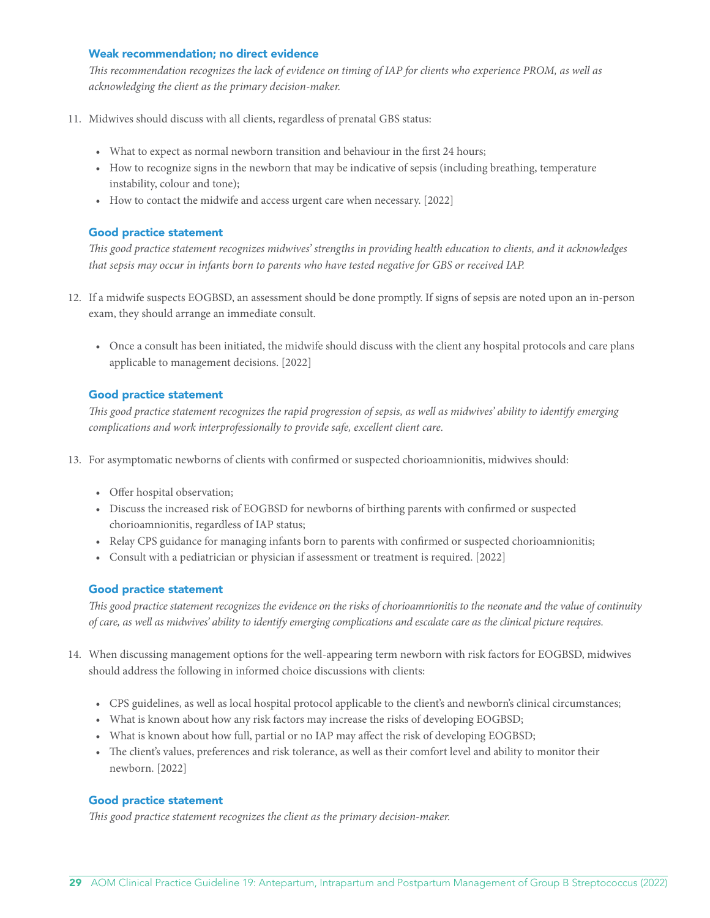#### Weak recommendation; no direct evidence

*This recommendation recognizes the lack of evidence on timing of IAP for clients who experience PROM, as well as acknowledging the client as the primary decision-maker.*

11. Midwives should discuss with all clients, regardless of prenatal GBS status:

    - What to expect as normal newborn transition and behaviour in the first 24 hours;
    - How to recognize signs in the newborn that may be indicative of sepsis (including breathing, temperature instability, colour and tone);
    - How to contact the midwife and access urgent care when necessary. [2022]

#### Good practice statement

*This good practice statement recognizes midwives' strengths in providing health education to clients, and it acknowledges that sepsis may occur in infants born to parents who have tested negative for GBS or received IAP.*

12. If a midwife suspects EOGBSD, an assessment should be done promptly. If signs of sepsis are noted upon an in-person exam, they should arrange an immediate consult.

    - Once a consult has been initiated, the midwife should discuss with the client any hospital protocols and care plans applicable to management decisions. [2022]

#### Good practice statement

*This good practice statement recognizes the rapid progression of sepsis, as well as midwives' ability to identify emerging complications and work interprofessionally to provide safe, excellent client care.*

13. For asymptomatic newborns of clients with confirmed or suspected chorioamnionitis, midwives should:

    - Offer hospital observation;
    - Discuss the increased risk of EOGBSD for newborns of birthing parents with confirmed or suspected chorioamnionitis, regardless of IAP status;
    - Relay CPS guidance for managing infants born to parents with confirmed or suspected chorioamnionitis;
    - Consult with a pediatrician or physician if assessment or treatment is required. [2022]

#### Good practice statement

*This good practice statement recognizes the evidence on the risks of chorioamnionitis to the neonate and the value of continuity of care, as well as midwives' ability to identify emerging complications and escalate care as the clinical picture requires.*

14. When discussing management options for the well-appearing term newborn with risk factors for EOGBSD, midwives should address the following in informed choice discussions with clients:

    - CPS guidelines, as well as local hospital protocol applicable to the client's and newborn's clinical circumstances;
    - What is known about how any risk factors may increase the risks of developing EOGBSD;
    - What is known about how full, partial or no IAP may affect the risk of developing EOGBSD;
    - The client's values, preferences and risk tolerance, as well as their comfort level and ability to monitor their newborn. [2022]

#### Good practice statement

*This good practice statement recognizes the client as the primary decision-maker.*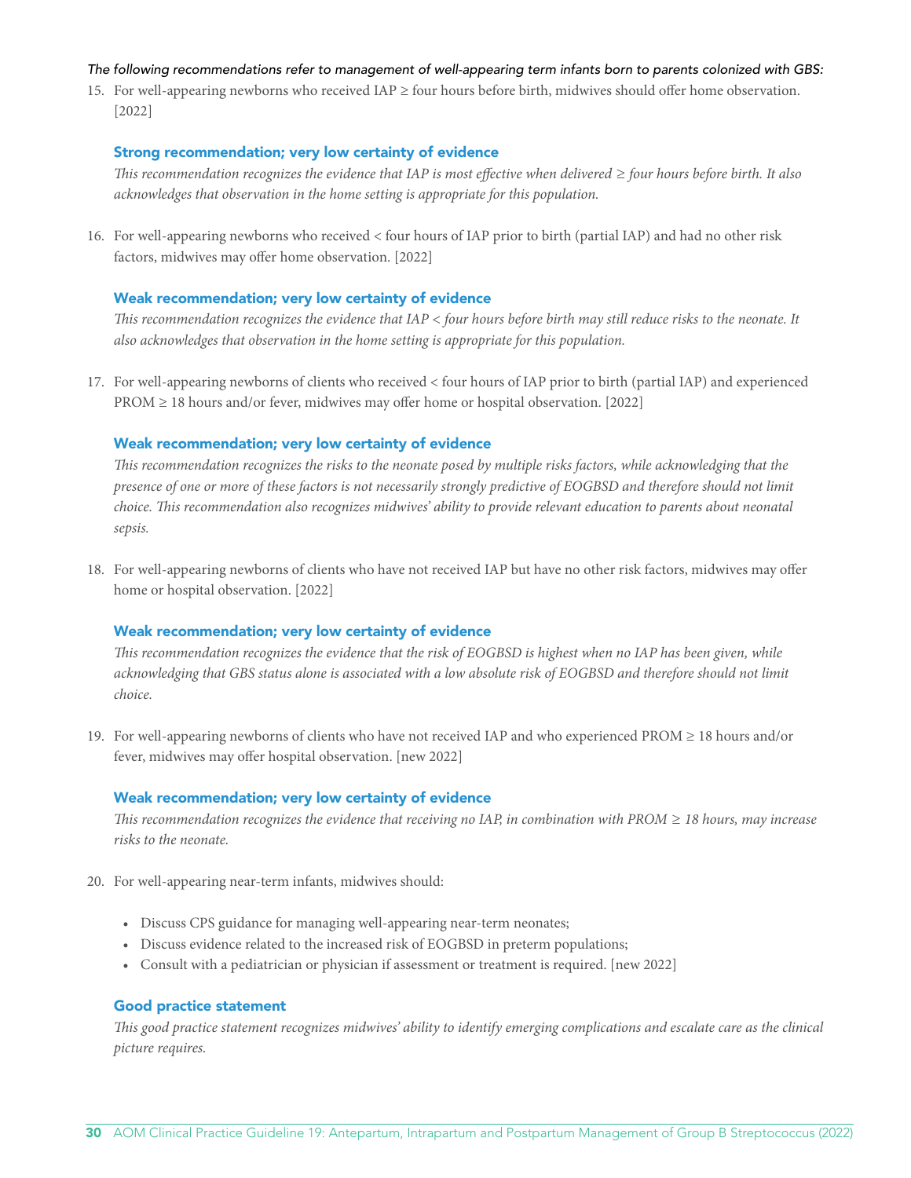*The following recommendations refer to management of well-appearing term infants born to parents colonized with GBS:*

15. For well-appearing newborns who received IAP ≥ four hours before birth, midwives should offer home observation. [2022]

**Strong recommendation; very low certainty of evidence**

*This recommendation recognizes the evidence that IAP is most effective when delivered ≥ four hours before birth. It also acknowledges that observation in the home setting is appropriate for this population.*

16. For well-appearing newborns who received < four hours of IAP prior to birth (partial IAP) and had no other risk factors, midwives may offer home observation. [2022]

**Weak recommendation; very low certainty of evidence**

*This recommendation recognizes the evidence that IAP < four hours before birth may still reduce risks to the neonate. It also acknowledges that observation in the home setting is appropriate for this population.*

17. For well-appearing newborns of clients who received < four hours of IAP prior to birth (partial IAP) and experienced PROM ≥ 18 hours and/or fever, midwives may offer home or hospital observation. [2022]

**Weak recommendation; very low certainty of evidence**

*This recommendation recognizes the risks to the neonate posed by multiple risks factors, while acknowledging that the presence of one or more of these factors is not necessarily strongly predictive of EOGBSD and therefore should not limit choice. This recommendation also recognizes midwives' ability to provide relevant education to parents about neonatal sepsis.*

18. For well-appearing newborns of clients who have not received IAP but have no other risk factors, midwives may offer home or hospital observation. [2022]

**Weak recommendation; very low certainty of evidence**

*This recommendation recognizes the evidence that the risk of EOGBSD is highest when no IAP has been given, while acknowledging that GBS status alone is associated with a low absolute risk of EOGBSD and therefore should not limit choice.*

19. For well-appearing newborns of clients who have not received IAP and who experienced PROM ≥ 18 hours and/or fever, midwives may offer hospital observation. [new 2022]

**Weak recommendation; very low certainty of evidence**

*This recommendation recognizes the evidence that receiving no IAP, in combination with PROM ≥ 18 hours, may increase risks to the neonate.*

20. For well-appearing near-term infants, midwives should:
    - Discuss CPS guidance for managing well-appearing near-term neonates;
    - Discuss evidence related to the increased risk of EOGBSD in preterm populations;
    - Consult with a pediatrician or physician if assessment or treatment is required. [new 2022]

**Good practice statement**

*This good practice statement recognizes midwives' ability to identify emerging complications and escalate care as the clinical picture requires.*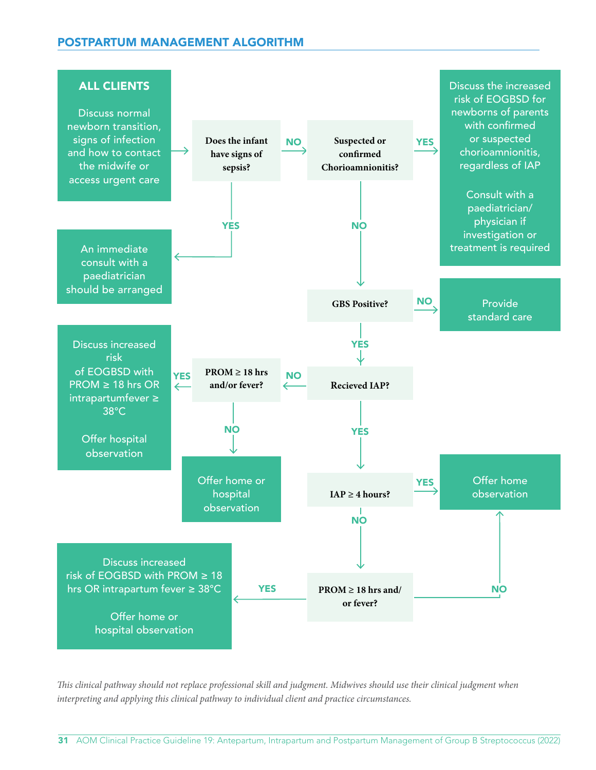## POSTPARTUM MANAGEMENT ALGORITHM

**ALL CLIENTS**

Discuss normal newborn transition, signs of infection and how to contact the midwife or access urgent care

→ **Does the infant have signs of sepsis?**

- **YES** → An immediate consult with a paediatrician should be arranged
- **NO** → **Suspected or confirmed Chorioamnionitis?**
  - **YES** → Discuss the increased risk of EOGBSD for newborns of parents with confirmed or suspected chorioamnionitis, regardless of IAP. Consult with a paediatrician/ physician if investigation or treatment is required
  - **NO** → **GBS Positive?**
    - **NO** → Provide standard care
    - **YES** → **Recieved IAP?**
      - **NO** → **PROM ≥ 18 hrs and/or fever?**
        - **YES** → Discuss increased risk of EOGBSD with PROM ≥ 18 hrs OR intrapartumfever ≥ 38°C. Offer hospital observation
        - **NO** → Offer home or hospital observation
      - **YES** → **IAP ≥ 4 hours?**
        - **YES** → Offer home observation
        - **NO** → **PROM ≥ 18 hrs and/ or fever?**
          - **YES** → Discuss increased risk of EOGBSD with PROM ≥ 18 hrs OR intrapartum fever ≥ 38°C. Offer home or hospital observation
          - **NO** → Offer home observation

*This clinical pathway should not replace professional skill and judgment. Midwives should use their clinical judgment when interpreting and applying this clinical pathway to individual client and practice circumstances.*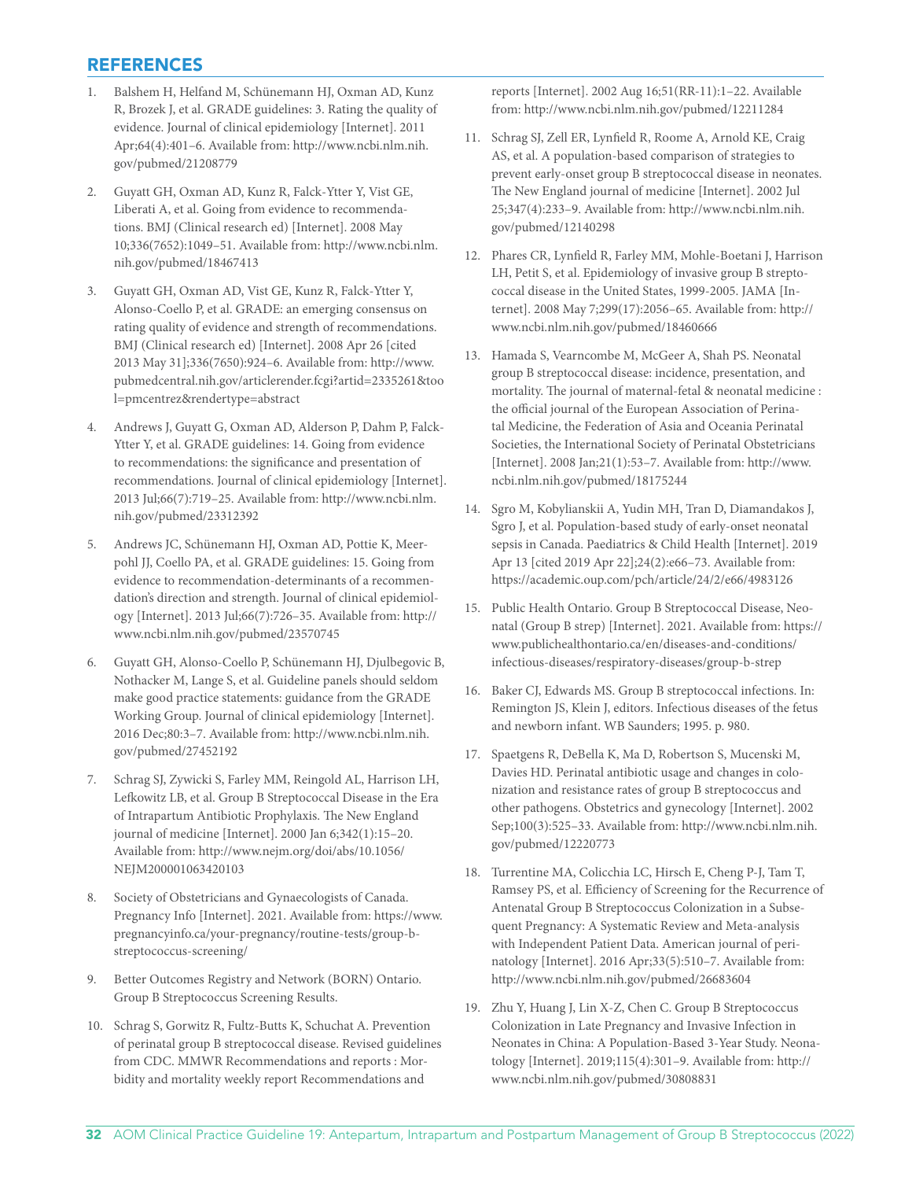## REFERENCES

1. Balshem H, Helfand M, Schünemann HJ, Oxman AD, Kunz R, Brozek J, et al. GRADE guidelines: 3. Rating the quality of evidence. Journal of clinical epidemiology [Internet]. 2011 Apr;64(4):401–6. Available from: http://www.ncbi.nlm.nih.gov/pubmed/21208779

2. Guyatt GH, Oxman AD, Kunz R, Falck-Ytter Y, Vist GE, Liberati A, et al. Going from evidence to recommendations. BMJ (Clinical research ed) [Internet]. 2008 May 10;336(7652):1049–51. Available from: http://www.ncbi.nlm.nih.gov/pubmed/18467413

3. Guyatt GH, Oxman AD, Vist GE, Kunz R, Falck-Ytter Y, Alonso-Coello P, et al. GRADE: an emerging consensus on rating quality of evidence and strength of recommendations. BMJ (Clinical research ed) [Internet]. 2008 Apr 26 [cited 2013 May 31];336(7650):924–6. Available from: http://www.pubmedcentral.nih.gov/articlerender.fcgi?artid=2335261&tool=pmcentrez&rendertype=abstract

4. Andrews J, Guyatt G, Oxman AD, Alderson P, Dahm P, Falck-Ytter Y, et al. GRADE guidelines: 14. Going from evidence to recommendations: the significance and presentation of recommendations. Journal of clinical epidemiology [Internet]. 2013 Jul;66(7):719–25. Available from: http://www.ncbi.nlm.nih.gov/pubmed/23312392

5. Andrews JC, Schünemann HJ, Oxman AD, Pottie K, Meerpohl JJ, Coello PA, et al. GRADE guidelines: 15. Going from evidence to recommendation-determinants of a recommendation's direction and strength. Journal of clinical epidemiology [Internet]. 2013 Jul;66(7):726–35. Available from: http://www.ncbi.nlm.nih.gov/pubmed/23570745

6. Guyatt GH, Alonso-Coello P, Schünemann HJ, Djulbegovic B, Nothacker M, Lange S, et al. Guideline panels should seldom make good practice statements: guidance from the GRADE Working Group. Journal of clinical epidemiology [Internet]. 2016 Dec;80:3–7. Available from: http://www.ncbi.nlm.nih.gov/pubmed/27452192

7. Schrag SJ, Zywicki S, Farley MM, Reingold AL, Harrison LH, Lefkowitz LB, et al. Group B Streptococcal Disease in the Era of Intrapartum Antibiotic Prophylaxis. The New England journal of medicine [Internet]. 2000 Jan 6;342(1):15–20. Available from: http://www.nejm.org/doi/abs/10.1056/NEJM200001063420103

8. Society of Obstetricians and Gynaecologists of Canada. Pregnancy Info [Internet]. 2021. Available from: https://www.pregnancyinfo.ca/your-pregnancy/routine-tests/group-b-streptococcus-screening/

9. Better Outcomes Registry and Network (BORN) Ontario. Group B Streptococcus Screening Results.

10. Schrag S, Gorwitz R, Fultz-Butts K, Schuchat A. Prevention of perinatal group B streptococcal disease. Revised guidelines from CDC. MMWR Recommendations and reports : Morbidity and mortality weekly report Recommendations and reports [Internet]. 2002 Aug 16;51(RR-11):1–22. Available from: http://www.ncbi.nlm.nih.gov/pubmed/12211284

11. Schrag SJ, Zell ER, Lynfield R, Roome A, Arnold KE, Craig AS, et al. A population-based comparison of strategies to prevent early-onset group B streptococcal disease in neonates. The New England journal of medicine [Internet]. 2002 Jul 25;347(4):233–9. Available from: http://www.ncbi.nlm.nih.gov/pubmed/12140298

12. Phares CR, Lynfield R, Farley MM, Mohle-Boetani J, Harrison LH, Petit S, et al. Epidemiology of invasive group B streptococcal disease in the United States, 1999-2005. JAMA [Internet]. 2008 May 7;299(17):2056–65. Available from: http://www.ncbi.nlm.nih.gov/pubmed/18460666

13. Hamada S, Vearncombe M, McGeer A, Shah PS. Neonatal group B streptococcal disease: incidence, presentation, and mortality. The journal of maternal-fetal & neonatal medicine : the official journal of the European Association of Perinatal Medicine, the Federation of Asia and Oceania Perinatal Societies, the International Society of Perinatal Obstetricians [Internet]. 2008 Jan;21(1):53–7. Available from: http://www.ncbi.nlm.nih.gov/pubmed/18175244

14. Sgro M, Kobylianskii A, Yudin MH, Tran D, Diamandakos J, Sgro J, et al. Population-based study of early-onset neonatal sepsis in Canada. Paediatrics & Child Health [Internet]. 2019 Apr 13 [cited 2019 Apr 22];24(2):e66–73. Available from: https://academic.oup.com/pch/article/24/2/e66/4983126

15. Public Health Ontario. Group B Streptococcal Disease, Neonatal (Group B strep) [Internet]. 2021. Available from: https://www.publichealthontario.ca/en/diseases-and-conditions/infectious-diseases/respiratory-diseases/group-b-strep

16. Baker CJ, Edwards MS. Group B streptococcal infections. In: Remington JS, Klein J, editors. Infectious diseases of the fetus and newborn infant. WB Saunders; 1995. p. 980.

17. Spaetgens R, DeBella K, Ma D, Robertson S, Mucenski M, Davies HD. Perinatal antibiotic usage and changes in colonization and resistance rates of group B streptococcus and other pathogens. Obstetrics and gynecology [Internet]. 2002 Sep;100(3):525–33. Available from: http://www.ncbi.nlm.nih.gov/pubmed/12220773

18. Turrentine MA, Colicchia LC, Hirsch E, Cheng P-J, Tam T, Ramsey PS, et al. Efficiency of Screening for the Recurrence of Antenatal Group B Streptococcus Colonization in a Subsequent Pregnancy: A Systematic Review and Meta-analysis with Independent Patient Data. American journal of perinatology [Internet]. 2016 Apr;33(5):510–7. Available from: http://www.ncbi.nlm.nih.gov/pubmed/26683604

19. Zhu Y, Huang J, Lin X-Z, Chen C. Group B Streptococcus Colonization in Late Pregnancy and Invasive Infection in Neonates in China: A Population-Based 3-Year Study. Neonatology [Internet]. 2019;115(4):301–9. Available from: http://www.ncbi.nlm.nih.gov/pubmed/30808831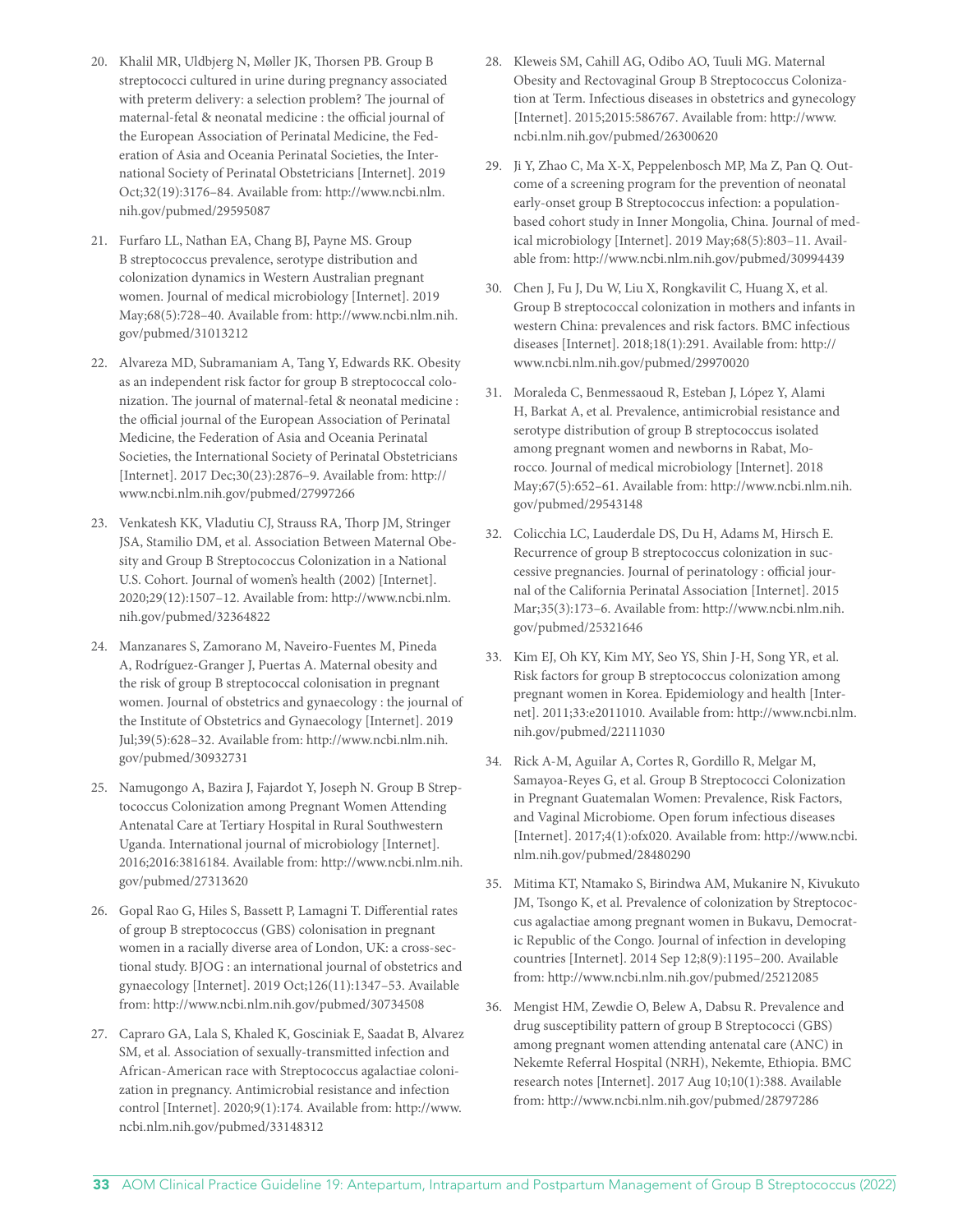20. Khalil MR, Uldbjerg N, Møller JK, Thorsen PB. Group B streptococci cultured in urine during pregnancy associated with preterm delivery: a selection problem? The journal of maternal-fetal & neonatal medicine : the official journal of the European Association of Perinatal Medicine, the Federation of Asia and Oceania Perinatal Societies, the International Society of Perinatal Obstetricians [Internet]. 2019 Oct;32(19):3176–84. Available from: http://www.ncbi.nlm.nih.gov/pubmed/29595087

21. Furfaro LL, Nathan EA, Chang BJ, Payne MS. Group B streptococcus prevalence, serotype distribution and colonization dynamics in Western Australian pregnant women. Journal of medical microbiology [Internet]. 2019 May;68(5):728–40. Available from: http://www.ncbi.nlm.nih.gov/pubmed/31013212

22. Alvareza MD, Subramaniam A, Tang Y, Edwards RK. Obesity as an independent risk factor for group B streptococcal colonization. The journal of maternal-fetal & neonatal medicine : the official journal of the European Association of Perinatal Medicine, the Federation of Asia and Oceania Perinatal Societies, the International Society of Perinatal Obstetricians [Internet]. 2017 Dec;30(23):2876–9. Available from: http://www.ncbi.nlm.nih.gov/pubmed/27997266

23. Venkatesh KK, Vladutiu CJ, Strauss RA, Thorp JM, Stringer JSA, Stamilio DM, et al. Association Between Maternal Obesity and Group B Streptococcus Colonization in a National U.S. Cohort. Journal of women's health (2002) [Internet]. 2020;29(12):1507–12. Available from: http://www.ncbi.nlm.nih.gov/pubmed/32364822

24. Manzanares S, Zamorano M, Naveiro-Fuentes M, Pineda A, Rodríguez-Granger J, Puertas A. Maternal obesity and the risk of group B streptococcal colonisation in pregnant women. Journal of obstetrics and gynaecology : the journal of the Institute of Obstetrics and Gynaecology [Internet]. 2019 Jul;39(5):628–32. Available from: http://www.ncbi.nlm.nih.gov/pubmed/30932731

25. Namugongo A, Bazira J, Fajardot Y, Joseph N. Group B Streptococcus Colonization among Pregnant Women Attending Antenatal Care at Tertiary Hospital in Rural Southwestern Uganda. International journal of microbiology [Internet]. 2016;2016:3816184. Available from: http://www.ncbi.nlm.nih.gov/pubmed/27313620

26. Gopal Rao G, Hiles S, Bassett P, Lamagni T. Differential rates of group B streptococcus (GBS) colonisation in pregnant women in a racially diverse area of London, UK: a cross-sectional study. BJOG : an international journal of obstetrics and gynaecology [Internet]. 2019 Oct;126(11):1347–53. Available from: http://www.ncbi.nlm.nih.gov/pubmed/30734508

27. Capraro GA, Lala S, Khaled K, Gosciniak E, Saadat B, Alvarez SM, et al. Association of sexually-transmitted infection and African-American race with Streptococcus agalactiae colonization in pregnancy. Antimicrobial resistance and infection control [Internet]. 2020;9(1):174. Available from: http://www.ncbi.nlm.nih.gov/pubmed/33148312

28. Kleweis SM, Cahill AG, Odibo AO, Tuuli MG. Maternal Obesity and Rectovaginal Group B Streptococcus Colonization at Term. Infectious diseases in obstetrics and gynecology [Internet]. 2015;2015:586767. Available from: http://www.ncbi.nlm.nih.gov/pubmed/26300620

29. Ji Y, Zhao C, Ma X-X, Peppelenbosch MP, Ma Z, Pan Q. Outcome of a screening program for the prevention of neonatal early-onset group B Streptococcus infection: a population-based cohort study in Inner Mongolia, China. Journal of medical microbiology [Internet]. 2019 May;68(5):803–11. Available from: http://www.ncbi.nlm.nih.gov/pubmed/30994439

30. Chen J, Fu J, Du W, Liu X, Rongkavilit C, Huang X, et al. Group B streptococcal colonization in mothers and infants in western China: prevalences and risk factors. BMC infectious diseases [Internet]. 2018;18(1):291. Available from: http://www.ncbi.nlm.nih.gov/pubmed/29970020

31. Moraleda C, Benmessaoud R, Esteban J, López Y, Alami H, Barkat A, et al. Prevalence, antimicrobial resistance and serotype distribution of group B streptococcus isolated among pregnant women and newborns in Rabat, Morocco. Journal of medical microbiology [Internet]. 2018 May;67(5):652–61. Available from: http://www.ncbi.nlm.nih.gov/pubmed/29543148

32. Colicchia LC, Lauderdale DS, Du H, Adams M, Hirsch E. Recurrence of group B streptococcus colonization in successive pregnancies. Journal of perinatology : official journal of the California Perinatal Association [Internet]. 2015 Mar;35(3):173–6. Available from: http://www.ncbi.nlm.nih.gov/pubmed/25321646

33. Kim EJ, Oh KY, Kim MY, Seo YS, Shin J-H, Song YR, et al. Risk factors for group B streptococcus colonization among pregnant women in Korea. Epidemiology and health [Internet]. 2011;33:e2011010. Available from: http://www.ncbi.nlm.nih.gov/pubmed/22111030

34. Rick A-M, Aguilar A, Cortes R, Gordillo R, Melgar M, Samayoa-Reyes G, et al. Group B Streptococci Colonization in Pregnant Guatemalan Women: Prevalence, Risk Factors, and Vaginal Microbiome. Open forum infectious diseases [Internet]. 2017;4(1):ofx020. Available from: http://www.ncbi.nlm.nih.gov/pubmed/28480290

35. Mitima KT, Ntamako S, Birindwa AM, Mukanire N, Kivukuto JM, Tsongo K, et al. Prevalence of colonization by Streptococcus agalactiae among pregnant women in Bukavu, Democratic Republic of the Congo. Journal of infection in developing countries [Internet]. 2014 Sep 12;8(9):1195–200. Available from: http://www.ncbi.nlm.nih.gov/pubmed/25212085

36. Mengist HM, Zewdie O, Belew A, Dabsu R. Prevalence and drug susceptibility pattern of group B Streptococci (GBS) among pregnant women attending antenatal care (ANC) in Nekemte Referral Hospital (NRH), Nekemte, Ethiopia. BMC research notes [Internet]. 2017 Aug 10;10(1):388. Available from: http://www.ncbi.nlm.nih.gov/pubmed/28797286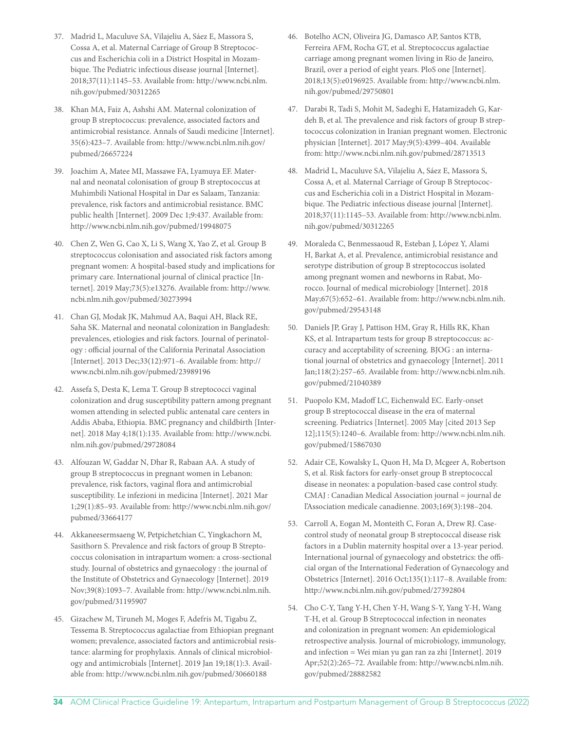37. Madrid L, Maculuve SA, Vilajeliu A, Sáez E, Massora S, Cossa A, et al. Maternal Carriage of Group B Streptococcus and Escherichia coli in a District Hospital in Mozambique. The Pediatric infectious disease journal [Internet]. 2018;37(11):1145–53. Available from: http://www.ncbi.nlm.nih.gov/pubmed/30312265

38. Khan MA, Faiz A, Ashshi AM. Maternal colonization of group B streptococcus: prevalence, associated factors and antimicrobial resistance. Annals of Saudi medicine [Internet]. 35(6):423–7. Available from: http://www.ncbi.nlm.nih.gov/pubmed/26657224

39. Joachim A, Matee MI, Massawe FA, Lyamuya EF. Maternal and neonatal colonisation of group B streptococcus at Muhimbili National Hospital in Dar es Salaam, Tanzania: prevalence, risk factors and antimicrobial resistance. BMC public health [Internet]. 2009 Dec 1;9:437. Available from: http://www.ncbi.nlm.nih.gov/pubmed/19948075

40. Chen Z, Wen G, Cao X, Li S, Wang X, Yao Z, et al. Group B streptococcus colonisation and associated risk factors among pregnant women: A hospital-based study and implications for primary care. International journal of clinical practice [Internet]. 2019 May;73(5):e13276. Available from: http://www.ncbi.nlm.nih.gov/pubmed/30273994

41. Chan GJ, Modak JK, Mahmud AA, Baqui AH, Black RE, Saha SK. Maternal and neonatal colonization in Bangladesh: prevalences, etiologies and risk factors. Journal of perinatology : official journal of the California Perinatal Association [Internet]. 2013 Dec;33(12):971–6. Available from: http://www.ncbi.nlm.nih.gov/pubmed/23989196

42. Assefa S, Desta K, Lema T. Group B streptococci vaginal colonization and drug susceptibility pattern among pregnant women attending in selected public antenatal care centers in Addis Ababa, Ethiopia. BMC pregnancy and childbirth [Internet]. 2018 May 4;18(1):135. Available from: http://www.ncbi.nlm.nih.gov/pubmed/29728084

43. Alfouzan W, Gaddar N, Dhar R, Rabaan AA. A study of group B streptococcus in pregnant women in Lebanon: prevalence, risk factors, vaginal flora and antimicrobial susceptibility. Le infezioni in medicina [Internet]. 2021 Mar 1;29(1):85–93. Available from: http://www.ncbi.nlm.nih.gov/pubmed/33664177

44. Akkaneesermsaeng W, Petpichetchian C, Yingkachorn M, Sasithorn S. Prevalence and risk factors of group B Streptococcus colonisation in intrapartum women: a cross-sectional study. Journal of obstetrics and gynaecology : the journal of the Institute of Obstetrics and Gynaecology [Internet]. 2019 Nov;39(8):1093–7. Available from: http://www.ncbi.nlm.nih.gov/pubmed/31195907

45. Gizachew M, Tiruneh M, Moges F, Adefris M, Tigabu Z, Tessema B. Streptococcus agalactiae from Ethiopian pregnant women; prevalence, associated factors and antimicrobial resistance: alarming for prophylaxis. Annals of clinical microbiology and antimicrobials [Internet]. 2019 Jan 19;18(1):3. Available from: http://www.ncbi.nlm.nih.gov/pubmed/30660188

46. Botelho ACN, Oliveira JG, Damasco AP, Santos KTB, Ferreira AFM, Rocha GT, et al. Streptococcus agalactiae carriage among pregnant women living in Rio de Janeiro, Brazil, over a period of eight years. PloS one [Internet]. 2018;13(5):e0196925. Available from: http://www.ncbi.nlm.nih.gov/pubmed/29750801

47. Darabi R, Tadi S, Mohit M, Sadeghi E, Hatamizadeh G, Kardeh B, et al. The prevalence and risk factors of group B streptococcus colonization in Iranian pregnant women. Electronic physician [Internet]. 2017 May;9(5):4399–404. Available from: http://www.ncbi.nlm.nih.gov/pubmed/28713513

48. Madrid L, Maculuve SA, Vilajeliu A, Sáez E, Massora S, Cossa A, et al. Maternal Carriage of Group B Streptococcus and Escherichia coli in a District Hospital in Mozambique. The Pediatric infectious disease journal [Internet]. 2018;37(11):1145–53. Available from: http://www.ncbi.nlm.nih.gov/pubmed/30312265

49. Moraleda C, Benmessaoud R, Esteban J, López Y, Alami H, Barkat A, et al. Prevalence, antimicrobial resistance and serotype distribution of group B streptococcus isolated among pregnant women and newborns in Rabat, Morocco. Journal of medical microbiology [Internet]. 2018 May;67(5):652–61. Available from: http://www.ncbi.nlm.nih.gov/pubmed/29543148

50. Daniels JP, Gray J, Pattison HM, Gray R, Hills RK, Khan KS, et al. Intrapartum tests for group B streptococcus: accuracy and acceptability of screening. BJOG : an international journal of obstetrics and gynaecology [Internet]. 2011 Jan;118(2):257–65. Available from: http://www.ncbi.nlm.nih.gov/pubmed/21040389

51. Puopolo KM, Madoff LC, Eichenwald EC. Early-onset group B streptococcal disease in the era of maternal screening. Pediatrics [Internet]. 2005 May [cited 2013 Sep 12];115(5):1240–6. Available from: http://www.ncbi.nlm.nih.gov/pubmed/15867030

52. Adair CE, Kowalsky L, Quon H, Ma D, Mcgeer A, Robertson S, et al. Risk factors for early-onset group B streptococcal disease in neonates: a population-based case control study. CMAJ : Canadian Medical Association journal = journal de l'Association medicale canadienne. 2003;169(3):198–204.

53. Carroll A, Eogan M, Monteith C, Foran A, Drew RJ. Case-control study of neonatal group B streptococcal disease risk factors in a Dublin maternity hospital over a 13-year period. International journal of gynaecology and obstetrics: the official organ of the International Federation of Gynaecology and Obstetrics [Internet]. 2016 Oct;135(1):117–8. Available from: http://www.ncbi.nlm.nih.gov/pubmed/27392804

54. Cho C-Y, Tang Y-H, Chen Y-H, Wang S-Y, Yang Y-H, Wang T-H, et al. Group B Streptococcal infection in neonates and colonization in pregnant women: An epidemiological retrospective analysis. Journal of microbiology, immunology, and infection = Wei mian yu gan ran za zhi [Internet]. 2019 Apr;52(2):265–72. Available from: http://www.ncbi.nlm.nih.gov/pubmed/28882582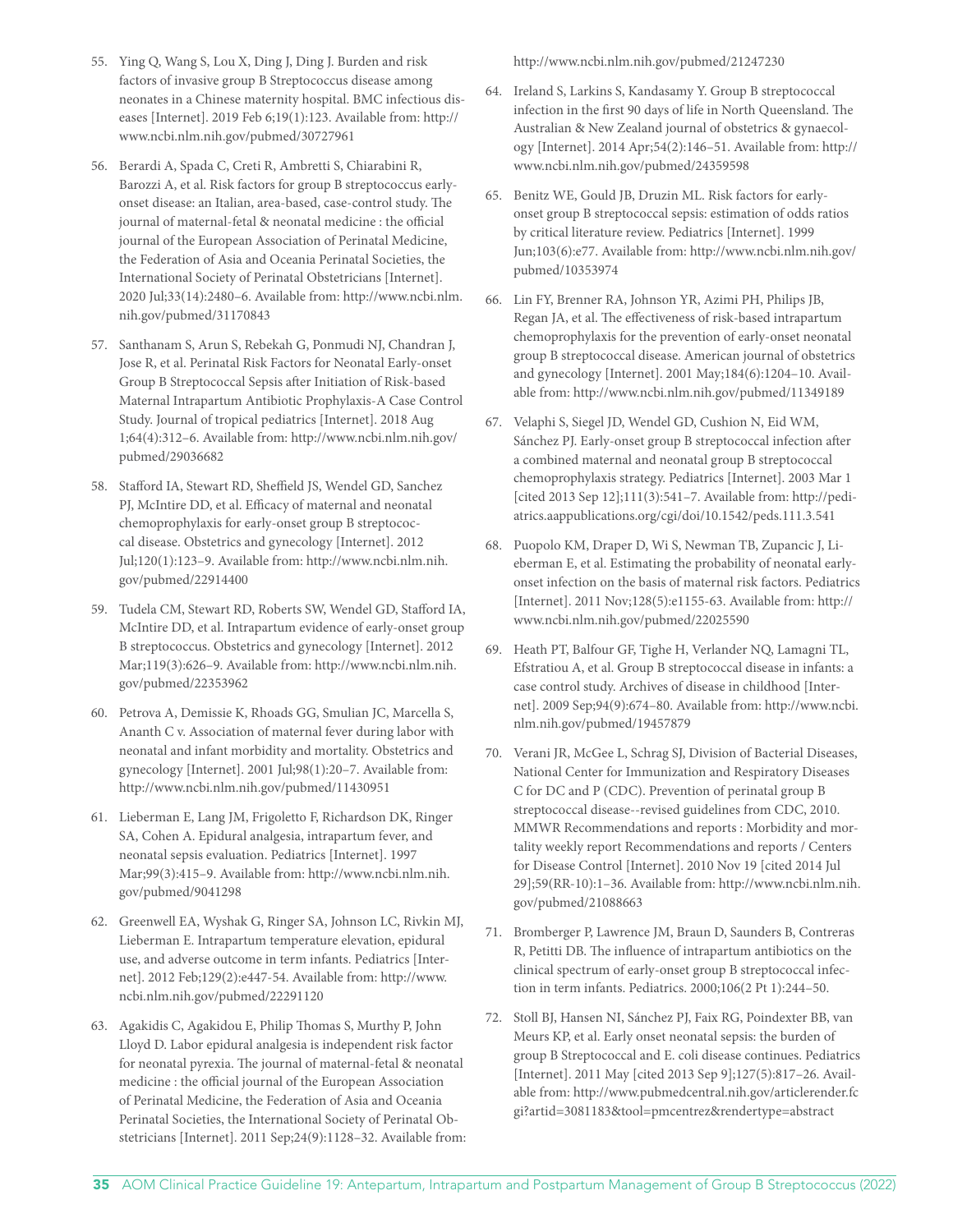55. Ying Q, Wang S, Lou X, Ding J, Ding J. Burden and risk factors of invasive group B Streptococcus disease among neonates in a Chinese maternity hospital. BMC infectious diseases [Internet]. 2019 Feb 6;19(1):123. Available from: http://www.ncbi.nlm.nih.gov/pubmed/30727961

56. Berardi A, Spada C, Creti R, Ambretti S, Chiarabini R, Barozzi A, et al. Risk factors for group B streptococcus early-onset disease: an Italian, area-based, case-control study. The journal of maternal-fetal & neonatal medicine : the official journal of the European Association of Perinatal Medicine, the Federation of Asia and Oceania Perinatal Societies, the International Society of Perinatal Obstetricians [Internet]. 2020 Jul;33(14):2480–6. Available from: http://www.ncbi.nlm.nih.gov/pubmed/31170843

57. Santhanam S, Arun S, Rebekah G, Ponmudi NJ, Chandran J, Jose R, et al. Perinatal Risk Factors for Neonatal Early-onset Group B Streptococcal Sepsis after Initiation of Risk-based Maternal Intrapartum Antibiotic Prophylaxis-A Case Control Study. Journal of tropical pediatrics [Internet]. 2018 Aug 1;64(4):312–6. Available from: http://www.ncbi.nlm.nih.gov/pubmed/29036682

58. Stafford IA, Stewart RD, Sheffield JS, Wendel GD, Sanchez PJ, McIntire DD, et al. Efficacy of maternal and neonatal chemoprophylaxis for early-onset group B streptococcal disease. Obstetrics and gynecology [Internet]. 2012 Jul;120(1):123–9. Available from: http://www.ncbi.nlm.nih.gov/pubmed/22914400

59. Tudela CM, Stewart RD, Roberts SW, Wendel GD, Stafford IA, McIntire DD, et al. Intrapartum evidence of early-onset group B streptococcus. Obstetrics and gynecology [Internet]. 2012 Mar;119(3):626–9. Available from: http://www.ncbi.nlm.nih.gov/pubmed/22353962

60. Petrova A, Demissie K, Rhoads GG, Smulian JC, Marcella S, Ananth C v. Association of maternal fever during labor with neonatal and infant morbidity and mortality. Obstetrics and gynecology [Internet]. 2001 Jul;98(1):20–7. Available from: http://www.ncbi.nlm.nih.gov/pubmed/11430951

61. Lieberman E, Lang JM, Frigoletto F, Richardson DK, Ringer SA, Cohen A. Epidural analgesia, intrapartum fever, and neonatal sepsis evaluation. Pediatrics [Internet]. 1997 Mar;99(3):415–9. Available from: http://www.ncbi.nlm.nih.gov/pubmed/9041298

62. Greenwell EA, Wyshak G, Ringer SA, Johnson LC, Rivkin MJ, Lieberman E. Intrapartum temperature elevation, epidural use, and adverse outcome in term infants. Pediatrics [Internet]. 2012 Feb;129(2):e447-54. Available from: http://www.ncbi.nlm.nih.gov/pubmed/22291120

63. Agakidis C, Agakidou E, Philip Thomas S, Murthy P, John Lloyd D. Labor epidural analgesia is independent risk factor for neonatal pyrexia. The journal of maternal-fetal & neonatal medicine : the official journal of the European Association of Perinatal Medicine, the Federation of Asia and Oceania Perinatal Societies, the International Society of Perinatal Obstetricians [Internet]. 2011 Sep;24(9):1128–32. Available from: http://www.ncbi.nlm.nih.gov/pubmed/21247230

64. Ireland S, Larkins S, Kandasamy Y. Group B streptococcal infection in the first 90 days of life in North Queensland. The Australian & New Zealand journal of obstetrics & gynaecology [Internet]. 2014 Apr;54(2):146–51. Available from: http://www.ncbi.nlm.nih.gov/pubmed/24359598

65. Benitz WE, Gould JB, Druzin ML. Risk factors for early-onset group B streptococcal sepsis: estimation of odds ratios by critical literature review. Pediatrics [Internet]. 1999 Jun;103(6):e77. Available from: http://www.ncbi.nlm.nih.gov/pubmed/10353974

66. Lin FY, Brenner RA, Johnson YR, Azimi PH, Philips JB, Regan JA, et al. The effectiveness of risk-based intrapartum chemoprophylaxis for the prevention of early-onset neonatal group B streptococcal disease. American journal of obstetrics and gynecology [Internet]. 2001 May;184(6):1204–10. Available from: http://www.ncbi.nlm.nih.gov/pubmed/11349189

67. Velaphi S, Siegel JD, Wendel GD, Cushion N, Eid WM, Sánchez PJ. Early-onset group B streptococcal infection after a combined maternal and neonatal group B streptococcal chemoprophylaxis strategy. Pediatrics [Internet]. 2003 Mar 1 [cited 2013 Sep 12];111(3):541–7. Available from: http://pediatrics.aappublications.org/cgi/doi/10.1542/peds.111.3.541

68. Puopolo KM, Draper D, Wi S, Newman TB, Zupancic J, Lieberman E, et al. Estimating the probability of neonatal early-onset infection on the basis of maternal risk factors. Pediatrics [Internet]. 2011 Nov;128(5):e1155-63. Available from: http://www.ncbi.nlm.nih.gov/pubmed/22025590

69. Heath PT, Balfour GF, Tighe H, Verlander NQ, Lamagni TL, Efstratiou A, et al. Group B streptococcal disease in infants: a case control study. Archives of disease in childhood [Internet]. 2009 Sep;94(9):674–80. Available from: http://www.ncbi.nlm.nih.gov/pubmed/19457879

70. Verani JR, McGee L, Schrag SJ, Division of Bacterial Diseases, National Center for Immunization and Respiratory Diseases C for DC and P (CDC). Prevention of perinatal group B streptococcal disease--revised guidelines from CDC, 2010. MMWR Recommendations and reports : Morbidity and mortality weekly report Recommendations and reports / Centers for Disease Control [Internet]. 2010 Nov 19 [cited 2014 Jul 29];59(RR-10):1–36. Available from: http://www.ncbi.nlm.nih.gov/pubmed/21088663

71. Bromberger P, Lawrence JM, Braun D, Saunders B, Contreras R, Petitti DB. The influence of intrapartum antibiotics on the clinical spectrum of early-onset group B streptococcal infection in term infants. Pediatrics. 2000;106(2 Pt 1):244–50.

72. Stoll BJ, Hansen NI, Sánchez PJ, Faix RG, Poindexter BB, van Meurs KP, et al. Early onset neonatal sepsis: the burden of group B Streptococcal and E. coli disease continues. Pediatrics [Internet]. 2011 May [cited 2013 Sep 9];127(5):817–26. Available from: http://www.pubmedcentral.nih.gov/articlerender.fcgi?artid=3081183&tool=pmcentrez&rendertype=abstract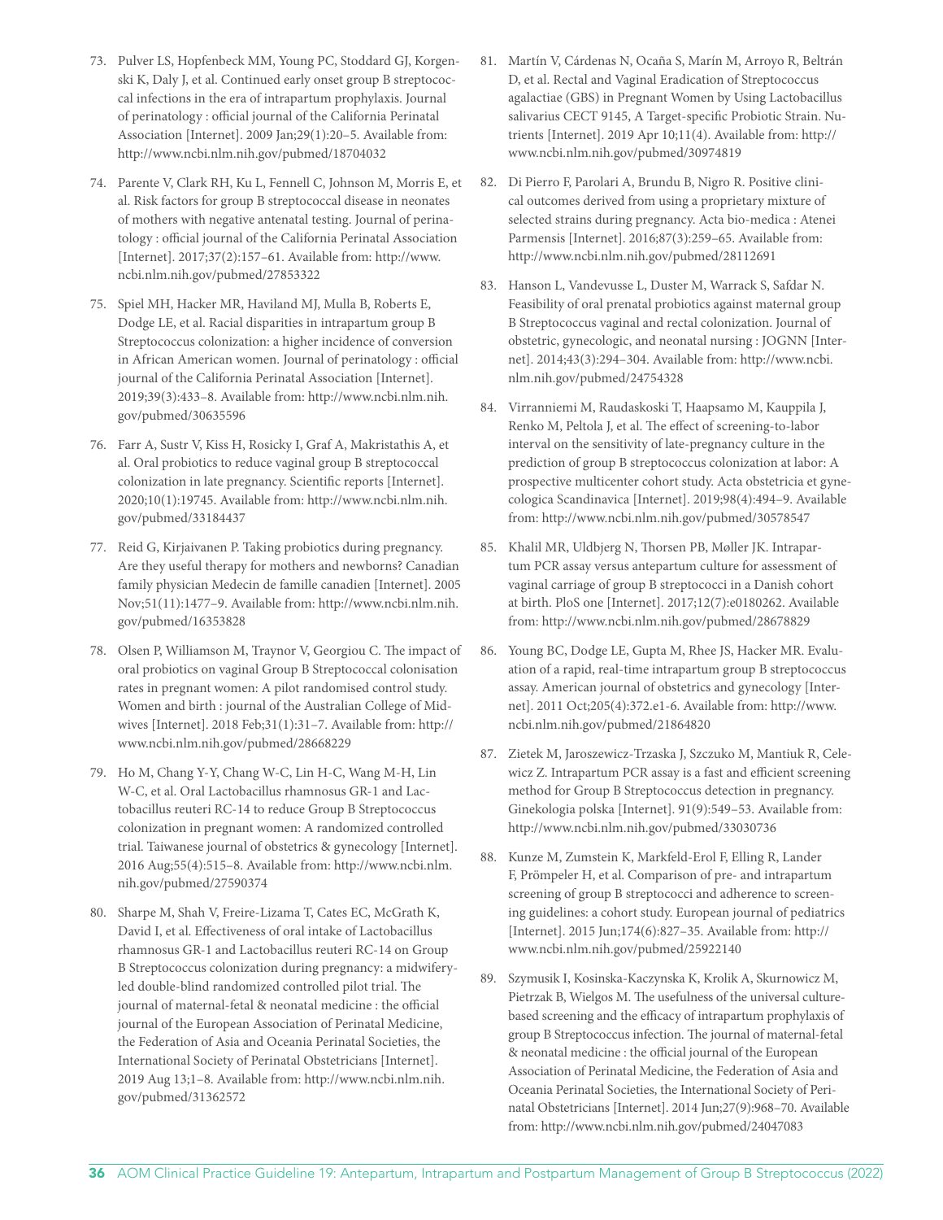73. Pulver LS, Hopfenbeck MM, Young PC, Stoddard GJ, Korgenski K, Daly J, et al. Continued early onset group B streptococcal infections in the era of intrapartum prophylaxis. Journal of perinatology : official journal of the California Perinatal Association [Internet]. 2009 Jan;29(1):20–5. Available from: http://www.ncbi.nlm.nih.gov/pubmed/18704032

74. Parente V, Clark RH, Ku L, Fennell C, Johnson M, Morris E, et al. Risk factors for group B streptococcal disease in neonates of mothers with negative antenatal testing. Journal of perinatology : official journal of the California Perinatal Association [Internet]. 2017;37(2):157–61. Available from: http://www.ncbi.nlm.nih.gov/pubmed/27853322

75. Spiel MH, Hacker MR, Haviland MJ, Mulla B, Roberts E, Dodge LE, et al. Racial disparities in intrapartum group B Streptococcus colonization: a higher incidence of conversion in African American women. Journal of perinatology : official journal of the California Perinatal Association [Internet]. 2019;39(3):433–8. Available from: http://www.ncbi.nlm.nih.gov/pubmed/30635596

76. Farr A, Sustr V, Kiss H, Rosicky I, Graf A, Makristathis A, et al. Oral probiotics to reduce vaginal group B streptococcal colonization in late pregnancy. Scientific reports [Internet]. 2020;10(1):19745. Available from: http://www.ncbi.nlm.nih.gov/pubmed/33184437

77. Reid G, Kirjaivanen P. Taking probiotics during pregnancy. Are they useful therapy for mothers and newborns? Canadian family physician Medecin de famille canadien [Internet]. 2005 Nov;51(11):1477–9. Available from: http://www.ncbi.nlm.nih.gov/pubmed/16353828

78. Olsen P, Williamson M, Traynor V, Georgiou C. The impact of oral probiotics on vaginal Group B Streptococcal colonisation rates in pregnant women: A pilot randomised control study. Women and birth : journal of the Australian College of Midwives [Internet]. 2018 Feb;31(1):31–7. Available from: http://www.ncbi.nlm.nih.gov/pubmed/28668229

79. Ho M, Chang Y-Y, Chang W-C, Lin H-C, Wang M-H, Lin W-C, et al. Oral Lactobacillus rhamnosus GR-1 and Lactobacillus reuteri RC-14 to reduce Group B Streptococcus colonization in pregnant women: A randomized controlled trial. Taiwanese journal of obstetrics & gynecology [Internet]. 2016 Aug;55(4):515–8. Available from: http://www.ncbi.nlm.nih.gov/pubmed/27590374

80. Sharpe M, Shah V, Freire-Lizama T, Cates EC, McGrath K, David I, et al. Effectiveness of oral intake of Lactobacillus rhamnosus GR-1 and Lactobacillus reuteri RC-14 on Group B Streptococcus colonization during pregnancy: a midwifery-led double-blind randomized controlled pilot trial. The journal of maternal-fetal & neonatal medicine : the official journal of the European Association of Perinatal Medicine, the Federation of Asia and Oceania Perinatal Societies, the International Society of Perinatal Obstetricians [Internet]. 2019 Aug 13;1–8. Available from: http://www.ncbi.nlm.nih.gov/pubmed/31362572

81. Martín V, Cárdenas N, Ocaña S, Marín M, Arroyo R, Beltrán D, et al. Rectal and Vaginal Eradication of Streptococcus agalactiae (GBS) in Pregnant Women by Using Lactobacillus salivarius CECT 9145, A Target-specific Probiotic Strain. Nutrients [Internet]. 2019 Apr 10;11(4). Available from: http://www.ncbi.nlm.nih.gov/pubmed/30974819

82. Di Pierro F, Parolari A, Brundu B, Nigro R. Positive clinical outcomes derived from using a proprietary mixture of selected strains during pregnancy. Acta bio-medica : Atenei Parmensis [Internet]. 2016;87(3):259–65. Available from: http://www.ncbi.nlm.nih.gov/pubmed/28112691

83. Hanson L, Vandevusse L, Duster M, Warrack S, Safdar N. Feasibility of oral prenatal probiotics against maternal group B Streptococcus vaginal and rectal colonization. Journal of obstetric, gynecologic, and neonatal nursing : JOGNN [Internet]. 2014;43(3):294–304. Available from: http://www.ncbi.nlm.nih.gov/pubmed/24754328

84. Virranniemi M, Raudaskoski T, Haapsamo M, Kauppila J, Renko M, Peltola J, et al. The effect of screening-to-labor interval on the sensitivity of late-pregnancy culture in the prediction of group B streptococcus colonization at labor: A prospective multicenter cohort study. Acta obstetricia et gynecologica Scandinavica [Internet]. 2019;98(4):494–9. Available from: http://www.ncbi.nlm.nih.gov/pubmed/30578547

85. Khalil MR, Uldbjerg N, Thorsen PB, Møller JK. Intrapartum PCR assay versus antepartum culture for assessment of vaginal carriage of group B streptococci in a Danish cohort at birth. PloS one [Internet]. 2017;12(7):e0180262. Available from: http://www.ncbi.nlm.nih.gov/pubmed/28678829

86. Young BC, Dodge LE, Gupta M, Rhee JS, Hacker MR. Evaluation of a rapid, real-time intrapartum group B streptococcus assay. American journal of obstetrics and gynecology [Internet]. 2011 Oct;205(4):372.e1-6. Available from: http://www.ncbi.nlm.nih.gov/pubmed/21864820

87. Zietek M, Jaroszewicz-Trzaska J, Szczuko M, Mantiuk R, Celewicz Z. Intrapartum PCR assay is a fast and efficient screening method for Group B Streptococcus detection in pregnancy. Ginekologia polska [Internet]. 91(9):549–53. Available from: http://www.ncbi.nlm.nih.gov/pubmed/33030736

88. Kunze M, Zumstein K, Markfeld-Erol F, Elling R, Lander F, Prömpeler H, et al. Comparison of pre- and intrapartum screening of group B streptococci and adherence to screening guidelines: a cohort study. European journal of pediatrics [Internet]. 2015 Jun;174(6):827–35. Available from: http://www.ncbi.nlm.nih.gov/pubmed/25922140

89. Szymusik I, Kosinska-Kaczynska K, Krolik A, Skurnowicz M, Pietrzak B, Wielgos M. The usefulness of the universal culture-based screening and the efficacy of intrapartum prophylaxis of group B Streptococcus infection. The journal of maternal-fetal & neonatal medicine : the official journal of the European Association of Perinatal Medicine, the Federation of Asia and Oceania Perinatal Societies, the International Society of Perinatal Obstetricians [Internet]. 2014 Jun;27(9):968–70. Available from: http://www.ncbi.nlm.nih.gov/pubmed/24047083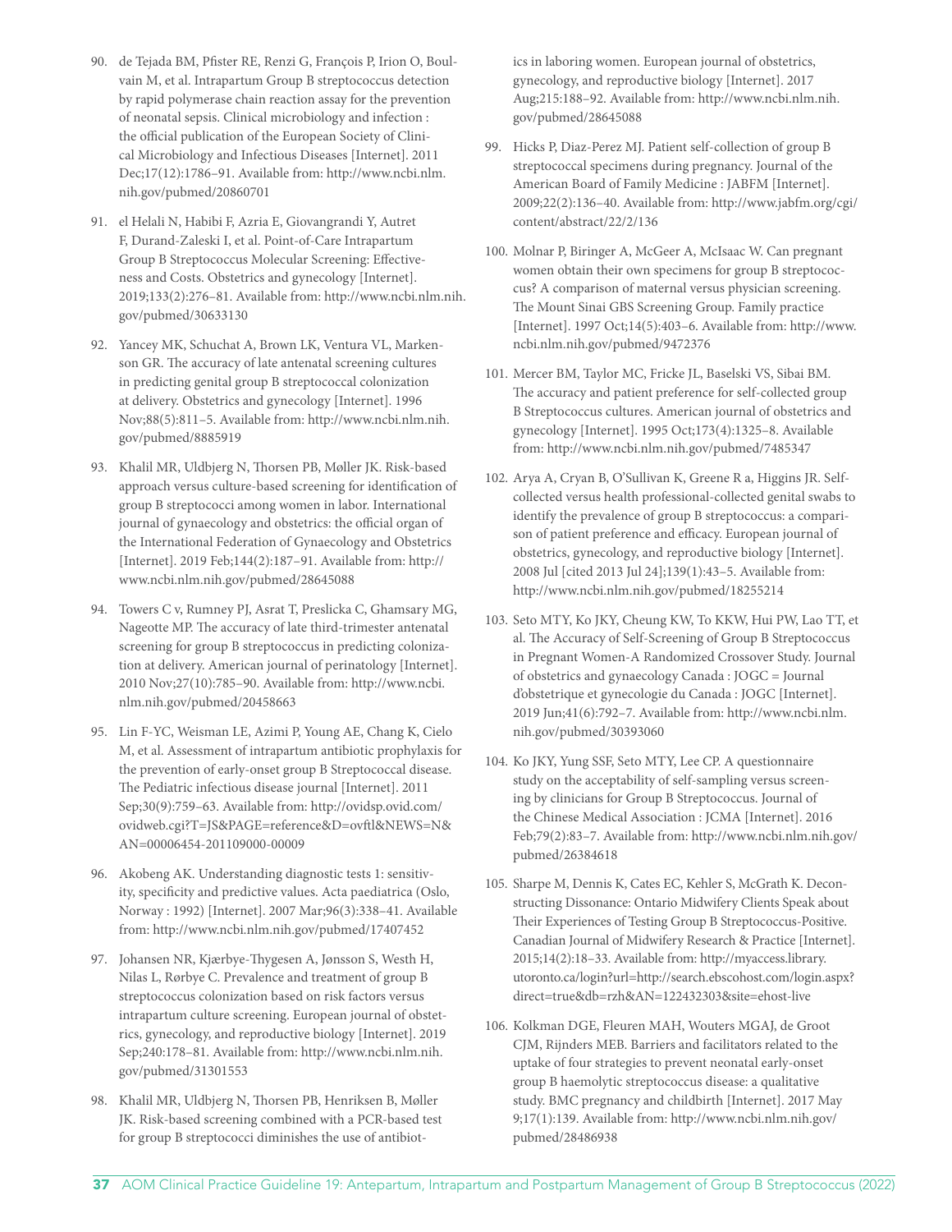90. de Tejada BM, Pfister RE, Renzi G, François P, Irion O, Boulvain M, et al. Intrapartum Group B streptococcus detection by rapid polymerase chain reaction assay for the prevention of neonatal sepsis. Clinical microbiology and infection : the official publication of the European Society of Clinical Microbiology and Infectious Diseases [Internet]. 2011 Dec;17(12):1786–91. Available from: http://www.ncbi.nlm.nih.gov/pubmed/20860701

91. el Helali N, Habibi F, Azria E, Giovangrandi Y, Autret F, Durand-Zaleski I, et al. Point-of-Care Intrapartum Group B Streptococcus Molecular Screening: Effectiveness and Costs. Obstetrics and gynecology [Internet]. 2019;133(2):276–81. Available from: http://www.ncbi.nlm.nih.gov/pubmed/30633130

92. Yancey MK, Schuchat A, Brown LK, Ventura VL, Markenson GR. The accuracy of late antenatal screening cultures in predicting genital group B streptococcal colonization at delivery. Obstetrics and gynecology [Internet]. 1996 Nov;88(5):811–5. Available from: http://www.ncbi.nlm.nih.gov/pubmed/8885919

93. Khalil MR, Uldbjerg N, Thorsen PB, Møller JK. Risk-based approach versus culture-based screening for identification of group B streptococci among women in labor. International journal of gynaecology and obstetrics: the official organ of the International Federation of Gynaecology and Obstetrics [Internet]. 2019 Feb;144(2):187–91. Available from: http://www.ncbi.nlm.nih.gov/pubmed/28645088

94. Towers C v, Rumney PJ, Asrat T, Preslicka C, Ghamsary MG, Nageotte MP. The accuracy of late third-trimester antenatal screening for group B streptococcus in predicting colonization at delivery. American journal of perinatology [Internet]. 2010 Nov;27(10):785–90. Available from: http://www.ncbi.nlm.nih.gov/pubmed/20458663

95. Lin F-YC, Weisman LE, Azimi P, Young AE, Chang K, Cielo M, et al. Assessment of intrapartum antibiotic prophylaxis for the prevention of early-onset group B Streptococcal disease. The Pediatric infectious disease journal [Internet]. 2011 Sep;30(9):759–63. Available from: http://ovidsp.ovid.com/ovidweb.cgi?T=JS&PAGE=reference&D=ovftl&NEWS=N&AN=00006454-201109000-00009

96. Akobeng AK. Understanding diagnostic tests 1: sensitivity, specificity and predictive values. Acta paediatrica (Oslo, Norway : 1992) [Internet]. 2007 Mar;96(3):338–41. Available from: http://www.ncbi.nlm.nih.gov/pubmed/17407452

97. Johansen NR, Kjærbye-Thygesen A, Jønsson S, Westh H, Nilas L, Rørbye C. Prevalence and treatment of group B streptococcus colonization based on risk factors versus intrapartum culture screening. European journal of obstetrics, gynecology, and reproductive biology [Internet]. 2019 Sep;240:178–81. Available from: http://www.ncbi.nlm.nih.gov/pubmed/31301553

98. Khalil MR, Uldbjerg N, Thorsen PB, Henriksen B, Møller JK. Risk-based screening combined with a PCR-based test for group B streptococci diminishes the use of antibiotics in laboring women. European journal of obstetrics, gynecology, and reproductive biology [Internet]. 2017 Aug;215:188–92. Available from: http://www.ncbi.nlm.nih.gov/pubmed/28645088

99. Hicks P, Diaz-Perez MJ. Patient self-collection of group B streptococcal specimens during pregnancy. Journal of the American Board of Family Medicine : JABFM [Internet]. 2009;22(2):136–40. Available from: http://www.jabfm.org/cgi/content/abstract/22/2/136

100. Molnar P, Biringer A, McGeer A, McIsaac W. Can pregnant women obtain their own specimens for group B streptococcus? A comparison of maternal versus physician screening. The Mount Sinai GBS Screening Group. Family practice [Internet]. 1997 Oct;14(5):403–6. Available from: http://www.ncbi.nlm.nih.gov/pubmed/9472376

101. Mercer BM, Taylor MC, Fricke JL, Baselski VS, Sibai BM. The accuracy and patient preference for self-collected group B Streptococcus cultures. American journal of obstetrics and gynecology [Internet]. 1995 Oct;173(4):1325–8. Available from: http://www.ncbi.nlm.nih.gov/pubmed/7485347

102. Arya A, Cryan B, O'Sullivan K, Greene R a, Higgins JR. Self-collected versus health professional-collected genital swabs to identify the prevalence of group B streptococcus: a comparison of patient preference and efficacy. European journal of obstetrics, gynecology, and reproductive biology [Internet]. 2008 Jul [cited 2013 Jul 24];139(1):43–5. Available from: http://www.ncbi.nlm.nih.gov/pubmed/18255214

103. Seto MTY, Ko JKY, Cheung KW, To KKW, Hui PW, Lao TT, et al. The Accuracy of Self-Screening of Group B Streptococcus in Pregnant Women-A Randomized Crossover Study. Journal of obstetrics and gynaecology Canada : JOGC = Journal d'obstetrique et gynecologie du Canada : JOGC [Internet]. 2019 Jun;41(6):792–7. Available from: http://www.ncbi.nlm.nih.gov/pubmed/30393060

104. Ko JKY, Yung SSF, Seto MTY, Lee CP. A questionnaire study on the acceptability of self-sampling versus screening by clinicians for Group B Streptococcus. Journal of the Chinese Medical Association : JCMA [Internet]. 2016 Feb;79(2):83–7. Available from: http://www.ncbi.nlm.nih.gov/pubmed/26384618

105. Sharpe M, Dennis K, Cates EC, Kehler S, McGrath K. Deconstructing Dissonance: Ontario Midwifery Clients Speak about Their Experiences of Testing Group B Streptococcus-Positive. Canadian Journal of Midwifery Research & Practice [Internet]. 2015;14(2):18–33. Available from: http://myaccess.library.utoronto.ca/login?url=http://search.ebscohost.com/login.aspx?direct=true&db=rzh&AN=122432303&site=ehost-live

106. Kolkman DGE, Fleuren MAH, Wouters MGAJ, de Groot CJM, Rijnders MEB. Barriers and facilitators related to the uptake of four strategies to prevent neonatal early-onset group B haemolytic streptococcus disease: a qualitative study. BMC pregnancy and childbirth [Internet]. 2017 May 9;17(1):139. Available from: http://www.ncbi.nlm.nih.gov/pubmed/28486938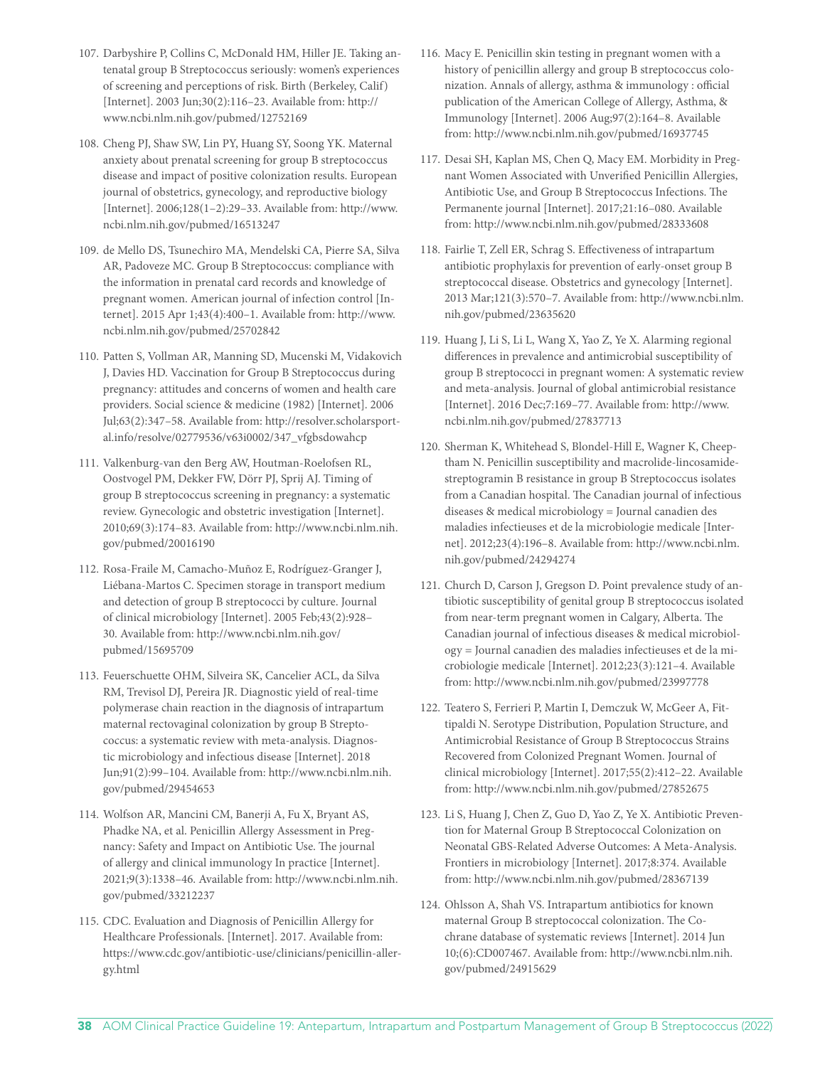107. Darbyshire P, Collins C, McDonald HM, Hiller JE. Taking antenatal group B Streptococcus seriously: women's experiences of screening and perceptions of risk. Birth (Berkeley, Calif) [Internet]. 2003 Jun;30(2):116–23. Available from: http://www.ncbi.nlm.nih.gov/pubmed/12752169

108. Cheng PJ, Shaw SW, Lin PY, Huang SY, Soong YK. Maternal anxiety about prenatal screening for group B streptococcus disease and impact of positive colonization results. European journal of obstetrics, gynecology, and reproductive biology [Internet]. 2006;128(1–2):29–33. Available from: http://www.ncbi.nlm.nih.gov/pubmed/16513247

109. de Mello DS, Tsunechiro MA, Mendelski CA, Pierre SA, Silva AR, Padoveze MC. Group B Streptococcus: compliance with the information in prenatal card records and knowledge of pregnant women. American journal of infection control [Internet]. 2015 Apr 1;43(4):400–1. Available from: http://www.ncbi.nlm.nih.gov/pubmed/25702842

110. Patten S, Vollman AR, Manning SD, Mucenski M, Vidakovich J, Davies HD. Vaccination for Group B Streptococcus during pregnancy: attitudes and concerns of women and health care providers. Social science & medicine (1982) [Internet]. 2006 Jul;63(2):347–58. Available from: http://resolver.scholarsportal.info/resolve/02779536/v63i0002/347_vfgbsdowahcp

111. Valkenburg-van den Berg AW, Houtman-Roelofsen RL, Oostvogel PM, Dekker FW, Dörr PJ, Sprij AJ. Timing of group B streptococcus screening in pregnancy: a systematic review. Gynecologic and obstetric investigation [Internet]. 2010;69(3):174–83. Available from: http://www.ncbi.nlm.nih.gov/pubmed/20016190

112. Rosa-Fraile M, Camacho-Muñoz E, Rodríguez-Granger J, Liébana-Martos C. Specimen storage in transport medium and detection of group B streptococci by culture. Journal of clinical microbiology [Internet]. 2005 Feb;43(2):928–30. Available from: http://www.ncbi.nlm.nih.gov/pubmed/15695709

113. Feuerschuette OHM, Silveira SK, Cancelier ACL, da Silva RM, Trevisol DJ, Pereira JR. Diagnostic yield of real-time polymerase chain reaction in the diagnosis of intrapartum maternal rectovaginal colonization by group B Streptococcus: a systematic review with meta-analysis. Diagnostic microbiology and infectious disease [Internet]. 2018 Jun;91(2):99–104. Available from: http://www.ncbi.nlm.nih.gov/pubmed/29454653

114. Wolfson AR, Mancini CM, Banerji A, Fu X, Bryant AS, Phadke NA, et al. Penicillin Allergy Assessment in Pregnancy: Safety and Impact on Antibiotic Use. The journal of allergy and clinical immunology In practice [Internet]. 2021;9(3):1338–46. Available from: http://www.ncbi.nlm.nih.gov/pubmed/33212237

115. CDC. Evaluation and Diagnosis of Penicillin Allergy for Healthcare Professionals. [Internet]. 2017. Available from: https://www.cdc.gov/antibiotic-use/clinicians/penicillin-allergy.html

116. Macy E. Penicillin skin testing in pregnant women with a history of penicillin allergy and group B streptococcus colonization. Annals of allergy, asthma & immunology : official publication of the American College of Allergy, Asthma, & Immunology [Internet]. 2006 Aug;97(2):164–8. Available from: http://www.ncbi.nlm.nih.gov/pubmed/16937745

117. Desai SH, Kaplan MS, Chen Q, Macy EM. Morbidity in Pregnant Women Associated with Unverified Penicillin Allergies, Antibiotic Use, and Group B Streptococcus Infections. The Permanente journal [Internet]. 2017;21:16–080. Available from: http://www.ncbi.nlm.nih.gov/pubmed/28333608

118. Fairlie T, Zell ER, Schrag S. Effectiveness of intrapartum antibiotic prophylaxis for prevention of early-onset group B streptococcal disease. Obstetrics and gynecology [Internet]. 2013 Mar;121(3):570–7. Available from: http://www.ncbi.nlm.nih.gov/pubmed/23635620

119. Huang J, Li S, Li L, Wang X, Yao Z, Ye X. Alarming regional differences in prevalence and antimicrobial susceptibility of group B streptococci in pregnant women: A systematic review and meta-analysis. Journal of global antimicrobial resistance [Internet]. 2016 Dec;7:169–77. Available from: http://www.ncbi.nlm.nih.gov/pubmed/27837713

120. Sherman K, Whitehead S, Blondel-Hill E, Wagner K, Cheeptham N. Penicillin susceptibility and macrolide-lincosamide-streptogramin B resistance in group B Streptococcus isolates from a Canadian hospital. The Canadian journal of infectious diseases & medical microbiology = Journal canadien des maladies infectieuses et de la microbiologie medicale [Internet]. 2012;23(4):196–8. Available from: http://www.ncbi.nlm.nih.gov/pubmed/24294274

121. Church D, Carson J, Gregson D. Point prevalence study of antibiotic susceptibility of genital group B streptococcus isolated from near-term pregnant women in Calgary, Alberta. The Canadian journal of infectious diseases & medical microbiology = Journal canadien des maladies infectieuses et de la microbiologie medicale [Internet]. 2012;23(3):121–4. Available from: http://www.ncbi.nlm.nih.gov/pubmed/23997778

122. Teatero S, Ferrieri P, Martin I, Demczuk W, McGeer A, Fittipaldi N. Serotype Distribution, Population Structure, and Antimicrobial Resistance of Group B Streptococcus Strains Recovered from Colonized Pregnant Women. Journal of clinical microbiology [Internet]. 2017;55(2):412–22. Available from: http://www.ncbi.nlm.nih.gov/pubmed/27852675

123. Li S, Huang J, Chen Z, Guo D, Yao Z, Ye X. Antibiotic Prevention for Maternal Group B Streptococcal Colonization on Neonatal GBS-Related Adverse Outcomes: A Meta-Analysis. Frontiers in microbiology [Internet]. 2017;8:374. Available from: http://www.ncbi.nlm.nih.gov/pubmed/28367139

124. Ohlsson A, Shah VS. Intrapartum antibiotics for known maternal Group B streptococcal colonization. The Cochrane database of systematic reviews [Internet]. 2014 Jun 10;(6):CD007467. Available from: http://www.ncbi.nlm.nih.gov/pubmed/24915629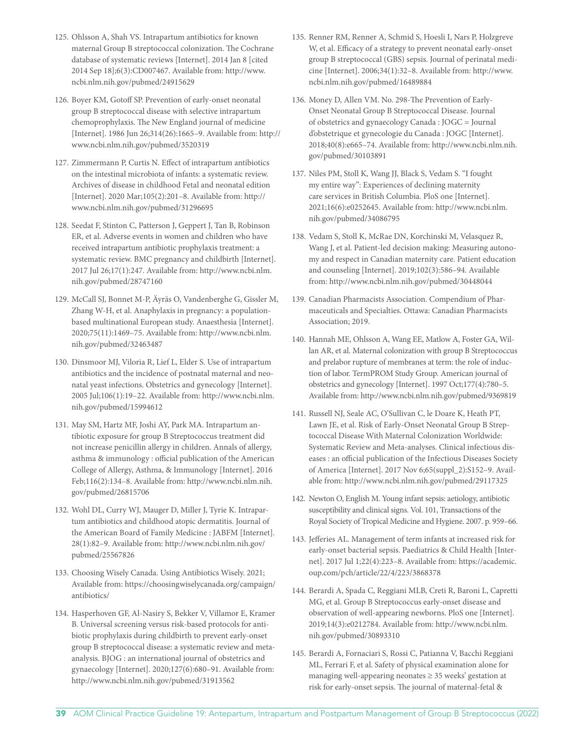125. Ohlsson A, Shah VS. Intrapartum antibiotics for known maternal Group B streptococcal colonization. The Cochrane database of systematic reviews [Internet]. 2014 Jan 8 [cited 2014 Sep 18];6(3):CD007467. Available from: http://www.ncbi.nlm.nih.gov/pubmed/24915629

126. Boyer KM, Gotoff SP. Prevention of early-onset neonatal group B streptococcal disease with selective intrapartum chemoprophylaxis. The New England journal of medicine [Internet]. 1986 Jun 26;314(26):1665–9. Available from: http://www.ncbi.nlm.nih.gov/pubmed/3520319

127. Zimmermann P, Curtis N. Effect of intrapartum antibiotics on the intestinal microbiota of infants: a systematic review. Archives of disease in childhood Fetal and neonatal edition [Internet]. 2020 Mar;105(2):201–8. Available from: http://www.ncbi.nlm.nih.gov/pubmed/31296695

128. Seedat F, Stinton C, Patterson J, Geppert J, Tan B, Robinson ER, et al. Adverse events in women and children who have received intrapartum antibiotic prophylaxis treatment: a systematic review. BMC pregnancy and childbirth [Internet]. 2017 Jul 26;17(1):247. Available from: http://www.ncbi.nlm.nih.gov/pubmed/28747160

129. McCall SJ, Bonnet M-P, Äyräs O, Vandenberghe G, Gissler M, Zhang W-H, et al. Anaphylaxis in pregnancy: a population-based multinational European study. Anaesthesia [Internet]. 2020;75(11):1469–75. Available from: http://www.ncbi.nlm.nih.gov/pubmed/32463487

130. Dinsmoor MJ, Viloria R, Lief L, Elder S. Use of intrapartum antibiotics and the incidence of postnatal maternal and neonatal yeast infections. Obstetrics and gynecology [Internet]. 2005 Jul;106(1):19–22. Available from: http://www.ncbi.nlm.nih.gov/pubmed/15994612

131. May SM, Hartz MF, Joshi AY, Park MA. Intrapartum antibiotic exposure for group B Streptococcus treatment did not increase penicillin allergy in children. Annals of allergy, asthma & immunology : official publication of the American College of Allergy, Asthma, & Immunology [Internet]. 2016 Feb;116(2):134–8. Available from: http://www.ncbi.nlm.nih.gov/pubmed/26815706

132. Wohl DL, Curry WJ, Mauger D, Miller J, Tyrie K. Intrapartum antibiotics and childhood atopic dermatitis. Journal of the American Board of Family Medicine : JABFM [Internet]. 28(1):82–9. Available from: http://www.ncbi.nlm.nih.gov/pubmed/25567826

133. Choosing Wisely Canada. Using Antibiotics Wisely. 2021; Available from: https://choosingwiselycanada.org/campaign/antibiotics/

134. Hasperhoven GF, Al-Nasiry S, Bekker V, Villamor E, Kramer B. Universal screening versus risk-based protocols for antibiotic prophylaxis during childbirth to prevent early-onset group B streptococcal disease: a systematic review and meta-analysis. BJOG : an international journal of obstetrics and gynaecology [Internet]. 2020;127(6):680–91. Available from: http://www.ncbi.nlm.nih.gov/pubmed/31913562

135. Renner RM, Renner A, Schmid S, Hoesli I, Nars P, Holzgreve W, et al. Efficacy of a strategy to prevent neonatal early-onset group B streptococcal (GBS) sepsis. Journal of perinatal medicine [Internet]. 2006;34(1):32–8. Available from: http://www.ncbi.nlm.nih.gov/pubmed/16489884

136. Money D, Allen VM. No. 298-The Prevention of Early-Onset Neonatal Group B Streptococcal Disease. Journal of obstetrics and gynaecology Canada : JOGC = Journal d'obstetrique et gynecologie du Canada : JOGC [Internet]. 2018;40(8):e665–74. Available from: http://www.ncbi.nlm.nih.gov/pubmed/30103891

137. Niles PM, Stoll K, Wang JJ, Black S, Vedam S. "I fought my entire way": Experiences of declining maternity care services in British Columbia. PloS one [Internet]. 2021;16(6):e0252645. Available from: http://www.ncbi.nlm.nih.gov/pubmed/34086795

138. Vedam S, Stoll K, McRae DN, Korchinski M, Velasquez R, Wang J, et al. Patient-led decision making: Measuring autonomy and respect in Canadian maternity care. Patient education and counseling [Internet]. 2019;102(3):586–94. Available from: http://www.ncbi.nlm.nih.gov/pubmed/30448044

139. Canadian Pharmacists Association. Compendium of Pharmaceuticals and Specialties. Ottawa: Canadian Pharmacists Association; 2019.

140. Hannah ME, Ohlsson A, Wang EE, Matlow A, Foster GA, Willan AR, et al. Maternal colonization with group B Streptococcus and prelabor rupture of membranes at term: the role of induction of labor. TermPROM Study Group. American journal of obstetrics and gynecology [Internet]. 1997 Oct;177(4):780–5. Available from: http://www.ncbi.nlm.nih.gov/pubmed/9369819

141. Russell NJ, Seale AC, O'Sullivan C, le Doare K, Heath PT, Lawn JE, et al. Risk of Early-Onset Neonatal Group B Streptococcal Disease With Maternal Colonization Worldwide: Systematic Review and Meta-analyses. Clinical infectious diseases : an official publication of the Infectious Diseases Society of America [Internet]. 2017 Nov 6;65(suppl_2):S152–9. Available from: http://www.ncbi.nlm.nih.gov/pubmed/29117325

142. Newton O, English M. Young infant sepsis: aetiology, antibiotic susceptibility and clinical signs. Vol. 101, Transactions of the Royal Society of Tropical Medicine and Hygiene. 2007. p. 959–66.

143. Jefferies AL. Management of term infants at increased risk for early-onset bacterial sepsis. Paediatrics & Child Health [Internet]. 2017 Jul 1;22(4):223–8. Available from: https://academic.oup.com/pch/article/22/4/223/3868378

144. Berardi A, Spada C, Reggiani MLB, Creti R, Baroni L, Capretti MG, et al. Group B Streptococcus early-onset disease and observation of well-appearing newborns. PloS one [Internet]. 2019;14(3):e0212784. Available from: http://www.ncbi.nlm.nih.gov/pubmed/30893310

145. Berardi A, Fornaciari S, Rossi C, Patianna V, Bacchi Reggiani ML, Ferrari F, et al. Safety of physical examination alone for managing well-appearing neonates ≥ 35 weeks' gestation at risk for early-onset sepsis. The journal of maternal-fetal &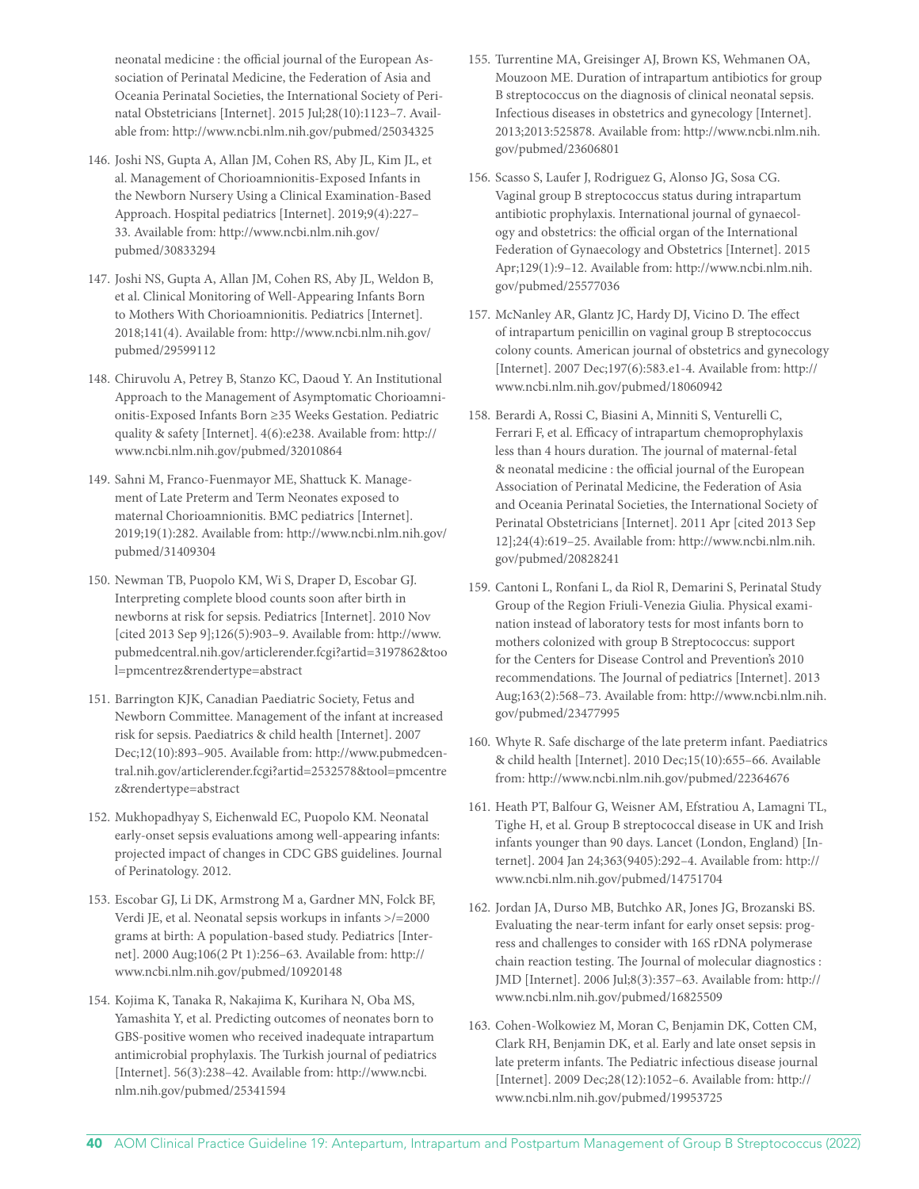neonatal medicine : the official journal of the European Association of Perinatal Medicine, the Federation of Asia and Oceania Perinatal Societies, the International Society of Perinatal Obstetricians [Internet]. 2015 Jul;28(10):1123–7. Available from: http://www.ncbi.nlm.nih.gov/pubmed/25034325

146. Joshi NS, Gupta A, Allan JM, Cohen RS, Aby JL, Kim JL, et al. Management of Chorioamnionitis-Exposed Infants in the Newborn Nursery Using a Clinical Examination-Based Approach. Hospital pediatrics [Internet]. 2019;9(4):227–33. Available from: http://www.ncbi.nlm.nih.gov/pubmed/30833294

147. Joshi NS, Gupta A, Allan JM, Cohen RS, Aby JL, Weldon B, et al. Clinical Monitoring of Well-Appearing Infants Born to Mothers With Chorioamnionitis. Pediatrics [Internet]. 2018;141(4). Available from: http://www.ncbi.nlm.nih.gov/pubmed/29599112

148. Chiruvolu A, Petrey B, Stanzo KC, Daoud Y. An Institutional Approach to the Management of Asymptomatic Chorioamnionitis-Exposed Infants Born ≥35 Weeks Gestation. Pediatric quality & safety [Internet]. 4(6):e238. Available from: http://www.ncbi.nlm.nih.gov/pubmed/32010864

149. Sahni M, Franco-Fuenmayor ME, Shattuck K. Management of Late Preterm and Term Neonates exposed to maternal Chorioamnionitis. BMC pediatrics [Internet]. 2019;19(1):282. Available from: http://www.ncbi.nlm.nih.gov/pubmed/31409304

150. Newman TB, Puopolo KM, Wi S, Draper D, Escobar GJ. Interpreting complete blood counts soon after birth in newborns at risk for sepsis. Pediatrics [Internet]. 2010 Nov [cited 2013 Sep 9];126(5):903–9. Available from: http://www.pubmedcentral.nih.gov/articlerender.fcgi?artid=3197862&tool=pmcentrez&rendertype=abstract

151. Barrington KJK, Canadian Paediatric Society, Fetus and Newborn Committee. Management of the infant at increased risk for sepsis. Paediatrics & child health [Internet]. 2007 Dec;12(10):893–905. Available from: http://www.pubmedcentral.nih.gov/articlerender.fcgi?artid=2532578&tool=pmcentrez&rendertype=abstract

152. Mukhopadhyay S, Eichenwald EC, Puopolo KM. Neonatal early-onset sepsis evaluations among well-appearing infants: projected impact of changes in CDC GBS guidelines. Journal of Perinatology. 2012.

153. Escobar GJ, Li DK, Armstrong M a, Gardner MN, Folck BF, Verdi JE, et al. Neonatal sepsis workups in infants >/=2000 grams at birth: A population-based study. Pediatrics [Internet]. 2000 Aug;106(2 Pt 1):256–63. Available from: http://www.ncbi.nlm.nih.gov/pubmed/10920148

154. Kojima K, Tanaka R, Nakajima K, Kurihara N, Oba MS, Yamashita Y, et al. Predicting outcomes of neonates born to GBS-positive women who received inadequate intrapartum antimicrobial prophylaxis. The Turkish journal of pediatrics [Internet]. 56(3):238–42. Available from: http://www.ncbi.nlm.nih.gov/pubmed/25341594

155. Turrentine MA, Greisinger AJ, Brown KS, Wehmanen OA, Mouzoon ME. Duration of intrapartum antibiotics for group B streptococcus on the diagnosis of clinical neonatal sepsis. Infectious diseases in obstetrics and gynecology [Internet]. 2013;2013:525878. Available from: http://www.ncbi.nlm.nih.gov/pubmed/23606801

156. Scasso S, Laufer J, Rodriguez G, Alonso JG, Sosa CG. Vaginal group B streptococcus status during intrapartum antibiotic prophylaxis. International journal of gynaecology and obstetrics: the official organ of the International Federation of Gynaecology and Obstetrics [Internet]. 2015 Apr;129(1):9–12. Available from: http://www.ncbi.nlm.nih.gov/pubmed/25577036

157. McNanley AR, Glantz JC, Hardy DJ, Vicino D. The effect of intrapartum penicillin on vaginal group B streptococcus colony counts. American journal of obstetrics and gynecology [Internet]. 2007 Dec;197(6):583.e1-4. Available from: http://www.ncbi.nlm.nih.gov/pubmed/18060942

158. Berardi A, Rossi C, Biasini A, Minniti S, Venturelli C, Ferrari F, et al. Efficacy of intrapartum chemoprophylaxis less than 4 hours duration. The journal of maternal-fetal & neonatal medicine : the official journal of the European Association of Perinatal Medicine, the Federation of Asia and Oceania Perinatal Societies, the International Society of Perinatal Obstetricians [Internet]. 2011 Apr [cited 2013 Sep 12];24(4):619–25. Available from: http://www.ncbi.nlm.nih.gov/pubmed/20828241

159. Cantoni L, Ronfani L, da Riol R, Demarini S, Perinatal Study Group of the Region Friuli-Venezia Giulia. Physical examination instead of laboratory tests for most infants born to mothers colonized with group B Streptococcus: support for the Centers for Disease Control and Prevention's 2010 recommendations. The Journal of pediatrics [Internet]. 2013 Aug;163(2):568–73. Available from: http://www.ncbi.nlm.nih.gov/pubmed/23477995

160. Whyte R. Safe discharge of the late preterm infant. Paediatrics & child health [Internet]. 2010 Dec;15(10):655–66. Available from: http://www.ncbi.nlm.nih.gov/pubmed/22364676

161. Heath PT, Balfour G, Weisner AM, Efstratiou A, Lamagni TL, Tighe H, et al. Group B streptococcal disease in UK and Irish infants younger than 90 days. Lancet (London, England) [Internet]. 2004 Jan 24;363(9405):292–4. Available from: http://www.ncbi.nlm.nih.gov/pubmed/14751704

162. Jordan JA, Durso MB, Butchko AR, Jones JG, Brozanski BS. Evaluating the near-term infant for early onset sepsis: progress and challenges to consider with 16S rDNA polymerase chain reaction testing. The Journal of molecular diagnostics : JMD [Internet]. 2006 Jul;8(3):357–63. Available from: http://www.ncbi.nlm.nih.gov/pubmed/16825509

163. Cohen-Wolkowiez M, Moran C, Benjamin DK, Cotten CM, Clark RH, Benjamin DK, et al. Early and late onset sepsis in late preterm infants. The Pediatric infectious disease journal [Internet]. 2009 Dec;28(12):1052–6. Available from: http://www.ncbi.nlm.nih.gov/pubmed/19953725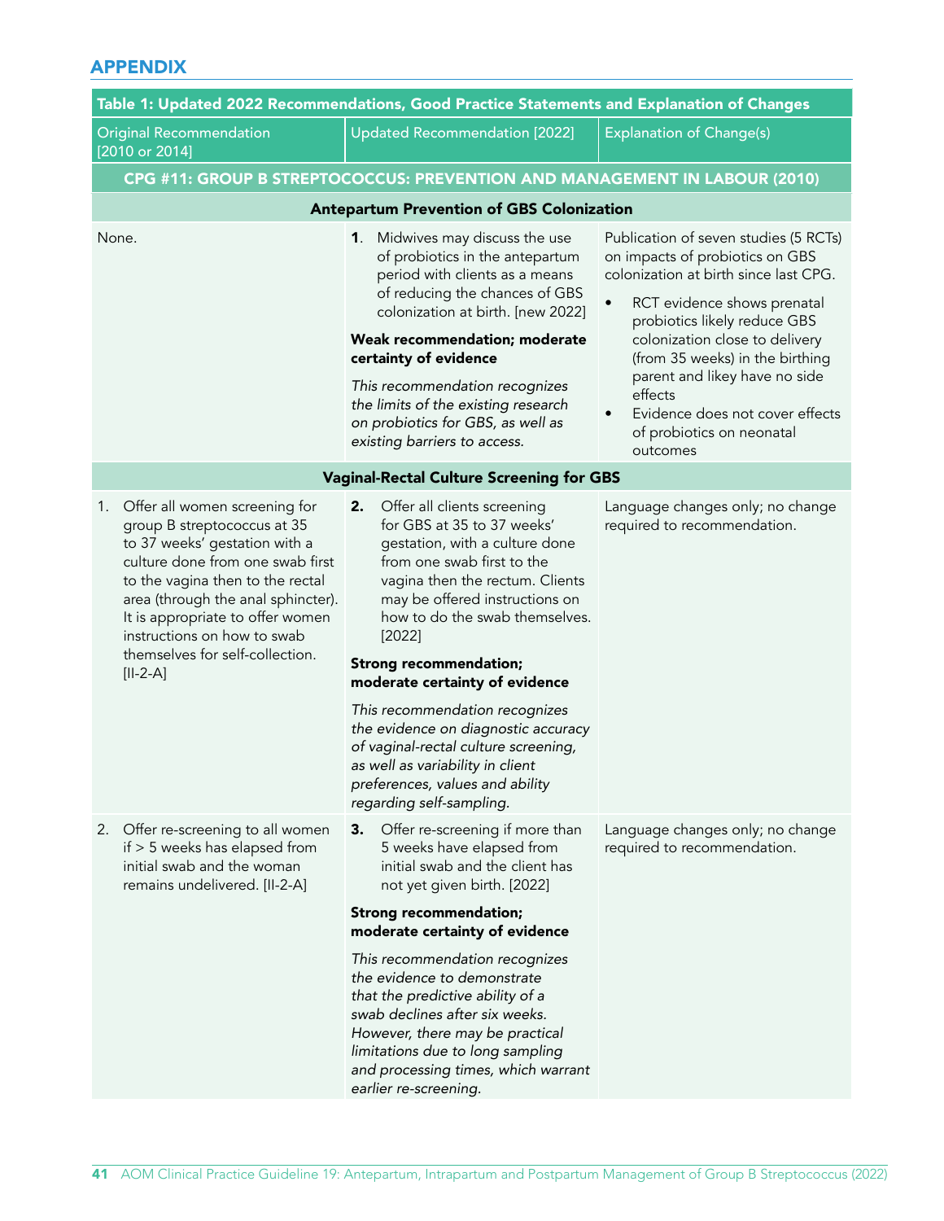## APPENDIX

| Table 1: Updated 2022 Recommendations, Good Practice Statements and Explanation of Changes | | |
|---|---|---|
| Original Recommendation [2010 or 2014] | Updated Recommendation [2022] | Explanation of Change(s) |
| **CPG #11: GROUP B STREPTOCOCCUS: PREVENTION AND MANAGEMENT IN LABOUR (2010)** | | |
| **Antepartum Prevention of GBS Colonization** | | |
| None. | **1**. Midwives may discuss the use of probiotics in the antepartum period with clients as a means of reducing the chances of GBS colonization at birth. [new 2022]<br><br>**Weak recommendation; moderate certainty of evidence**<br><br>*This recommendation recognizes the limits of the existing research on probiotics for GBS, as well as existing barriers to access.* | Publication of seven studies (5 RCTs) on impacts of probiotics on GBS colonization at birth since last CPG.<br><br>• RCT evidence shows prenatal probiotics likely reduce GBS colonization close to delivery (from 35 weeks) in the birthing parent and likey have no side effects<br>• Evidence does not cover effects of probiotics on neonatal outcomes |
| **Vaginal-Rectal Culture Screening for GBS** | | |
| 1. Offer all women screening for group B streptococcus at 35 to 37 weeks' gestation with a culture done from one swab first to the vagina then to the rectal area (through the anal sphincter). It is appropriate to offer women instructions on how to swab themselves for self-collection. [II-2-A] | **2.** Offer all clients screening for GBS at 35 to 37 weeks' gestation, with a culture done from one swab first to the vagina then the rectum. Clients may be offered instructions on how to do the swab themselves. [2022]<br><br>**Strong recommendation; moderate certainty of evidence**<br><br>*This recommendation recognizes the evidence on diagnostic accuracy of vaginal-rectal culture screening, as well as variability in client preferences, values and ability regarding self-sampling.* | Language changes only; no change required to recommendation. |
| 2. Offer re-screening to all women if > 5 weeks has elapsed from initial swab and the woman remains undelivered. [II-2-A] | **3.** Offer re-screening if more than 5 weeks have elapsed from initial swab and the client has not yet given birth. [2022]<br><br>**Strong recommendation; moderate certainty of evidence**<br><br>*This recommendation recognizes the evidence to demonstrate that the predictive ability of a swab declines after six weeks. However, there may be practical limitations due to long sampling and processing times, which warrant earlier re-screening.* | Language changes only; no change required to recommendation. |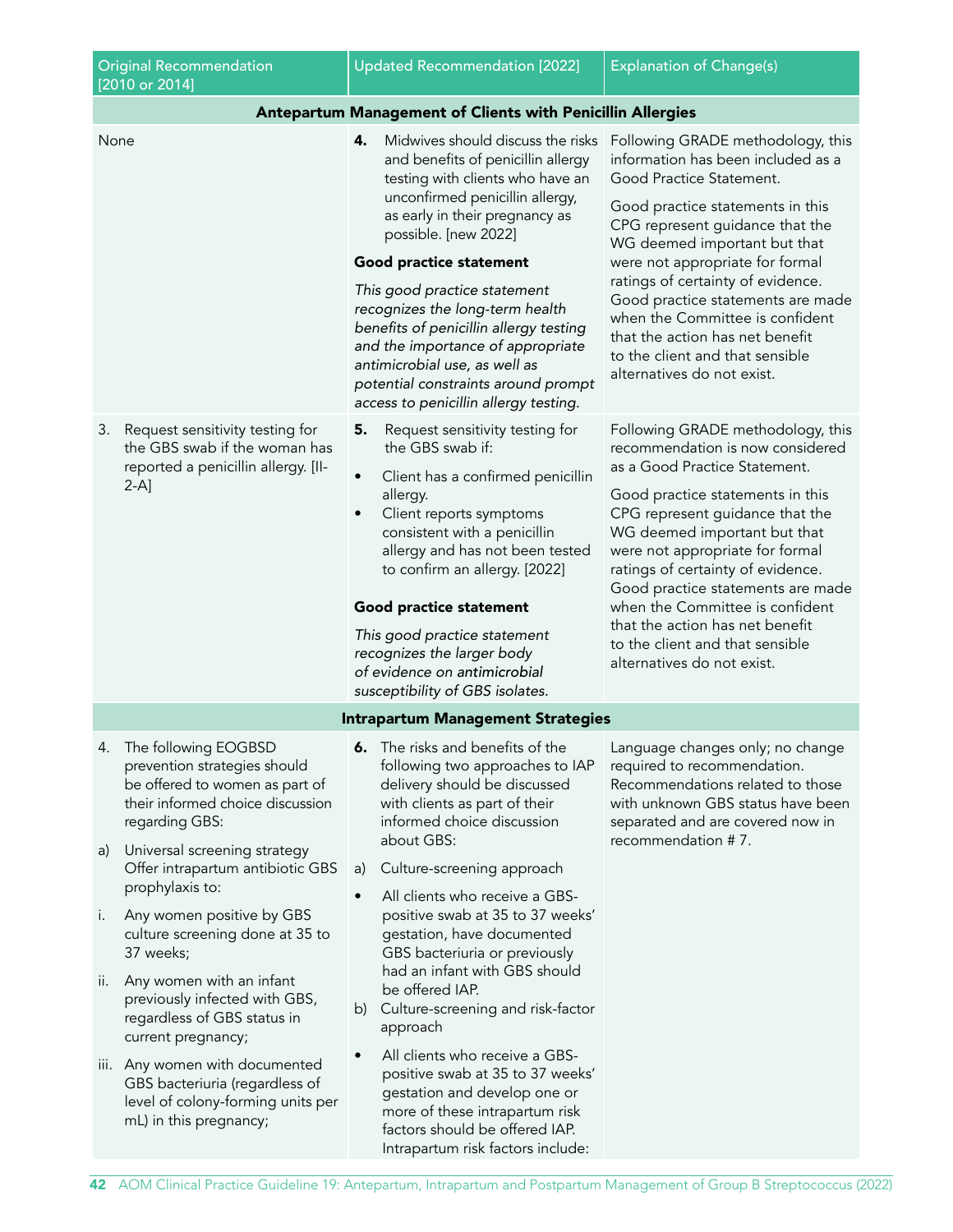| Original Recommendation [2010 or 2014] | Updated Recommendation [2022] | Explanation of Change(s) |
|---|---|---|
| **Antepartum Management of Clients with Penicillin Allergies** | | |
| None | **4.** Midwives should discuss the risks and benefits of penicillin allergy testing with clients who have an unconfirmed penicillin allergy, as early in their pregnancy as possible. [new 2022]<br><br>**Good practice statement**<br><br>*This good practice statement recognizes the long-term health benefits of penicillin allergy testing and the importance of appropriate antimicrobial use, as well as potential constraints around prompt access to penicillin allergy testing.* | Following GRADE methodology, this information has been included as a Good Practice Statement.<br><br>Good practice statements in this CPG represent guidance that the WG deemed important but that were not appropriate for formal ratings of certainty of evidence. Good practice statements are made when the Committee is confident that the action has net benefit to the client and that sensible alternatives do not exist. |
| 3. Request sensitivity testing for the GBS swab if the woman has reported a penicillin allergy. [II-2-A] | **5.** Request sensitivity testing for the GBS swab if:<br>• Client has a confirmed penicillin allergy.<br>• Client reports symptoms consistent with a penicillin allergy and has not been tested to confirm an allergy. [2022]<br><br>**Good practice statement**<br><br>*This good practice statement recognizes the larger body of evidence on antimicrobial susceptibility of GBS isolates.* | Following GRADE methodology, this recommendation is now considered as a Good Practice Statement.<br><br>Good practice statements in this CPG represent guidance that the WG deemed important but that were not appropriate for formal ratings of certainty of evidence. Good practice statements are made when the Committee is confident that the action has net benefit to the client and that sensible alternatives do not exist. |
| **Intrapartum Management Strategies** | | |
| 4. The following EOGBSD prevention strategies should be offered to women as part of their informed choice discussion regarding GBS:<br><br>a) Universal screening strategy Offer intrapartum antibiotic GBS prophylaxis to:<br><br>i. Any women positive by GBS culture screening done at 35 to 37 weeks;<br><br>ii. Any women with an infant previously infected with GBS, regardless of GBS status in current pregnancy;<br><br>iii. Any women with documented GBS bacteriuria (regardless of level of colony-forming units per mL) in this pregnancy; | **6.** The risks and benefits of the following two approaches to IAP delivery should be discussed with clients as part of their informed choice discussion about GBS:<br><br>a) Culture-screening approach<br>• All clients who receive a GBS-positive swab at 35 to 37 weeks' gestation, have documented GBS bacteriuria or previously had an infant with GBS should be offered IAP.<br><br>b) Culture-screening and risk-factor approach<br>• All clients who receive a GBS-positive swab at 35 to 37 weeks' gestation and develop one or more of these intrapartum risk factors should be offered IAP. Intrapartum risk factors include: | Language changes only; no change required to recommendation. Recommendations related to those with unknown GBS status have been separated and are covered now in recommendation # 7. |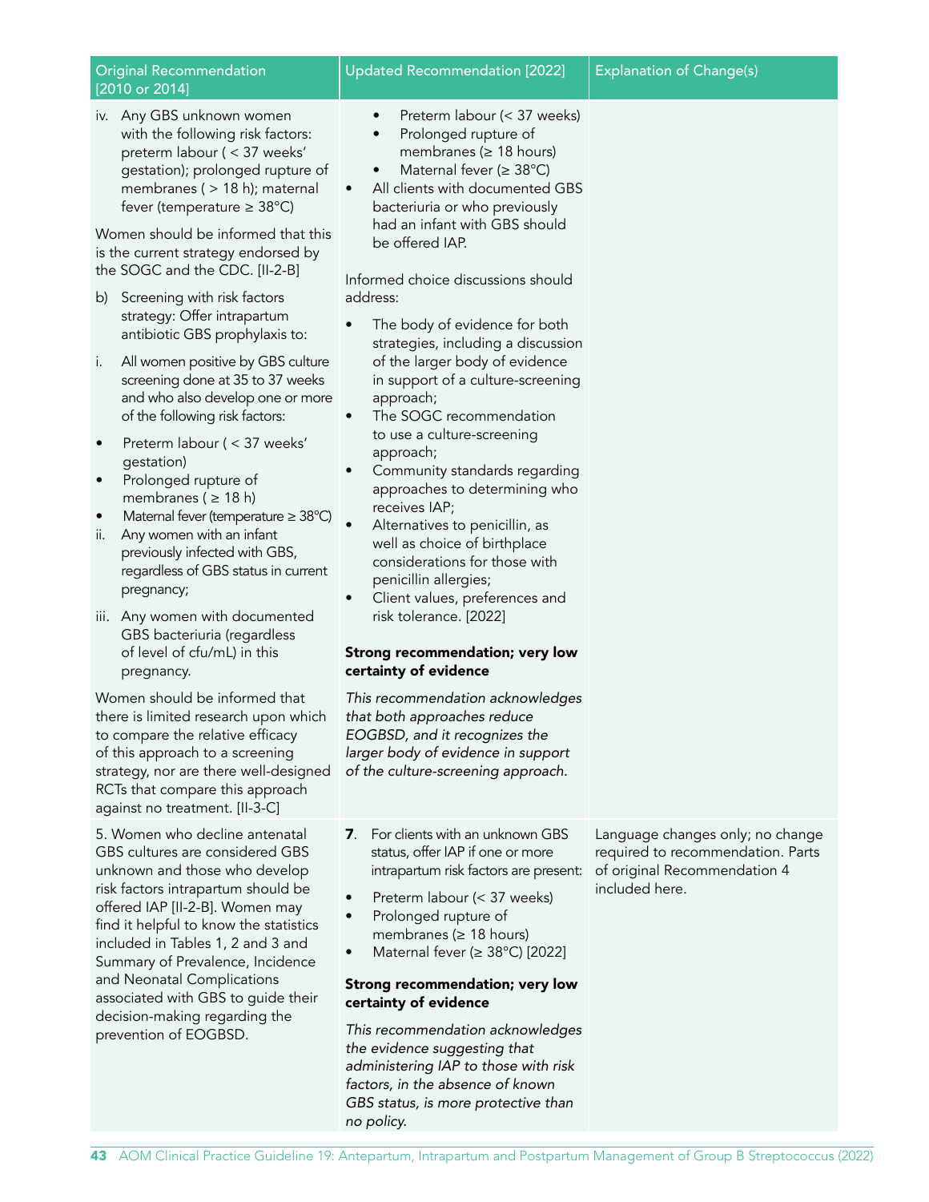| Original Recommendation [2010 or 2014] | Updated Recommendation [2022] | Explanation of Change(s) |
|---|---|---|
| iv. Any GBS unknown women with the following risk factors: preterm labour ( < 37 weeks' gestation); prolonged rupture of membranes ( > 18 h); maternal fever (temperature ≥ 38°C)<br><br>Women should be informed that this is the current strategy endorsed by the SOGC and the CDC. [II-2-B]<br><br>b) Screening with risk factors strategy: Offer intrapartum antibiotic GBS prophylaxis to:<br><br>i. All women positive by GBS culture screening done at 35 to 37 weeks and who also develop one or more of the following risk factors:<br><br>• Preterm labour ( < 37 weeks' gestation)<br>• Prolonged rupture of membranes ( ≥ 18 h)<br>• Maternal fever (temperature ≥ 38°C)<br><br>ii. Any women with an infant previously infected with GBS, regardless of GBS status in current pregnancy;<br><br>iii. Any women with documented GBS bacteriuria (regardless of level of cfu/mL) in this pregnancy.<br><br>Women should be informed that there is limited research upon which to compare the relative efficacy of this approach to a screening strategy, nor are there well-designed RCTs that compare this approach against no treatment. [II-3-C] | • Preterm labour (< 37 weeks)<br>• Prolonged rupture of membranes (≥ 18 hours)<br>• Maternal fever (≥ 38°C)<br><br>• All clients with documented GBS bacteriuria or who previously had an infant with GBS should be offered IAP.<br><br>Informed choice discussions should address:<br><br>• The body of evidence for both strategies, including a discussion of the larger body of evidence in support of a culture-screening approach;<br>• The SOGC recommendation to use a culture-screening approach;<br>• Community standards regarding approaches to determining who receives IAP;<br>• Alternatives to penicillin, as well as choice of birthplace considerations for those with penicillin allergies;<br>• Client values, preferences and risk tolerance. [2022]<br><br>**Strong recommendation; very low certainty of evidence**<br><br>*This recommendation acknowledges that both approaches reduce EOGBSD, and it recognizes the larger body of evidence in support of the culture-screening approach.* | |
| 5. Women who decline antenatal GBS cultures are considered GBS unknown and those who develop risk factors intrapartum should be offered IAP [II-2-B]. Women may find it helpful to know the statistics included in Tables 1, 2 and 3 and Summary of Prevalence, Incidence and Neonatal Complications associated with GBS to guide their decision-making regarding the prevention of EOGBSD. | **7**. For clients with an unknown GBS status, offer IAP if one or more intrapartum risk factors are present:<br><br>• Preterm labour (< 37 weeks)<br>• Prolonged rupture of membranes (≥ 18 hours)<br>• Maternal fever (≥ 38°C) [2022]<br><br>**Strong recommendation; very low certainty of evidence**<br><br>*This recommendation acknowledges the evidence suggesting that administering IAP to those with risk factors, in the absence of known GBS status, is more protective than no policy.* | Language changes only; no change required to recommendation. Parts of original Recommendation 4 included here. |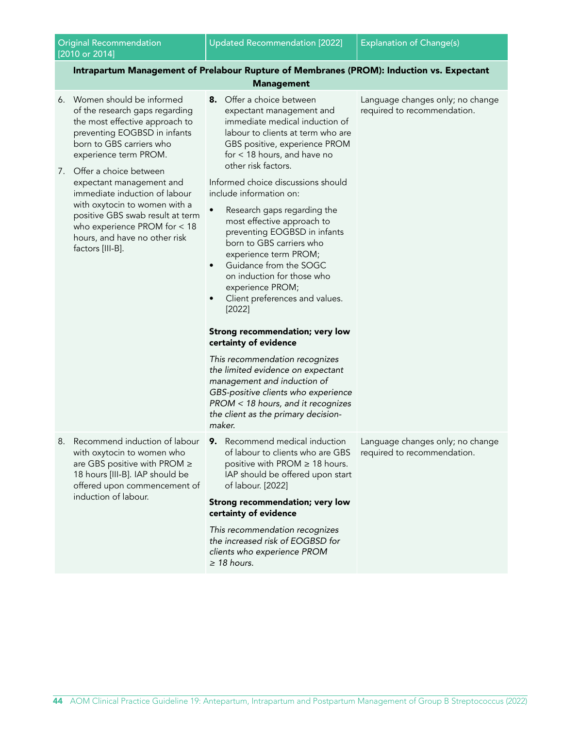| Original Recommendation [2010 or 2014] | Updated Recommendation [2022] | Explanation of Change(s) |
|---|---|---|
| **Intrapartum Management of Prelabour Rupture of Membranes (PROM): Induction vs. Expectant Management** | | |
| 6. Women should be informed of the research gaps regarding the most effective approach to preventing EOGBSD in infants born to GBS carriers who experience term PROM.<br><br>7. Offer a choice between expectant management and immediate induction of labour with oxytocin to women with a positive GBS swab result at term who experience PROM for < 18 hours, and have no other risk factors [III-B]. | **8.** Offer a choice between expectant management and immediate medical induction of labour to clients at term who are GBS positive, experience PROM for < 18 hours, and have no other risk factors.<br><br>Informed choice discussions should include information on:<br>• Research gaps regarding the most effective approach to preventing EOGBSD in infants born to GBS carriers who experience term PROM;<br>• Guidance from the SOGC on induction for those who experience PROM;<br>• Client preferences and values. [2022]<br><br>**Strong recommendation; very low certainty of evidence**<br><br>*This recommendation recognizes the limited evidence on expectant management and induction of GBS-positive clients who experience PROM < 18 hours, and it recognizes the client as the primary decision-maker.* | Language changes only; no change required to recommendation. |
| 8. Recommend induction of labour with oxytocin to women who are GBS positive with PROM ≥ 18 hours [III-B]. IAP should be offered upon commencement of induction of labour. | **9.** Recommend medical induction of labour to clients who are GBS positive with PROM ≥ 18 hours. IAP should be offered upon start of labour. [2022]<br><br>**Strong recommendation; very low certainty of evidence**<br><br>*This recommendation recognizes the increased risk of EOGBSD for clients who experience PROM ≥ 18 hours.* | Language changes only; no change required to recommendation. |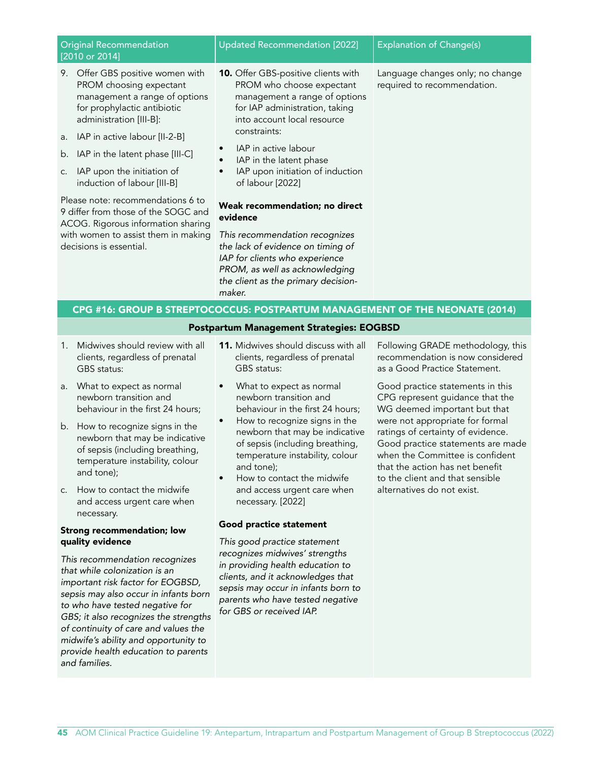| Original Recommendation [2010 or 2014] | Updated Recommendation [2022] | Explanation of Change(s) |
|---|---|---|
| 9. Offer GBS positive women with PROM choosing expectant management a range of options for prophylactic antibiotic administration [III-B]:<br>a. IAP in active labour [II-2-B]<br>b. IAP in the latent phase [III-C]<br>c. IAP upon the initiation of induction of labour [III-B]<br><br>Please note: recommendations 6 to 9 differ from those of the SOGC and ACOG. Rigorous information sharing with women to assist them in making decisions is essential. | **10.** Offer GBS-positive clients with PROM who choose expectant management a range of options for IAP administration, taking into account local resource constraints:<br>• IAP in active labour<br>• IAP in the latent phase<br>• IAP upon initiation of induction of labour [2022]<br><br>**Weak recommendation; no direct evidence**<br><br>*This recommendation recognizes the lack of evidence on timing of IAP for clients who experience PROM, as well as acknowledging the client as the primary decision-maker.* | Language changes only; no change required to recommendation. |
| **CPG #16: GROUP B STREPTOCOCCUS: POSTPARTUM MANAGEMENT OF THE NEONATE (2014)** | | |
| **Postpartum Management Strategies: EOGBSD** | | |
| 1. Midwives should review with all clients, regardless of prenatal GBS status:<br>a. What to expect as normal newborn transition and behaviour in the first 24 hours;<br>b. How to recognize signs in the newborn that may be indicative of sepsis (including breathing, temperature instability, colour and tone);<br>c. How to contact the midwife and access urgent care when necessary.<br><br>**Strong recommendation; low quality evidence**<br><br>*This recommendation recognizes that while colonization is an important risk factor for EOGBSD, sepsis may also occur in infants born to who have tested negative for GBS; it also recognizes the strengths of continuity of care and values the midwife's ability and opportunity to provide health education to parents and families.* | **11.** Midwives should discuss with all clients, regardless of prenatal GBS status:<br>• What to expect as normal newborn transition and behaviour in the first 24 hours;<br>• How to recognize signs in the newborn that may be indicative of sepsis (including breathing, temperature instability, colour and tone);<br>• How to contact the midwife and access urgent care when necessary. [2022]<br><br>**Good practice statement**<br><br>*This good practice statement recognizes midwives' strengths in providing health education to clients, and it acknowledges that sepsis may occur in infants born to parents who have tested negative for GBS or received IAP.* | Following GRADE methodology, this recommendation is now considered as a Good Practice Statement.<br><br>Good practice statements in this CPG represent guidance that the WG deemed important but that were not appropriate for formal ratings of certainty of evidence. Good practice statements are made when the Committee is confident that the action has net benefit to the client and that sensible alternatives do not exist. |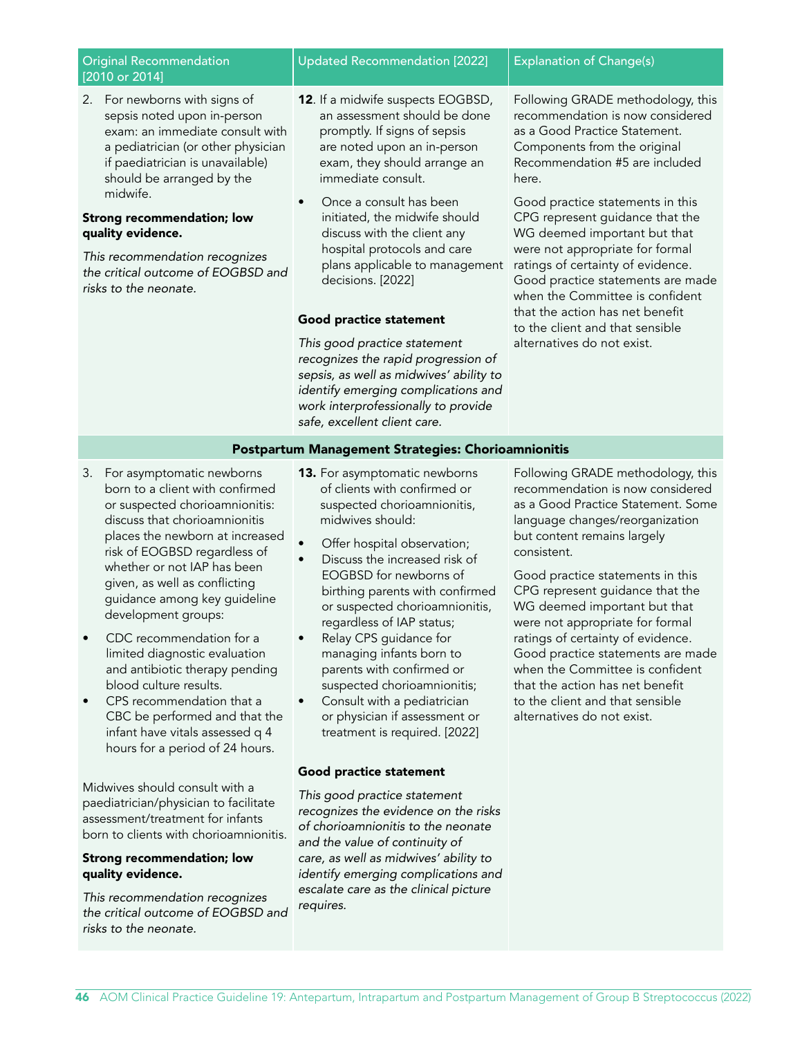| Original Recommendation [2010 or 2014] | Updated Recommendation [2022] | Explanation of Change(s) |
|---|---|---|
| 2. For newborns with signs of sepsis noted upon in-person exam: an immediate consult with a pediatrician (or other physician if paediatrician is unavailable) should be arranged by the midwife.<br><br>**Strong recommendation; low quality evidence.**<br><br>*This recommendation recognizes the critical outcome of EOGBSD and risks to the neonate.* | **12**. If a midwife suspects EOGBSD, an assessment should be done promptly. If signs of sepsis are noted upon an in-person exam, they should arrange an immediate consult.<br><br>• Once a consult has been initiated, the midwife should discuss with the client any hospital protocols and care plans applicable to management decisions. [2022]<br><br>**Good practice statement**<br><br>*This good practice statement recognizes the rapid progression of sepsis, as well as midwives' ability to identify emerging complications and work interprofessionally to provide safe, excellent client care.* | Following GRADE methodology, this recommendation is now considered as a Good Practice Statement. Components from the original Recommendation #5 are included here.<br><br>Good practice statements in this CPG represent guidance that the WG deemed important but that were not appropriate for formal ratings of certainty of evidence. Good practice statements are made when the Committee is confident that the action has net benefit to the client and that sensible alternatives do not exist. |
| **Postpartum Management Strategies: Chorioamnionitis** | | |
| 3. For asymptomatic newborns born to a client with confirmed or suspected chorioamnionitis: discuss that chorioamnionitis places the newborn at increased risk of EOGBSD regardless of whether or not IAP has been given, as well as conflicting guidance among key guideline development groups:<br><br>• CDC recommendation for a limited diagnostic evaluation and antibiotic therapy pending blood culture results.<br>• CPS recommendation that a CBC be performed and that the infant have vitals assessed q 4 hours for a period of 24 hours.<br><br>Midwives should consult with a paediatrician/physician to facilitate assessment/treatment for infants born to clients with chorioamnionitis.<br><br>**Strong recommendation; low quality evidence.**<br><br>*This recommendation recognizes the critical outcome of EOGBSD and risks to the neonate.* | **13.** For asymptomatic newborns of clients with confirmed or suspected chorioamnionitis, midwives should:<br><br>• Offer hospital observation;<br>• Discuss the increased risk of EOGBSD for newborns of birthing parents with confirmed or suspected chorioamnionitis, regardless of IAP status;<br>• Relay CPS guidance for managing infants born to parents with confirmed or suspected chorioamnionitis;<br>• Consult with a pediatrician or physician if assessment or treatment is required. [2022]<br><br>**Good practice statement**<br><br>*This good practice statement recognizes the evidence on the risks of chorioamnionitis to the neonate and the value of continuity of care, as well as midwives' ability to identify emerging complications and escalate care as the clinical picture requires.* | Following GRADE methodology, this recommendation is now considered as a Good Practice Statement. Some language changes/reorganization but content remains largely consistent.<br><br>Good practice statements in this CPG represent guidance that the WG deemed important but that were not appropriate for formal ratings of certainty of evidence. Good practice statements are made when the Committee is confident that the action has net benefit to the client and that sensible alternatives do not exist. |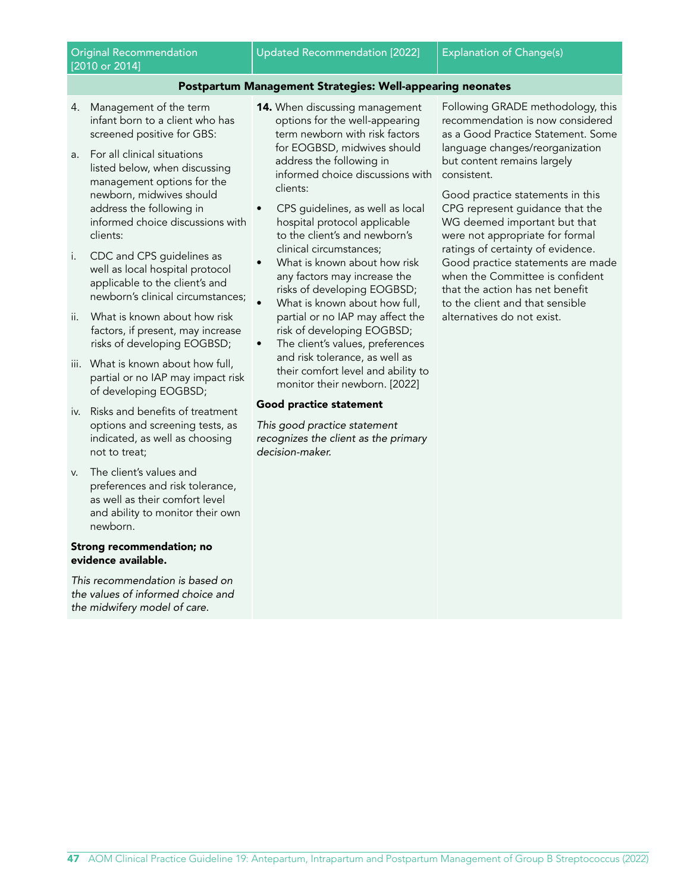| Original Recommendation [2010 or 2014] | Updated Recommendation [2022] | Explanation of Change(s) |
|---|---|---|
| **Postpartum Management Strategies: Well-appearing neonates** | | |
| 4. Management of the term infant born to a client who has screened positive for GBS:<br>a. For all clinical situations listed below, when discussing management options for the newborn, midwives should address the following in informed choice discussions with clients:<br>i. CDC and CPS guidelines as well as local hospital protocol applicable to the client's and newborn's clinical circumstances;<br>ii. What is known about how risk factors, if present, may increase risks of developing EOGBSD;<br>iii. What is known about how full, partial or no IAP may impact risk of developing EOGBSD;<br>iv. Risks and benefits of treatment options and screening tests, as indicated, as well as choosing not to treat;<br>v. The client's values and preferences and risk tolerance, as well as their comfort level and ability to monitor their own newborn.<br>**Strong recommendation; no evidence available.**<br>*This recommendation is based on the values of informed choice and the midwifery model of care.* | **14.** When discussing management options for the well-appearing term newborn with risk factors for EOGBSD, midwives should address the following in informed choice discussions with clients:<br>• CPS guidelines, as well as local hospital protocol applicable to the client's and newborn's clinical circumstances;<br>• What is known about how risk any factors may increase the risks of developing EOGBSD;<br>• What is known about how full, partial or no IAP may affect the risk of developing EOGBSD;<br>• The client's values, preferences and risk tolerance, as well as their comfort level and ability to monitor their newborn. [2022]<br>**Good practice statement**<br>*This good practice statement recognizes the client as the primary decision-maker.* | Following GRADE methodology, this recommendation is now considered as a Good Practice Statement. Some language changes/reorganization but content remains largely consistent.<br>Good practice statements in this CPG represent guidance that the WG deemed important but that were not appropriate for formal ratings of certainty of evidence. Good practice statements are made when the Committee is confident that the action has net benefit to the client and that sensible alternatives do not exist. |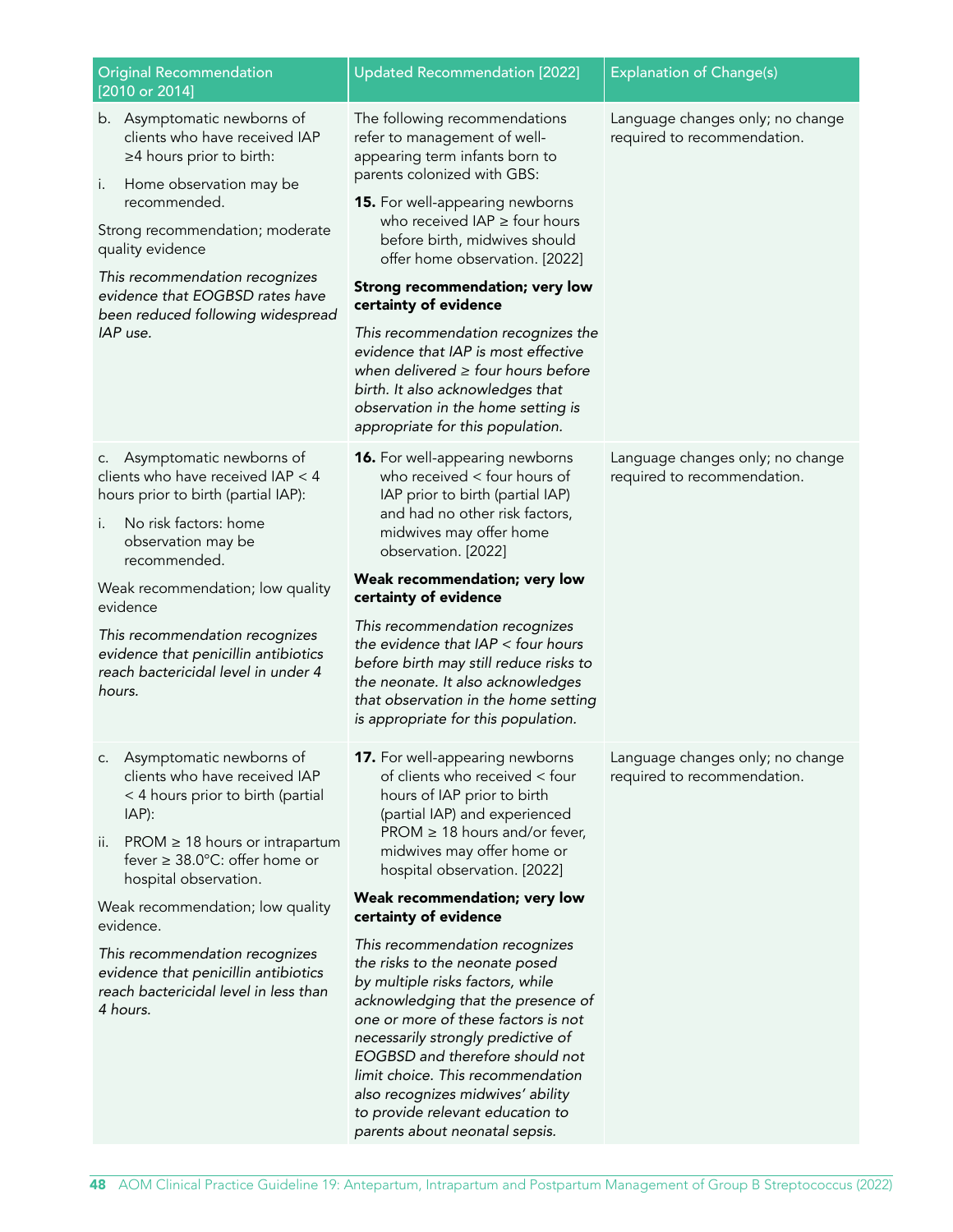| Original Recommendation [2010 or 2014] | Updated Recommendation [2022] | Explanation of Change(s) |
|---|---|---|
| b. Asymptomatic newborns of clients who have received IAP ≥4 hours prior to birth:<br><br>i. Home observation may be recommended.<br><br>Strong recommendation; moderate quality evidence<br><br>*This recommendation recognizes evidence that EOGBSD rates have been reduced following widespread IAP use.* | The following recommendations refer to management of well-appearing term infants born to parents colonized with GBS:<br><br>**15.** For well-appearing newborns who received IAP ≥ four hours before birth, midwives should offer home observation. [2022]<br><br>**Strong recommendation; very low certainty of evidence**<br><br>*This recommendation recognizes the evidence that IAP is most effective when delivered ≥ four hours before birth. It also acknowledges that observation in the home setting is appropriate for this population.* | Language changes only; no change required to recommendation. |
| c. Asymptomatic newborns of clients who have received IAP < 4 hours prior to birth (partial IAP):<br><br>i. No risk factors: home observation may be recommended.<br><br>Weak recommendation; low quality evidence<br><br>*This recommendation recognizes evidence that penicillin antibiotics reach bactericidal level in under 4 hours.* | **16.** For well-appearing newborns who received < four hours of IAP prior to birth (partial IAP) and had no other risk factors, midwives may offer home observation. [2022]<br><br>**Weak recommendation; very low certainty of evidence**<br><br>*This recommendation recognizes the evidence that IAP < four hours before birth may still reduce risks to the neonate. It also acknowledges that observation in the home setting is appropriate for this population.* | Language changes only; no change required to recommendation. |
| c. Asymptomatic newborns of clients who have received IAP < 4 hours prior to birth (partial IAP):<br><br>ii. PROM ≥ 18 hours or intrapartum fever ≥ 38.0°C: offer home or hospital observation.<br><br>Weak recommendation; low quality evidence.<br><br>*This recommendation recognizes evidence that penicillin antibiotics reach bactericidal level in less than 4 hours.* | **17.** For well-appearing newborns of clients who received < four hours of IAP prior to birth (partial IAP) and experienced PROM ≥ 18 hours and/or fever, midwives may offer home or hospital observation. [2022]<br><br>**Weak recommendation; very low certainty of evidence**<br><br>*This recommendation recognizes the risks to the neonate posed by multiple risks factors, while acknowledging that the presence of one or more of these factors is not necessarily strongly predictive of EOGBSD and therefore should not limit choice. This recommendation also recognizes midwives' ability to provide relevant education to parents about neonatal sepsis.* | Language changes only; no change required to recommendation. |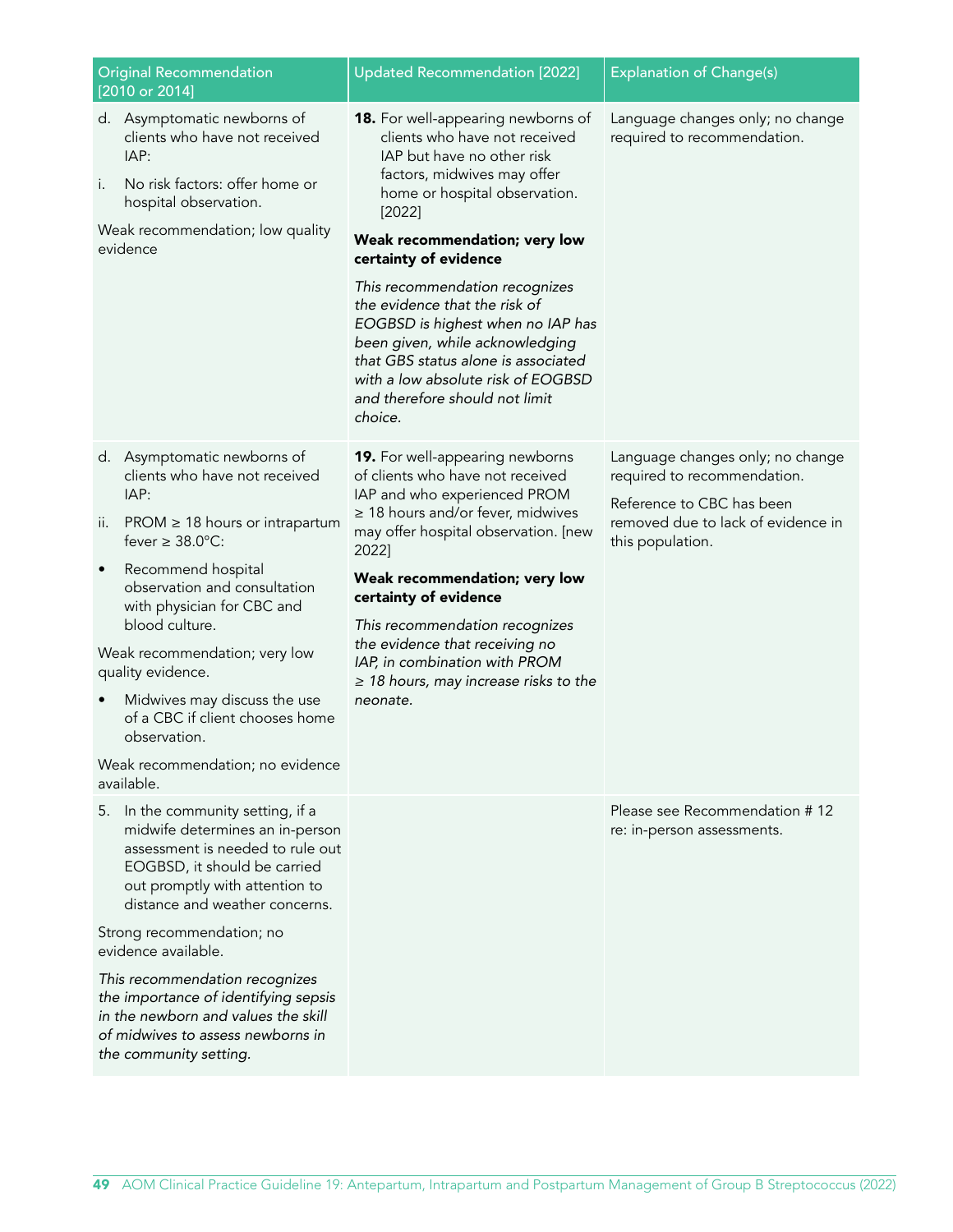| Original Recommendation [2010 or 2014] | Updated Recommendation [2022] | Explanation of Change(s) |
|---|---|---|
| d. Asymptomatic newborns of clients who have not received IAP:<br>i. No risk factors: offer home or hospital observation.<br>Weak recommendation; low quality evidence | **18.** For well-appearing newborns of clients who have not received IAP but have no other risk factors, midwives may offer home or hospital observation. [2022]<br>**Weak recommendation; very low certainty of evidence**<br>*This recommendation recognizes the evidence that the risk of EOGBSD is highest when no IAP has been given, while acknowledging that GBS status alone is associated with a low absolute risk of EOGBSD and therefore should not limit choice.* | Language changes only; no change required to recommendation. |
| d. Asymptomatic newborns of clients who have not received IAP:<br>ii. PROM ≥ 18 hours or intrapartum fever ≥ 38.0°C:<br>• Recommend hospital observation and consultation with physician for CBC and blood culture.<br>Weak recommendation; very low quality evidence.<br>• Midwives may discuss the use of a CBC if client chooses home observation.<br>Weak recommendation; no evidence available. | **19.** For well-appearing newborns of clients who have not received IAP and who experienced PROM ≥ 18 hours and/or fever, midwives may offer hospital observation. [new 2022]<br>**Weak recommendation; very low certainty of evidence**<br>*This recommendation recognizes the evidence that receiving no IAP, in combination with PROM ≥ 18 hours, may increase risks to the neonate.* | Language changes only; no change required to recommendation.<br>Reference to CBC has been removed due to lack of evidence in this population. |
| 5. In the community setting, if a midwife determines an in-person assessment is needed to rule out EOGBSD, it should be carried out promptly with attention to distance and weather concerns.<br>Strong recommendation; no evidence available.<br>*This recommendation recognizes the importance of identifying sepsis in the newborn and values the skill of midwives to assess newborns in the community setting.* | | Please see Recommendation # 12 re: in-person assessments. |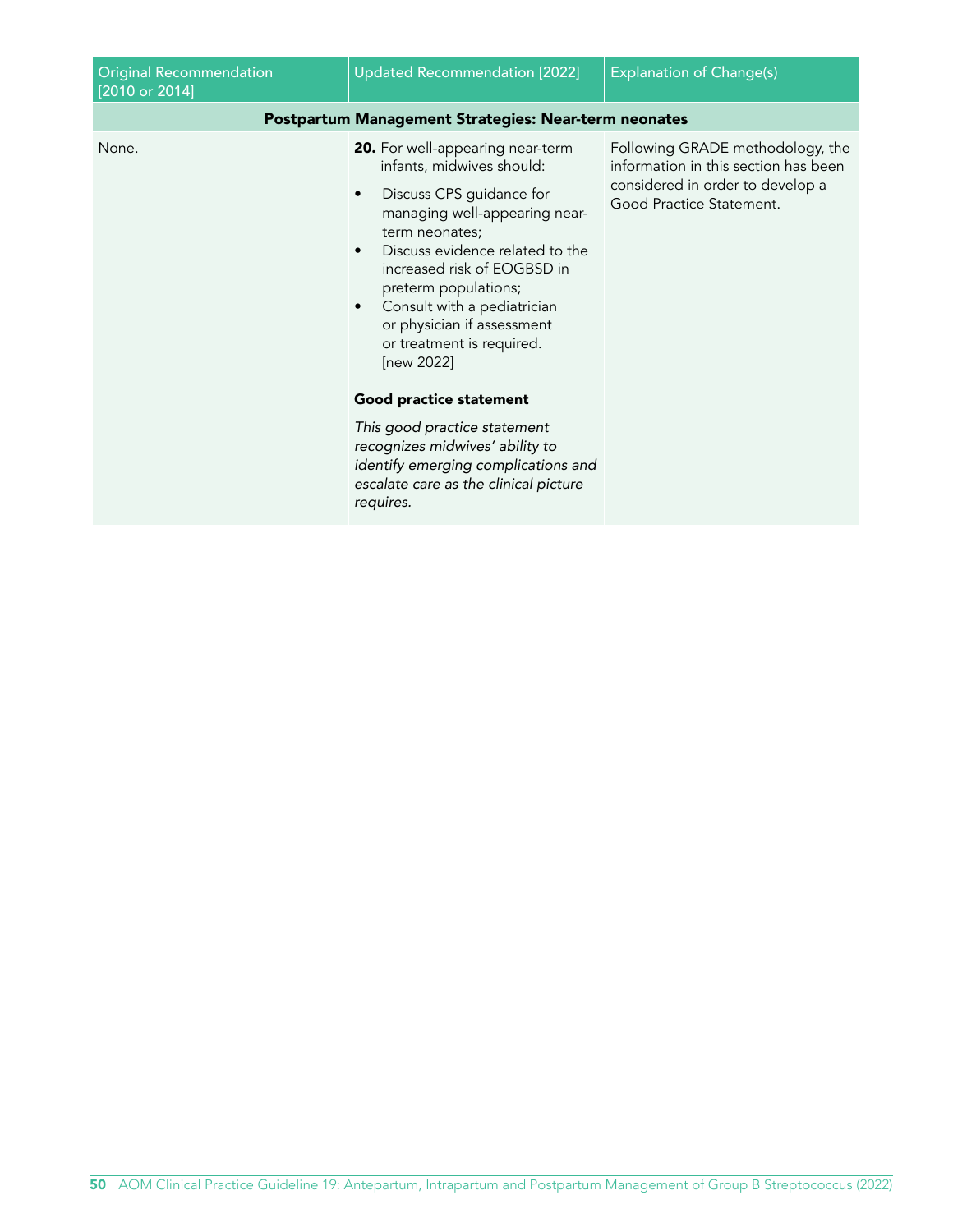| Original Recommendation [2010 or 2014] | Updated Recommendation [2022] | Explanation of Change(s) |
|---|---|---|
| **Postpartum Management Strategies: Near-term neonates** | | |
| None. | **20.** For well-appearing near-term infants, midwives should:<br>• Discuss CPS guidance for managing well-appearing near-term neonates;<br>• Discuss evidence related to the increased risk of EOGBSD in preterm populations;<br>• Consult with a pediatrician or physician if assessment or treatment is required. [new 2022]<br><br>**Good practice statement**<br><br>*This good practice statement recognizes midwives' ability to identify emerging complications and escalate care as the clinical picture requires.* | Following GRADE methodology, the information in this section has been considered in order to develop a Good Practice Statement. |